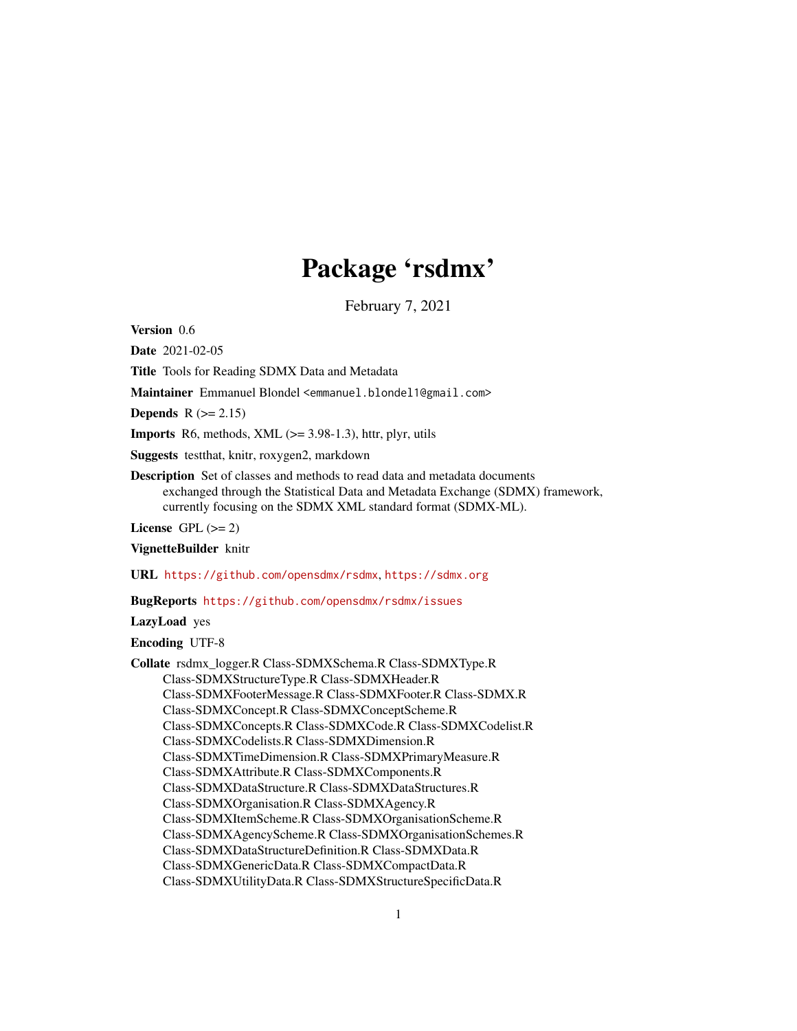# Package 'rsdmx'

February 7, 2021

**Version** 0.6

**Date** 2021-02-05

**Title** Tools for Reading SDMX Data and Metadata

**Maintainer** Emmanuel Blondel <emmanuel.blondel1@gmail.com>

**Depends** R (>= 2.15)

**Imports** R6, methods, XML (>= 3.98-1.3), httr, plyr, utils

**Suggests** testthat, knitr, roxygen2, markdown

**Description** Set of classes and methods to read data and metadata documents exchanged through the Statistical Data and Metadata Exchange (SDMX) framework, currently focusing on the SDMX XML standard format (SDMX-ML).

**License** GPL (>= 2)

**VignetteBuilder** knitr

**URL** https://github.com/opensdmx/rsdmx, https://sdmx.org

**BugReports** https://github.com/opensdmx/rsdmx/issues

**LazyLoad** yes

**Encoding** UTF-8

**Collate** rsdmx_logger.R Class-SDMXSchema.R Class-SDMXType.R Class-SDMXStructureType.R Class-SDMXHeader.R Class-SDMXFooterMessage.R Class-SDMXFooter.R Class-SDMX.R Class-SDMXConcept.R Class-SDMXConceptScheme.R Class-SDMXConcepts.R Class-SDMXCode.R Class-SDMXCodelist.R Class-SDMXCodelists.R Class-SDMXDimension.R Class-SDMXTimeDimension.R Class-SDMXPrimaryMeasure.R Class-SDMXAttribute.R Class-SDMXComponents.R Class-SDMXDataStructure.R Class-SDMXDataStructures.R Class-SDMXOrganisation.R Class-SDMXAgency.R Class-SDMXItemScheme.R Class-SDMXOrganisationScheme.R Class-SDMXAgencyScheme.R Class-SDMXOrganisationSchemes.R Class-SDMXDataStructureDefinition.R Class-SDMXData.R Class-SDMXGenericData.R Class-SDMXCompactData.R Class-SDMXUtilityData.R Class-SDMXStructureSpecificData.R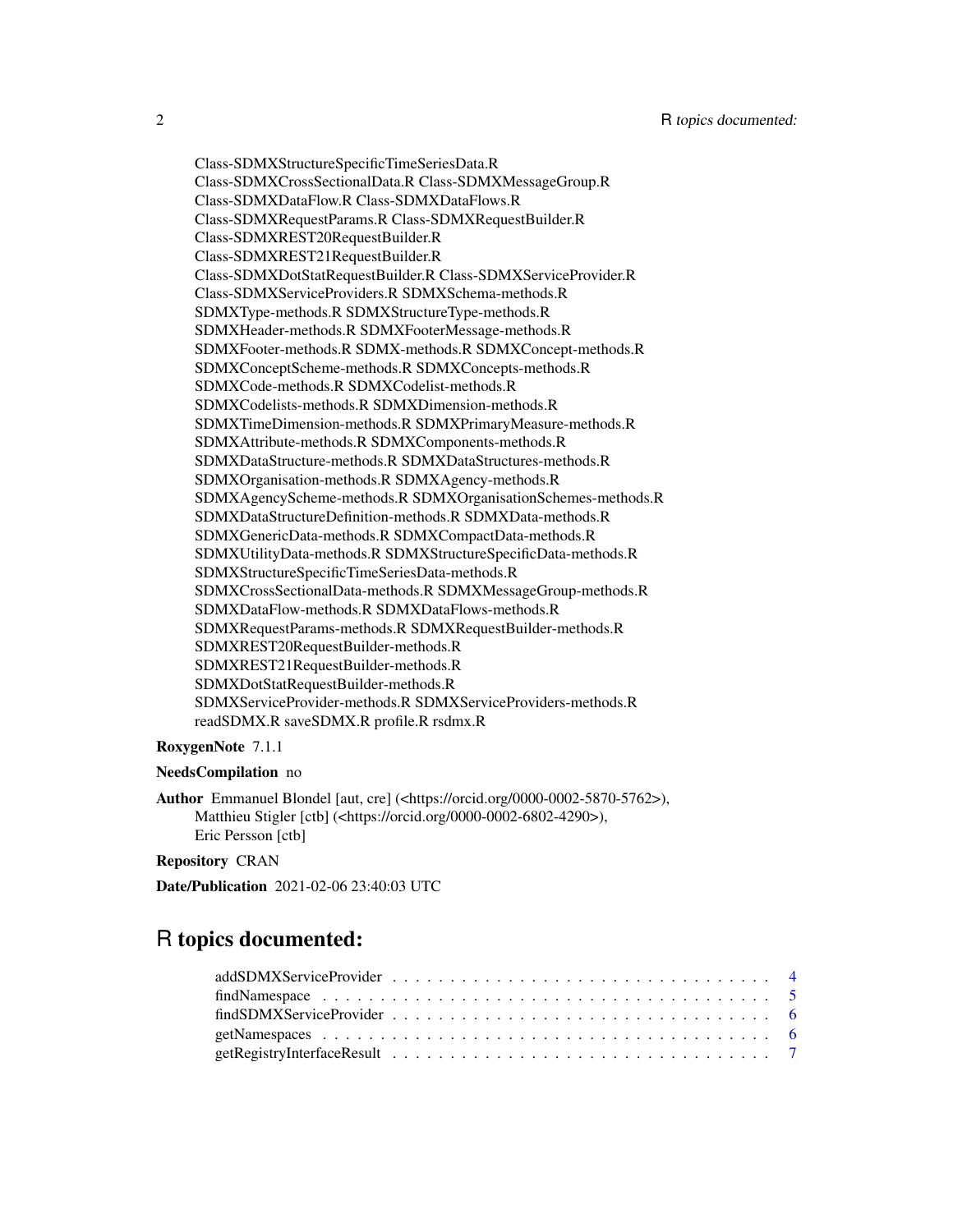Class-SDMXStructureSpecificTimeSeriesData.R
Class-SDMXCrossSectionalData.R Class-SDMXMessageGroup.R
Class-SDMXDataFlow.R Class-SDMXDataFlows.R
Class-SDMXRequestParams.R Class-SDMXRequestBuilder.R
Class-SDMXREST20RequestBuilder.R
Class-SDMXREST21RequestBuilder.R
Class-SDMXDotStatRequestBuilder.R Class-SDMXServiceProvider.R
Class-SDMXServiceProviders.R SDMXSchema-methods.R
SDMXType-methods.R SDMXStructureType-methods.R
SDMXHeader-methods.R SDMXFooterMessage-methods.R
SDMXFooter-methods.R SDMX-methods.R SDMXConcept-methods.R
SDMXConceptScheme-methods.R SDMXConcepts-methods.R
SDMXCode-methods.R SDMXCodelist-methods.R
SDMXCodelists-methods.R SDMXDimension-methods.R
SDMXTimeDimension-methods.R SDMXPrimaryMeasure-methods.R
SDMXAttribute-methods.R SDMXComponents-methods.R
SDMXDataStructure-methods.R SDMXDataStructures-methods.R
SDMXOrganisation-methods.R SDMXAgency-methods.R
SDMXAgencyScheme-methods.R SDMXOrganisationSchemes-methods.R
SDMXDataStructureDefinition-methods.R SDMXData-methods.R
SDMXGenericData-methods.R SDMXCompactData-methods.R
SDMXUtilityData-methods.R SDMXStructureSpecificData-methods.R
SDMXStructureSpecificTimeSeriesData-methods.R
SDMXCrossSectionalData-methods.R SDMXMessageGroup-methods.R
SDMXDataFlow-methods.R SDMXDataFlows-methods.R
SDMXRequestParams-methods.R SDMXRequestBuilder-methods.R
SDMXREST20RequestBuilder-methods.R
SDMXREST21RequestBuilder-methods.R
SDMXDotStatRequestBuilder-methods.R
SDMXServiceProvider-methods.R SDMXServiceProviders-methods.R
readSDMX.R saveSDMX.R profile.R rsdmx.R

**RoxygenNote** 7.1.1

**NeedsCompilation** no

**Author** Emmanuel Blondel [aut, cre] (<https://orcid.org/0000-0002-5870-5762>),
Matthieu Stigler [ctb] (<https://orcid.org/0000-0002-6802-4290>),
Eric Persson [ctb]

**Repository** CRAN

**Date/Publication** 2021-02-06 23:40:03 UTC

# R topics documented:

addSDMXServiceProvider . . . . . . . . . . . . . . . . . . . . . . . . . . . . . . . . 4
findNamespace . . . . . . . . . . . . . . . . . . . . . . . . . . . . . . . . . . . . . 5
findSDMXServiceProvider . . . . . . . . . . . . . . . . . . . . . . . . . . . . . . . . 6
getNamespaces . . . . . . . . . . . . . . . . . . . . . . . . . . . . . . . . . . . . . 6
getRegistryInterfaceResult . . . . . . . . . . . . . . . . . . . . . . . . . . . . . . . 7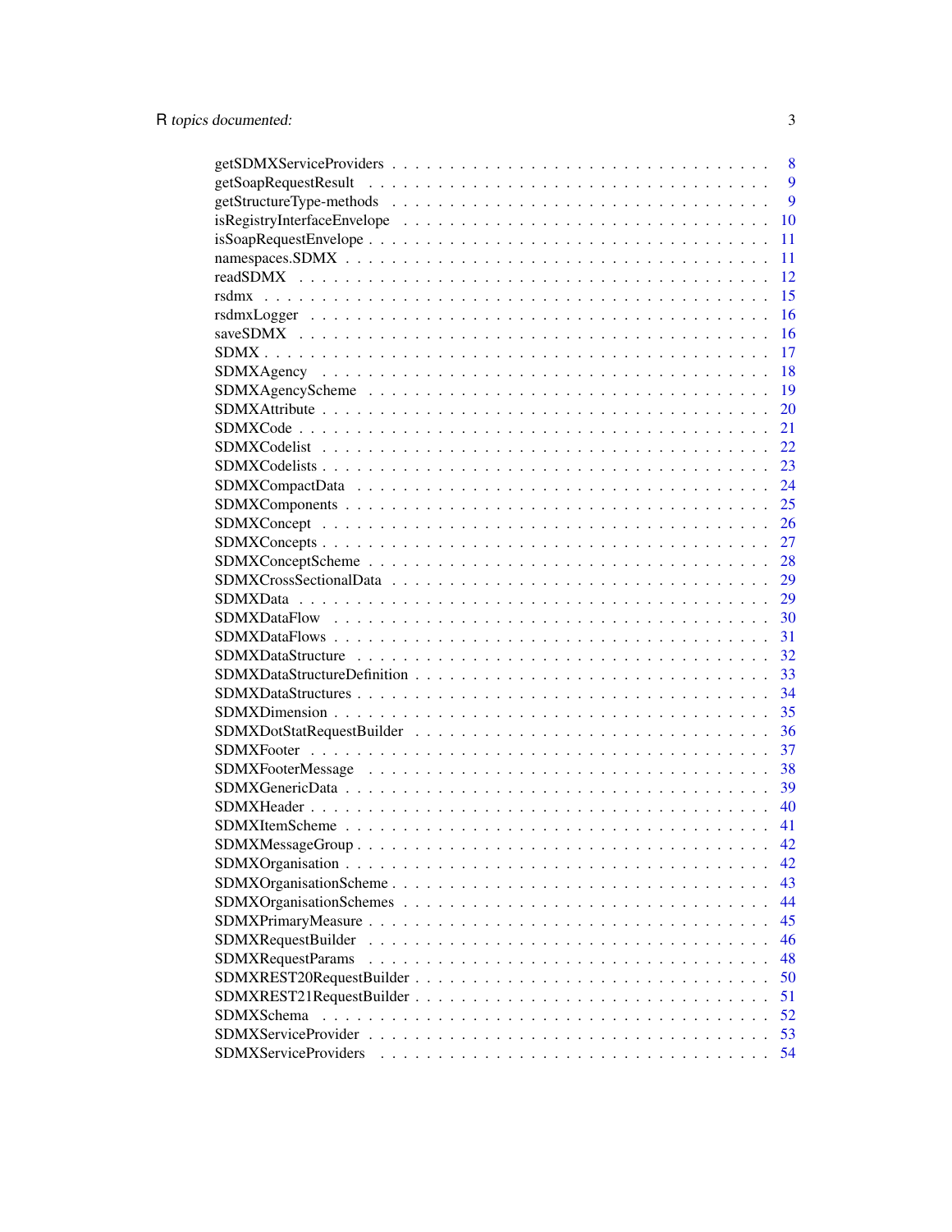getSDMXServiceProviders . . . . . . . . . . . . . . . . . . . . . . . . . . . . . . . 8
getSoapRequestResult . . . . . . . . . . . . . . . . . . . . . . . . . . . . . . . . . 9
getStructureType-methods . . . . . . . . . . . . . . . . . . . . . . . . . . . . . . . 9
isRegistryInterfaceEnvelope . . . . . . . . . . . . . . . . . . . . . . . . . . . . . 10
isSoapRequestEnvelope . . . . . . . . . . . . . . . . . . . . . . . . . . . . . . . . 11
namespaces.SDMX . . . . . . . . . . . . . . . . . . . . . . . . . . . . . . . . . . 11
readSDMX . . . . . . . . . . . . . . . . . . . . . . . . . . . . . . . . . . . . . . 12
rsdmx . . . . . . . . . . . . . . . . . . . . . . . . . . . . . . . . . . . . . . . . 15
rsdmxLogger . . . . . . . . . . . . . . . . . . . . . . . . . . . . . . . . . . . . 16
saveSDMX . . . . . . . . . . . . . . . . . . . . . . . . . . . . . . . . . . . . . . 16
SDMX . . . . . . . . . . . . . . . . . . . . . . . . . . . . . . . . . . . . . . . . 17
SDMXAgency . . . . . . . . . . . . . . . . . . . . . . . . . . . . . . . . . . . . 18
SDMXAgencyScheme . . . . . . . . . . . . . . . . . . . . . . . . . . . . . . . . . 19
SDMXAttribute . . . . . . . . . . . . . . . . . . . . . . . . . . . . . . . . . . . 20
SDMXCode . . . . . . . . . . . . . . . . . . . . . . . . . . . . . . . . . . . . . . 21
SDMXCodelist . . . . . . . . . . . . . . . . . . . . . . . . . . . . . . . . . . . . 22
SDMXCodelists . . . . . . . . . . . . . . . . . . . . . . . . . . . . . . . . . . . 23
SDMXCompactData . . . . . . . . . . . . . . . . . . . . . . . . . . . . . . . . . . 24
SDMXComponents . . . . . . . . . . . . . . . . . . . . . . . . . . . . . . . . . . 25
SDMXConcept . . . . . . . . . . . . . . . . . . . . . . . . . . . . . . . . . . . . 26
SDMXConcepts . . . . . . . . . . . . . . . . . . . . . . . . . . . . . . . . . . . 27
SDMXConceptScheme . . . . . . . . . . . . . . . . . . . . . . . . . . . . . . . . 28
SDMXCrossSectionalData . . . . . . . . . . . . . . . . . . . . . . . . . . . . . . 29
SDMXData . . . . . . . . . . . . . . . . . . . . . . . . . . . . . . . . . . . . . . 29
SDMXDataFlow . . . . . . . . . . . . . . . . . . . . . . . . . . . . . . . . . . . . 30
SDMXDataFlows . . . . . . . . . . . . . . . . . . . . . . . . . . . . . . . . . . . 31
SDMXDataStructure . . . . . . . . . . . . . . . . . . . . . . . . . . . . . . . . . 32
SDMXDataStructureDefinition . . . . . . . . . . . . . . . . . . . . . . . . . . . . 33
SDMXDataStructures . . . . . . . . . . . . . . . . . . . . . . . . . . . . . . . . . 34
SDMXDimension . . . . . . . . . . . . . . . . . . . . . . . . . . . . . . . . . . . 35
SDMXDotStatRequestBuilder . . . . . . . . . . . . . . . . . . . . . . . . . . . . . 36
SDMXFooter . . . . . . . . . . . . . . . . . . . . . . . . . . . . . . . . . . . . . 37
SDMXFooterMessage . . . . . . . . . . . . . . . . . . . . . . . . . . . . . . . . . 38
SDMXGenericData . . . . . . . . . . . . . . . . . . . . . . . . . . . . . . . . . . 39
SDMXHeader . . . . . . . . . . . . . . . . . . . . . . . . . . . . . . . . . . . . . 40
SDMXItemScheme . . . . . . . . . . . . . . . . . . . . . . . . . . . . . . . . . . 41
SDMXMessageGroup . . . . . . . . . . . . . . . . . . . . . . . . . . . . . . . . . 42
SDMXOrganisation . . . . . . . . . . . . . . . . . . . . . . . . . . . . . . . . . . 42
SDMXOrganisationScheme . . . . . . . . . . . . . . . . . . . . . . . . . . . . . . 43
SDMXOrganisationSchemes . . . . . . . . . . . . . . . . . . . . . . . . . . . . . 44
SDMXPrimaryMeasure . . . . . . . . . . . . . . . . . . . . . . . . . . . . . . . . 45
SDMXRequestBuilder . . . . . . . . . . . . . . . . . . . . . . . . . . . . . . . . 46
SDMXRequestParams . . . . . . . . . . . . . . . . . . . . . . . . . . . . . . . . 48
SDMXREST20RequestBuilder . . . . . . . . . . . . . . . . . . . . . . . . . . . . 50
SDMXREST21RequestBuilder . . . . . . . . . . . . . . . . . . . . . . . . . . . . 51
SDMXSchema . . . . . . . . . . . . . . . . . . . . . . . . . . . . . . . . . . . . . 52
SDMXServiceProvider . . . . . . . . . . . . . . . . . . . . . . . . . . . . . . . . 53
SDMXServiceProviders . . . . . . . . . . . . . . . . . . . . . . . . . . . . . . . 54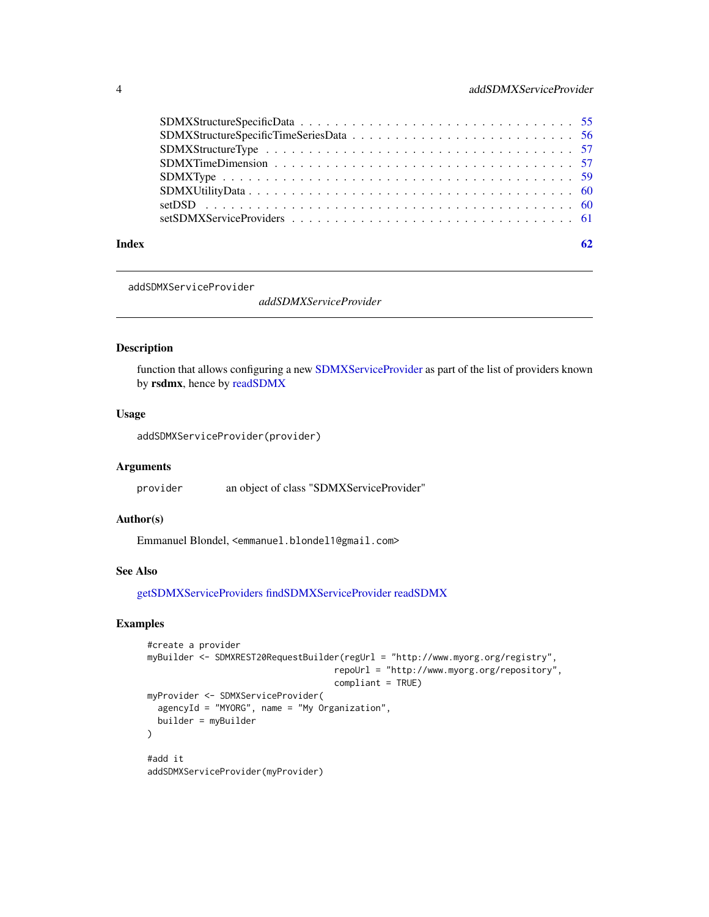SDMXStructureSpecificData . . . . . . . . . . . . . . . . . . . . . . . . . . . . . . 55
SDMXStructureSpecificTimeSeriesData . . . . . . . . . . . . . . . . . . . . . . . . . 56
SDMXStructureType . . . . . . . . . . . . . . . . . . . . . . . . . . . . . . . . . . 57
SDMXTimeDimension . . . . . . . . . . . . . . . . . . . . . . . . . . . . . . . . . 57
SDMXType . . . . . . . . . . . . . . . . . . . . . . . . . . . . . . . . . . . . . . 59
SDMXUtilityData . . . . . . . . . . . . . . . . . . . . . . . . . . . . . . . . . . . 60
setDSD . . . . . . . . . . . . . . . . . . . . . . . . . . . . . . . . . . . . . . . 60
setSDMXServiceProviders . . . . . . . . . . . . . . . . . . . . . . . . . . . . . . . 61

**Index** **62**

---

`addSDMXServiceProvider` *addSDMXServiceProvider*

---

### Description

function that allows configuring a new SDMXServiceProvider as part of the list of providers known by **rsdmx**, hence by readSDMX

### Usage

```
addSDMXServiceProvider(provider)
```

### Arguments

| | |
|---|---|
| `provider` | an object of class "SDMXServiceProvider" |

### Author(s)

Emmanuel Blondel, `<emmanuel.blondel1@gmail.com>`

### See Also

getSDMXServiceProviders findSDMXServiceProvider readSDMX

### Examples

```
#create a provider
myBuilder <- SDMXREST20RequestBuilder(regUrl = "http://www.myorg.org/registry",
                                      repoUrl = "http://www.myorg.org/repository",
                                      compliant = TRUE)
myProvider <- SDMXServiceProvider(
  agencyId = "MYORG", name = "My Organization",
  builder = myBuilder
)

#add it
addSDMXServiceProvider(myProvider)
```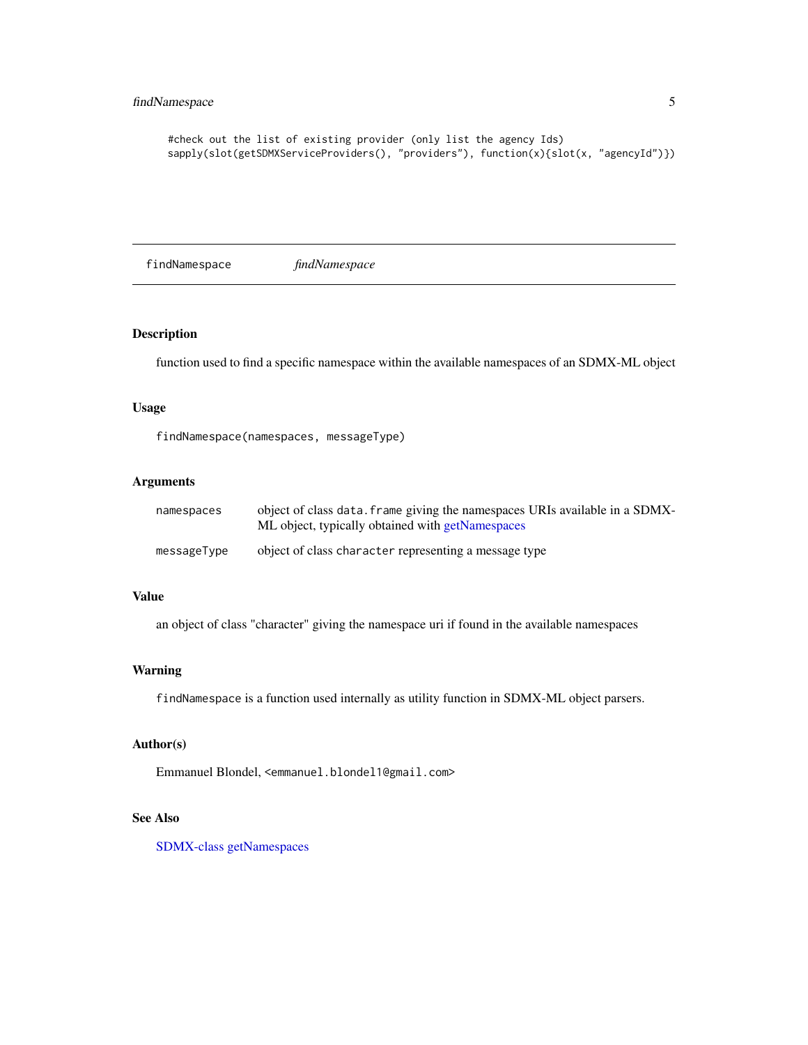```
#check out the list of existing provider (only list the agency Ids)
sapply(slot(getSDMXServiceProviders(), "providers"), function(x){slot(x, "agencyId")})
```

## findNamespace *findNamespace*

### Description

function used to find a specific namespace within the available namespaces of an SDMX-ML object

### Usage

```
findNamespace(namespaces, messageType)
```

### Arguments

| | |
|---|---|
| namespaces | object of class `data.frame` giving the namespaces URIs available in a SDMX-ML object, typically obtained with getNamespaces |
| messageType | object of class `character` representing a message type |

### Value

an object of class "character" giving the namespace uri if found in the available namespaces

### Warning

`findNamespace` is a function used internally as utility function in SDMX-ML object parsers.

### Author(s)

Emmanuel Blondel, `<emmanuel.blondel1@gmail.com>`

### See Also

SDMX-class getNamespaces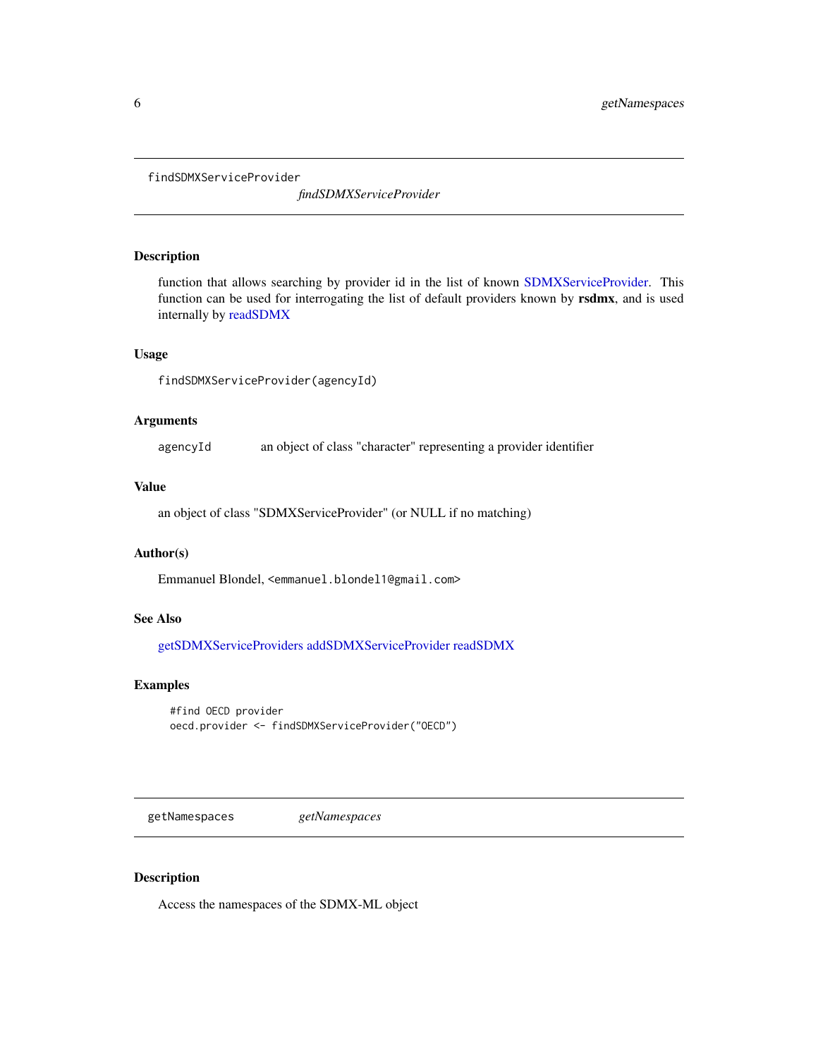## findSDMXServiceProvider

*findSDMXServiceProvider*

### Description

function that allows searching by provider id in the list of known SDMXServiceProvider. This function can be used for interrogating the list of default providers known by **rsdmx**, and is used internally by readSDMX

### Usage

```
findSDMXServiceProvider(agencyId)
```

### Arguments

| | |
|---|---|
| agencyId | an object of class "character" representing a provider identifier |

### Value

an object of class "SDMXServiceProvider" (or NULL if no matching)

### Author(s)

Emmanuel Blondel, <emmanuel.blondel1@gmail.com>

### See Also

getSDMXServiceProviders addSDMXServiceProvider readSDMX

### Examples

```
#find OECD provider
oecd.provider <- findSDMXServiceProvider("OECD")
```

## getNamespaces

*getNamespaces*

### Description

Access the namespaces of the SDMX-ML object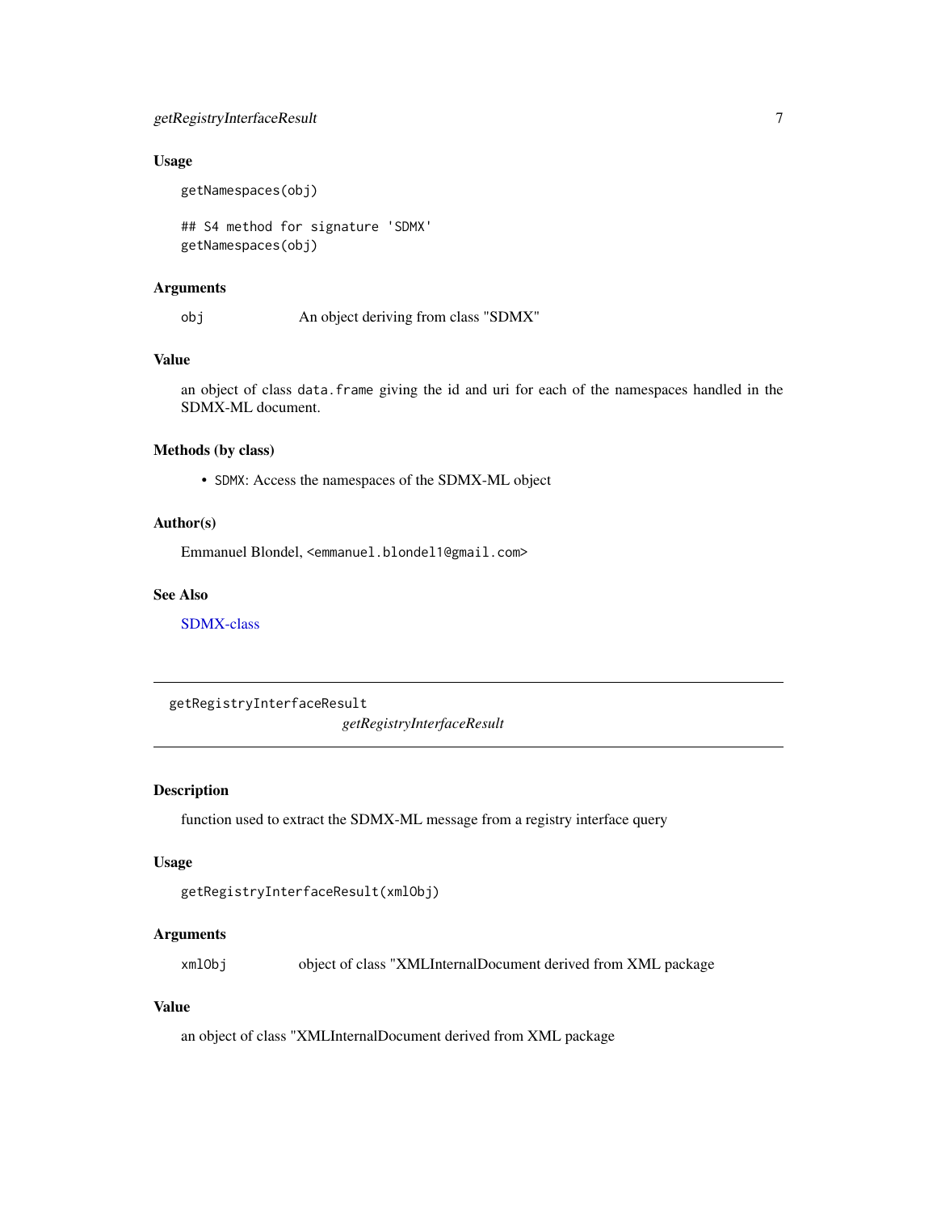### Usage

```
getNamespaces(obj)

## S4 method for signature 'SDMX'
getNamespaces(obj)
```

### Arguments

| | |
|---|---|
| obj | An object deriving from class "SDMX" |

### Value

an object of class `data.frame` giving the id and uri for each of the namespaces handled in the SDMX-ML document.

### Methods (by class)

- `SDMX`: Access the namespaces of the SDMX-ML object

### Author(s)

Emmanuel Blondel, `<emmanuel.blondel1@gmail.com>`

### See Also

SDMX-class

---

## getRegistryInterfaceResult

*getRegistryInterfaceResult*

---

### Description

function used to extract the SDMX-ML message from a registry interface query

### Usage

```
getRegistryInterfaceResult(xmlObj)
```

### Arguments

| | |
|---|---|
| xmlObj | object of class "XMLInternalDocument derived from XML package |

### Value

an object of class "XMLInternalDocument derived from XML package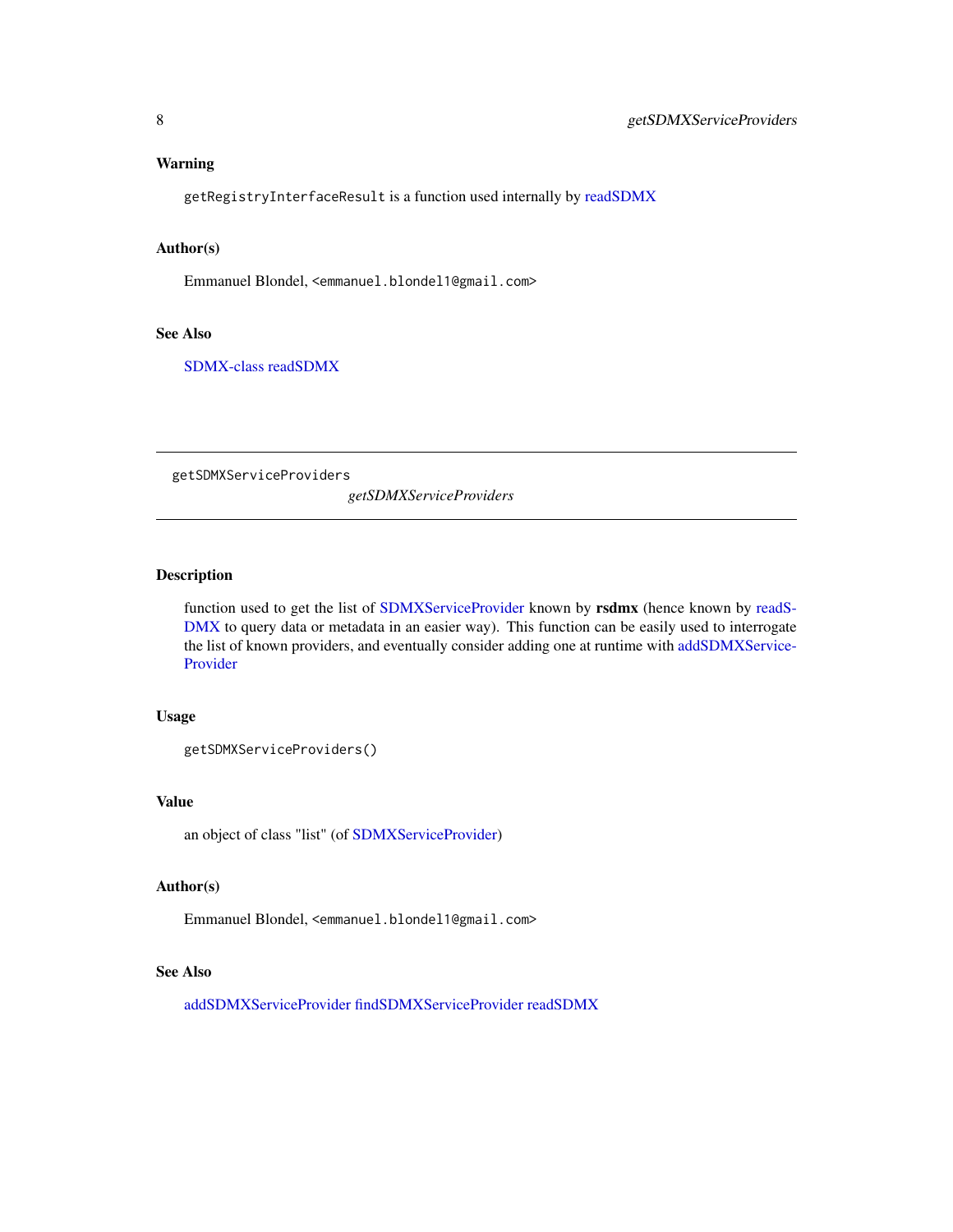### Warning

getRegistryInterfaceResult is a function used internally by readSDMX

### Author(s)

Emmanuel Blondel, <emmanuel.blondel1@gmail.com>

### See Also

SDMX-class readSDMX

---

## getSDMXServiceProviders

*getSDMXServiceProviders*

---

### Description

function used to get the list of SDMXServiceProvider known by **rsdmx** (hence known by readSDMX to query data or metadata in an easier way). This function can be easily used to interrogate the list of known providers, and eventually consider adding one at runtime with addSDMXServiceProvider

### Usage

```
getSDMXServiceProviders()
```

### Value

an object of class "list" (of SDMXServiceProvider)

### Author(s)

Emmanuel Blondel, <emmanuel.blondel1@gmail.com>

### See Also

addSDMXServiceProvider findSDMXServiceProvider readSDMX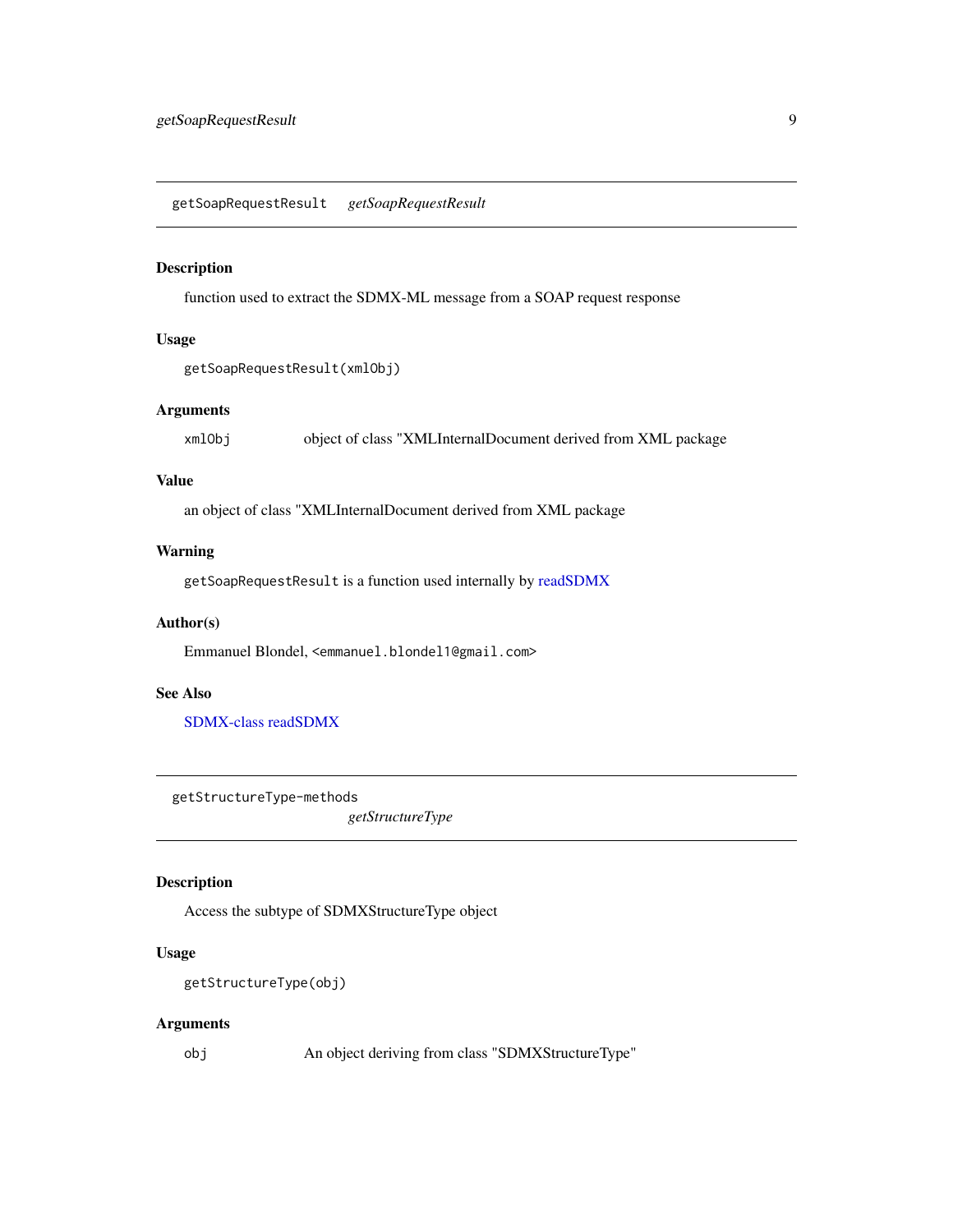## getSoapRequestResult *getSoapRequestResult*

### Description

function used to extract the SDMX-ML message from a SOAP request response

### Usage

```
getSoapRequestResult(xmlObj)
```

### Arguments

| | |
|---|---|
| `xmlObj` | object of class "XMLInternalDocument derived from XML package |

### Value

an object of class "XMLInternalDocument derived from XML package

### Warning

`getSoapRequestResult` is a function used internally by readSDMX

### Author(s)

Emmanuel Blondel, `<emmanuel.blondel1@gmail.com>`

### See Also

SDMX-class readSDMX

## getStructureType-methods *getStructureType*

### Description

Access the subtype of SDMXStructureType object

### Usage

```
getStructureType(obj)
```

### Arguments

| | |
|---|---|
| `obj` | An object deriving from class "SDMXStructureType" |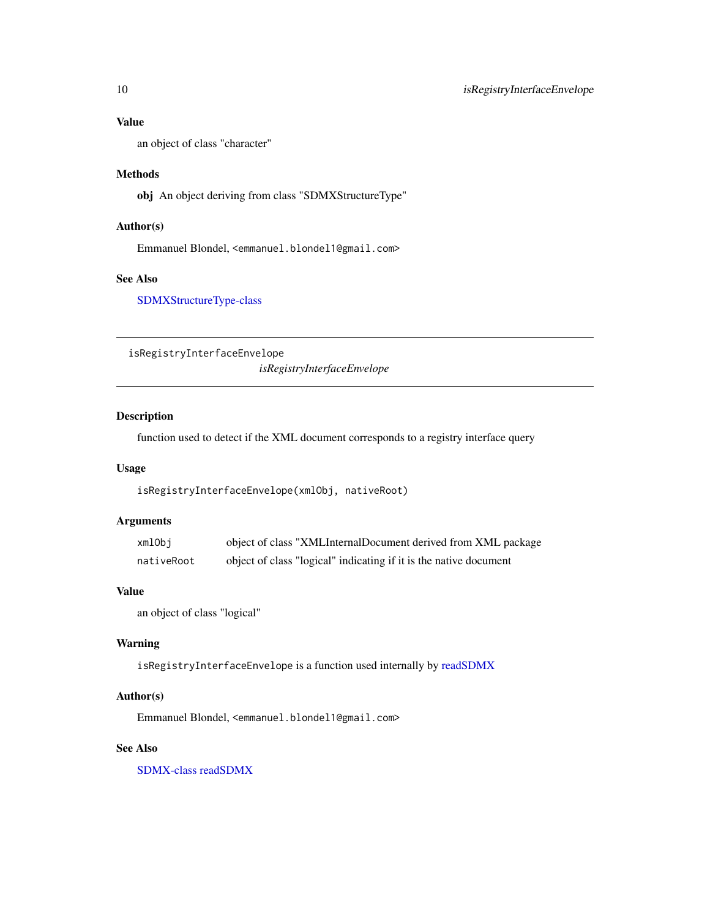## Value

an object of class "character"

## Methods

**obj** An object deriving from class "SDMXStructureType"

## Author(s)

Emmanuel Blondel, <emmanuel.blondel1@gmail.com>

## See Also

SDMXStructureType-class

---

`isRegistryInterfaceEnvelope` *isRegistryInterfaceEnvelope*

---

## Description

function used to detect if the XML document corresponds to a registry interface query

## Usage

```
isRegistryInterfaceEnvelope(xmlObj, nativeRoot)
```

## Arguments

| | |
|---|---|
| `xmlObj` | object of class "XMLInternalDocument derived from XML package |
| `nativeRoot` | object of class "logical" indicating if it is the native document |

## Value

an object of class "logical"

## Warning

`isRegistryInterfaceEnvelope` is a function used internally by readSDMX

## Author(s)

Emmanuel Blondel, <emmanuel.blondel1@gmail.com>

## See Also

SDMX-class readSDMX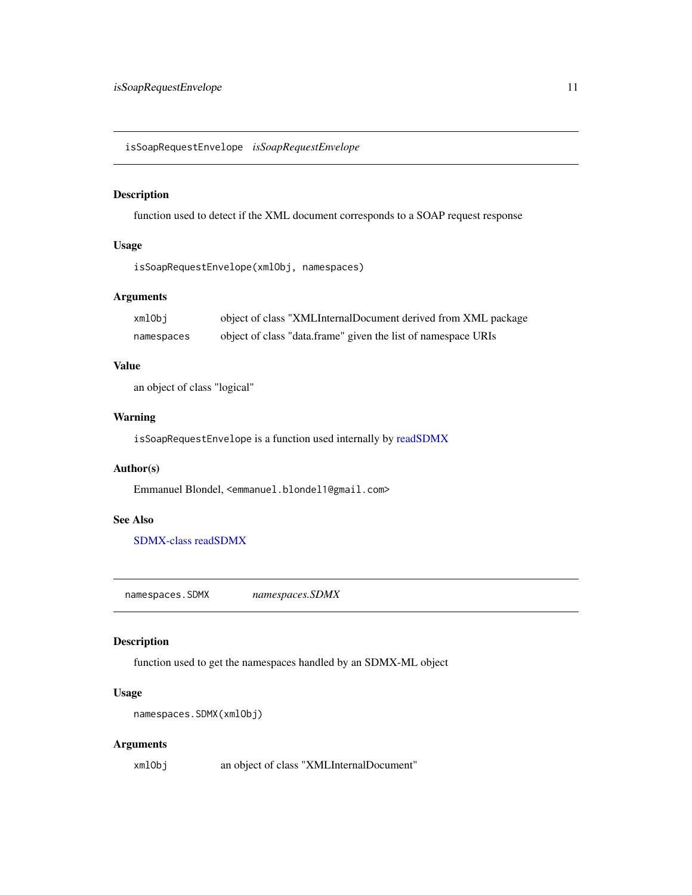## isSoapRequestEnvelope *isSoapRequestEnvelope*

### Description

function used to detect if the XML document corresponds to a SOAP request response

### Usage

```
isSoapRequestEnvelope(xmlObj, namespaces)
```

### Arguments

| | |
|---|---|
| xmlObj | object of class "XMLInternalDocument derived from XML package |
| namespaces | object of class "data.frame" given the list of namespace URIs |

### Value

an object of class "logical"

### Warning

`isSoapRequestEnvelope` is a function used internally by readSDMX

### Author(s)

Emmanuel Blondel, <emmanuel.blondel1@gmail.com>

### See Also

SDMX-class readSDMX

## namespaces.SDMX *namespaces.SDMX*

### Description

function used to get the namespaces handled by an SDMX-ML object

### Usage

```
namespaces.SDMX(xmlObj)
```

### Arguments

| | |
|---|---|
| xmlObj | an object of class "XMLInternalDocument" |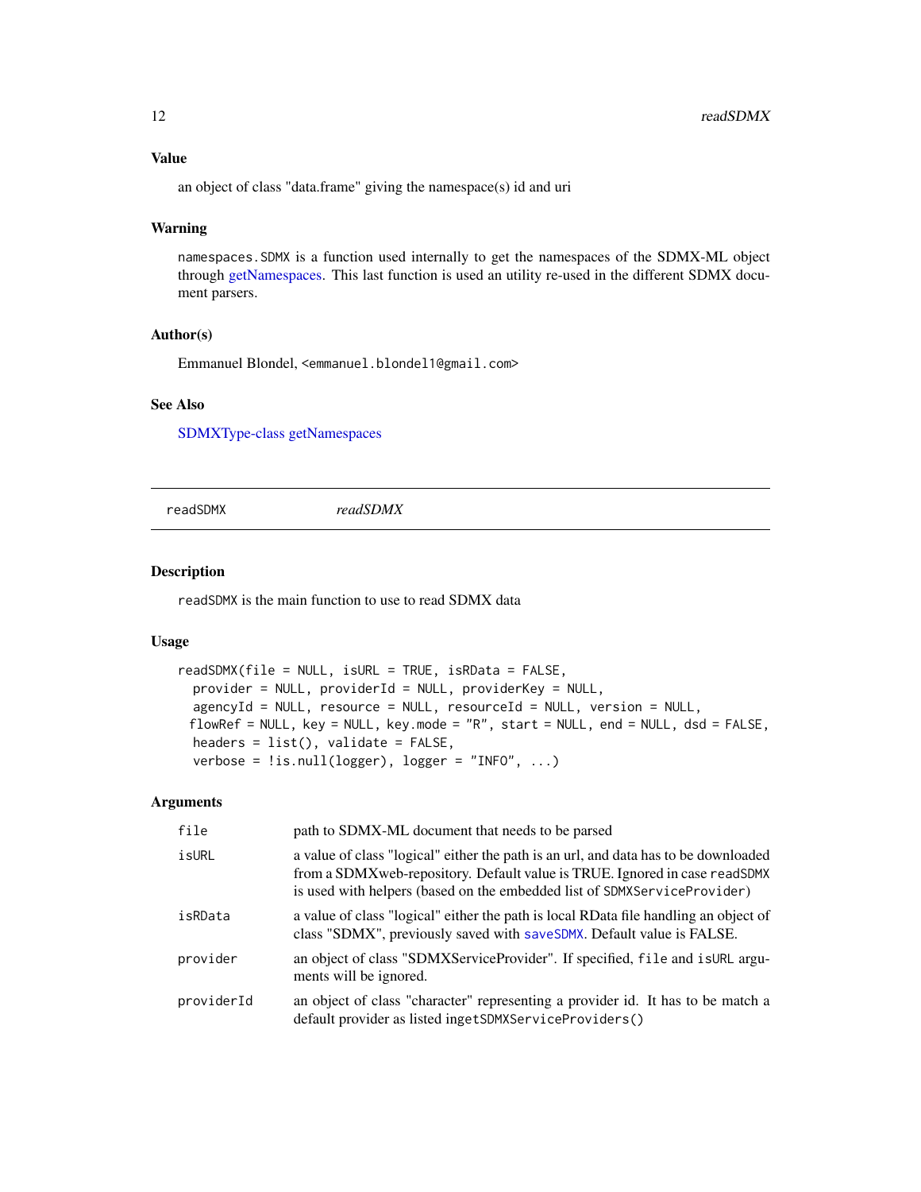## Value

an object of class "data.frame" giving the namespace(s) id and uri

## Warning

`namespaces.SDMX` is a function used internally to get the namespaces of the SDMX-ML object through getNamespaces. This last function is used an utility re-used in the different SDMX document parsers.

## Author(s)

Emmanuel Blondel, <emmanuel.blondel1@gmail.com>

## See Also

SDMXType-class getNamespaces

---

# readSDMX — *readSDMX*

## Description

`readSDMX` is the main function to use to read SDMX data

## Usage

```
readSDMX(file = NULL, isURL = TRUE, isRData = FALSE,
  provider = NULL, providerId = NULL, providerKey = NULL,
  agencyId = NULL, resource = NULL, resourceId = NULL, version = NULL,
 flowRef = NULL, key = NULL, key.mode = "R", start = NULL, end = NULL, dsd = FALSE,
  headers = list(), validate = FALSE,
  verbose = !is.null(logger), logger = "INFO", ...)
```

## Arguments

| | |
|---|---|
| `file` | path to SDMX-ML document that needs to be parsed |
| `isURL` | a value of class "logical" either the path is an url, and data has to be downloaded from a SDMXweb-repository. Default value is TRUE. Ignored in case `readSDMX` is used with helpers (based on the embedded list of `SDMXServiceProvider`) |
| `isRData` | a value of class "logical" either the path is local RData file handling an object of class "SDMX", previously saved with `saveSDMX`. Default value is FALSE. |
| `provider` | an object of class "SDMXServiceProvider". If specified, `file` and `isURL` arguments will be ignored. |
| `providerId` | an object of class "character" representing a provider id. It has to be match a default provider as listed in`getSDMXServiceProviders()` |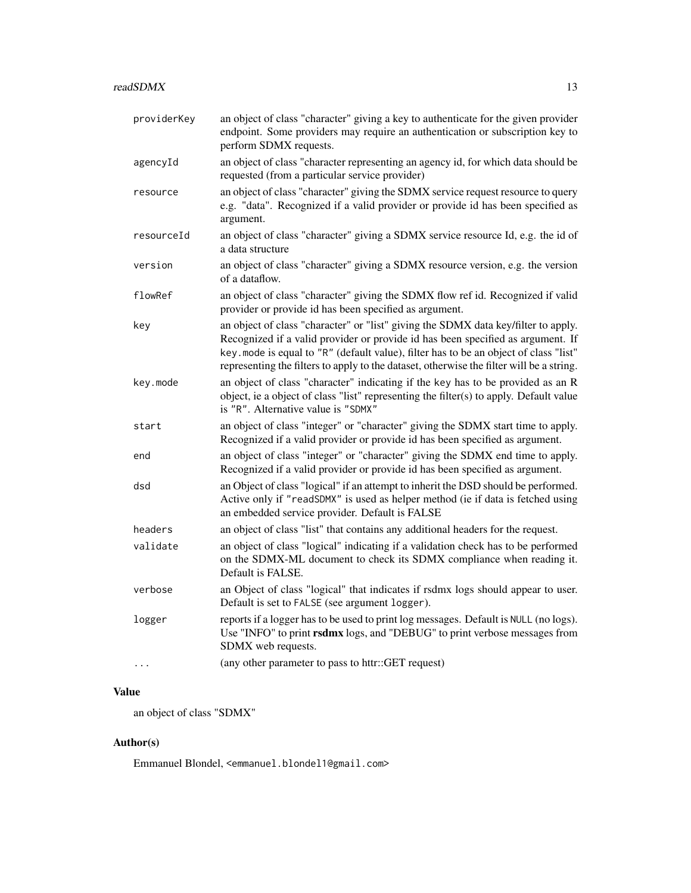| | |
|---|---|
| `providerKey` | an object of class "character" giving a key to authenticate for the given provider endpoint. Some providers may require an authentication or subscription key to perform SDMX requests. |
| `agencyId` | an object of class "character representing an agency id, for which data should be requested (from a particular service provider) |
| `resource` | an object of class "character" giving the SDMX service request resource to query e.g. "data". Recognized if a valid provider or provide id has been specified as argument. |
| `resourceId` | an object of class "character" giving a SDMX service resource Id, e.g. the id of a data structure |
| `version` | an object of class "character" giving a SDMX resource version, e.g. the version of a dataflow. |
| `flowRef` | an object of class "character" giving the SDMX flow ref id. Recognized if valid provider or provide id has been specified as argument. |
| `key` | an object of class "character" or "list" giving the SDMX data key/filter to apply. Recognized if a valid provider or provide id has been specified as argument. If `key.mode` is equal to `"R"` (default value), filter has to be an object of class "list" representing the filters to apply to the dataset, otherwise the filter will be a string. |
| `key.mode` | an object of class "character" indicating if the `key` has to be provided as an R object, ie a object of class "list" representing the filter(s) to apply. Default value is `"R"`. Alternative value is `"SDMX"` |
| `start` | an object of class "integer" or "character" giving the SDMX start time to apply. Recognized if a valid provider or provide id has been specified as argument. |
| `end` | an object of class "integer" or "character" giving the SDMX end time to apply. Recognized if a valid provider or provide id has been specified as argument. |
| `dsd` | an Object of class "logical" if an attempt to inherit the DSD should be performed. Active only if `"readSDMX"` is used as helper method (ie if data is fetched using an embedded service provider. Default is FALSE |
| `headers` | an object of class "list" that contains any additional headers for the request. |
| `validate` | an object of class "logical" indicating if a validation check has to be performed on the SDMX-ML document to check its SDMX compliance when reading it. Default is FALSE. |
| `verbose` | an Object of class "logical" that indicates if rsdmx logs should appear to user. Default is set to `FALSE` (see argument `logger`). |
| `logger` | reports if a logger has to be used to print log messages. Default is `NULL` (no logs). Use "INFO" to print **rsdmx** logs, and "DEBUG" to print verbose messages from SDMX web requests. |
| `...` | (any other parameter to pass to httr::GET request) |

## Value

an object of class "SDMX"

## Author(s)

Emmanuel Blondel, `<emmanuel.blondel1@gmail.com>`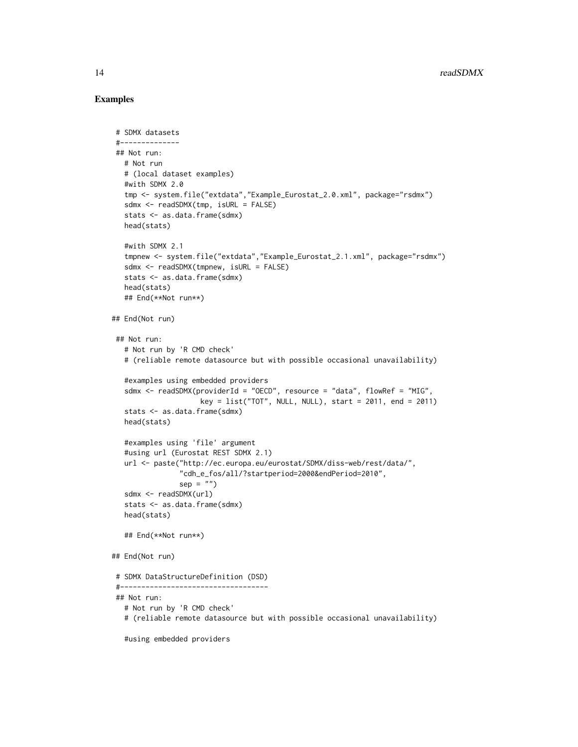## Examples

```
 # SDMX datasets
 #--------------
 ## Not run:
   # Not run
   # (local dataset examples)
   #with SDMX 2.0
   tmp <- system.file("extdata","Example_Eurostat_2.0.xml", package="rsdmx")
   sdmx <- readSDMX(tmp, isURL = FALSE)
   stats <- as.data.frame(sdmx)
   head(stats)

   #with SDMX 2.1
   tmpnew <- system.file("extdata","Example_Eurostat_2.1.xml", package="rsdmx")
   sdmx <- readSDMX(tmpnew, isURL = FALSE)
   stats <- as.data.frame(sdmx)
   head(stats)
   ## End(**Not run**)

## End(Not run)

 ## Not run:
   # Not run by 'R CMD check'
   # (reliable remote datasource but with possible occasional unavailability)

   #examples using embedded providers
   sdmx <- readSDMX(providerId = "OECD", resource = "data", flowRef = "MIG",
                    key = list("TOT", NULL, NULL), start = 2011, end = 2011)
   stats <- as.data.frame(sdmx)
   head(stats)

   #examples using 'file' argument
   #using url (Eurostat REST SDMX 2.1)
   url <- paste("http://ec.europa.eu/eurostat/SDMX/diss-web/rest/data/",
               "cdh_e_fos/all/?startperiod=2000&endPeriod=2010",
               sep = "")
   sdmx <- readSDMX(url)
   stats <- as.data.frame(sdmx)
   head(stats)

   ## End(**Not run**)

## End(Not run)

 # SDMX DataStructureDefinition (DSD)
 #-----------------------------------
 ## Not run:
   # Not run by 'R CMD check'
   # (reliable remote datasource but with possible occasional unavailability)

   #using embedded providers
```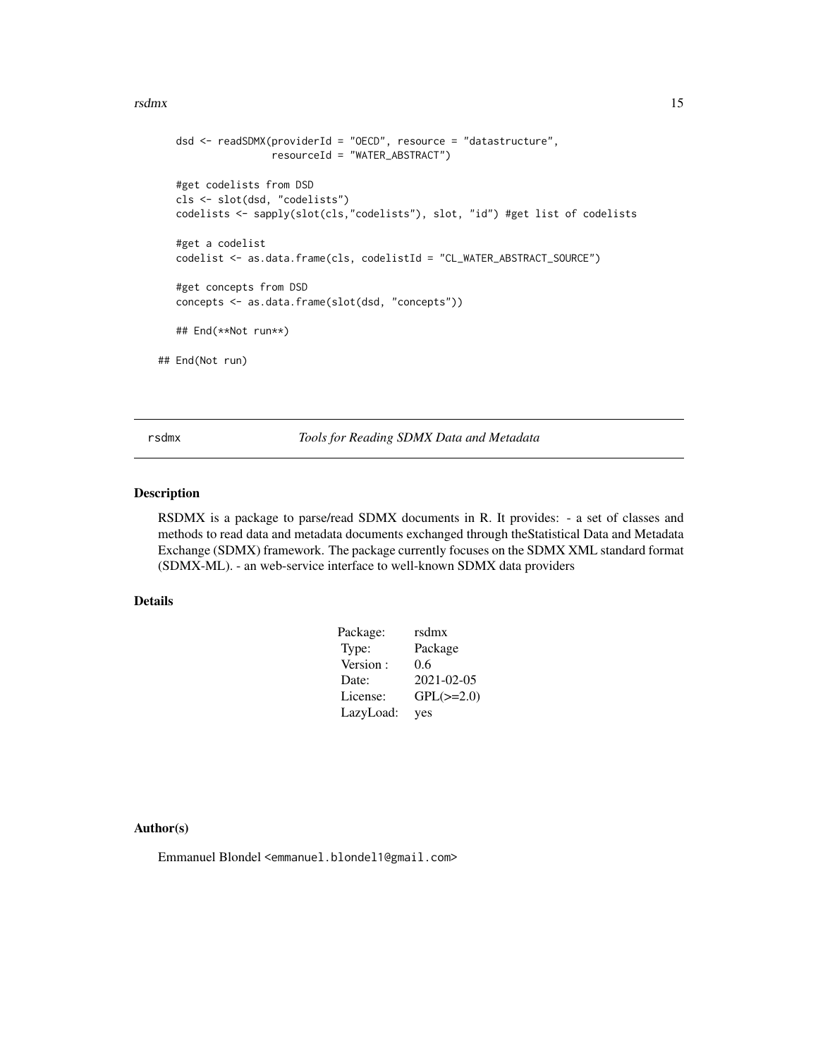```r
dsd <- readSDMX(providerId = "OECD", resource = "datastructure",
                resourceId = "WATER_ABSTRACT")

#get codelists from DSD
cls <- slot(dsd, "codelists")
codelists <- sapply(slot(cls,"codelists"), slot, "id") #get list of codelists

#get a codelist
codelist <- as.data.frame(cls, codelistId = "CL_WATER_ABSTRACT_SOURCE")

#get concepts from DSD
concepts <- as.data.frame(slot(dsd, "concepts"))

## End(**Not run**)

## End(Not run)
```

---

rsdmx *Tools for Reading SDMX Data and Metadata*

---

## Description

RSDMX is a package to parse/read SDMX documents in R. It provides: - a set of classes and methods to read data and metadata documents exchanged through theStatistical Data and Metadata Exchange (SDMX) framework. The package currently focuses on the SDMX XML standard format (SDMX-ML). - an web-service interface to well-known SDMX data providers

## Details

| | |
|---|---|
| Package: | rsdmx |
| Type: | Package |
| Version : | 0.6 |
| Date: | 2021-02-05 |
| License: | GPL(>=2.0) |
| LazyLoad: | yes |

## Author(s)

Emmanuel Blondel <emmanuel.blondel1@gmail.com>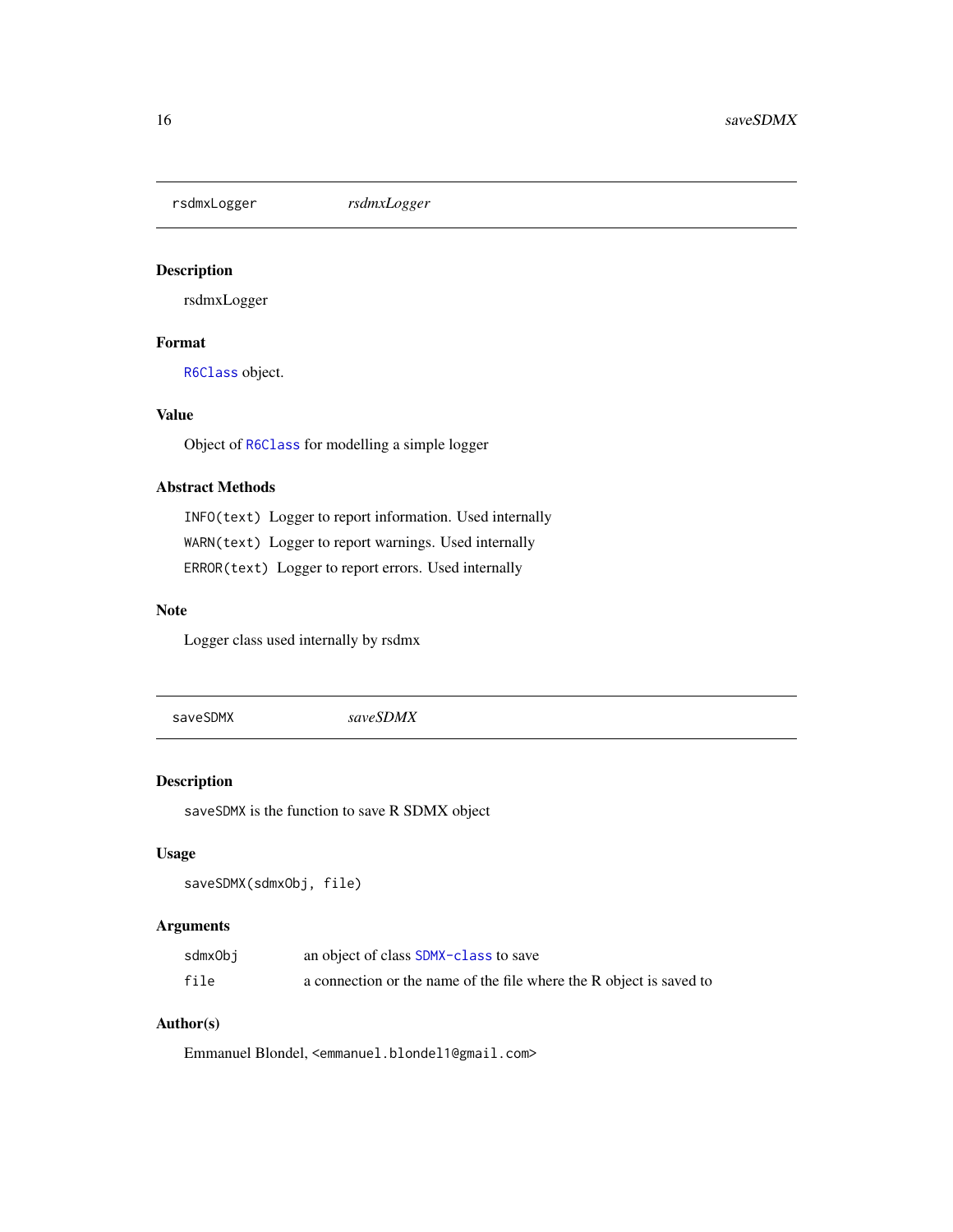## rsdmxLogger *rsdmxLogger*

### Description

rsdmxLogger

### Format

`R6Class` object.

### Value

Object of `R6Class` for modelling a simple logger

### Abstract Methods

`INFO(text)` Logger to report information. Used internally

`WARN(text)` Logger to report warnings. Used internally

`ERROR(text)` Logger to report errors. Used internally

### Note

Logger class used internally by rsdmx

## saveSDMX *saveSDMX*

### Description

`saveSDMX` is the function to save R SDMX object

### Usage

```
saveSDMX(sdmxObj, file)
```

### Arguments

| | |
|---|---|
| `sdmxObj` | an object of class `SDMX-class` to save |
| `file` | a connection or the name of the file where the R object is saved to |

### Author(s)

Emmanuel Blondel, <emmanuel.blondel1@gmail.com>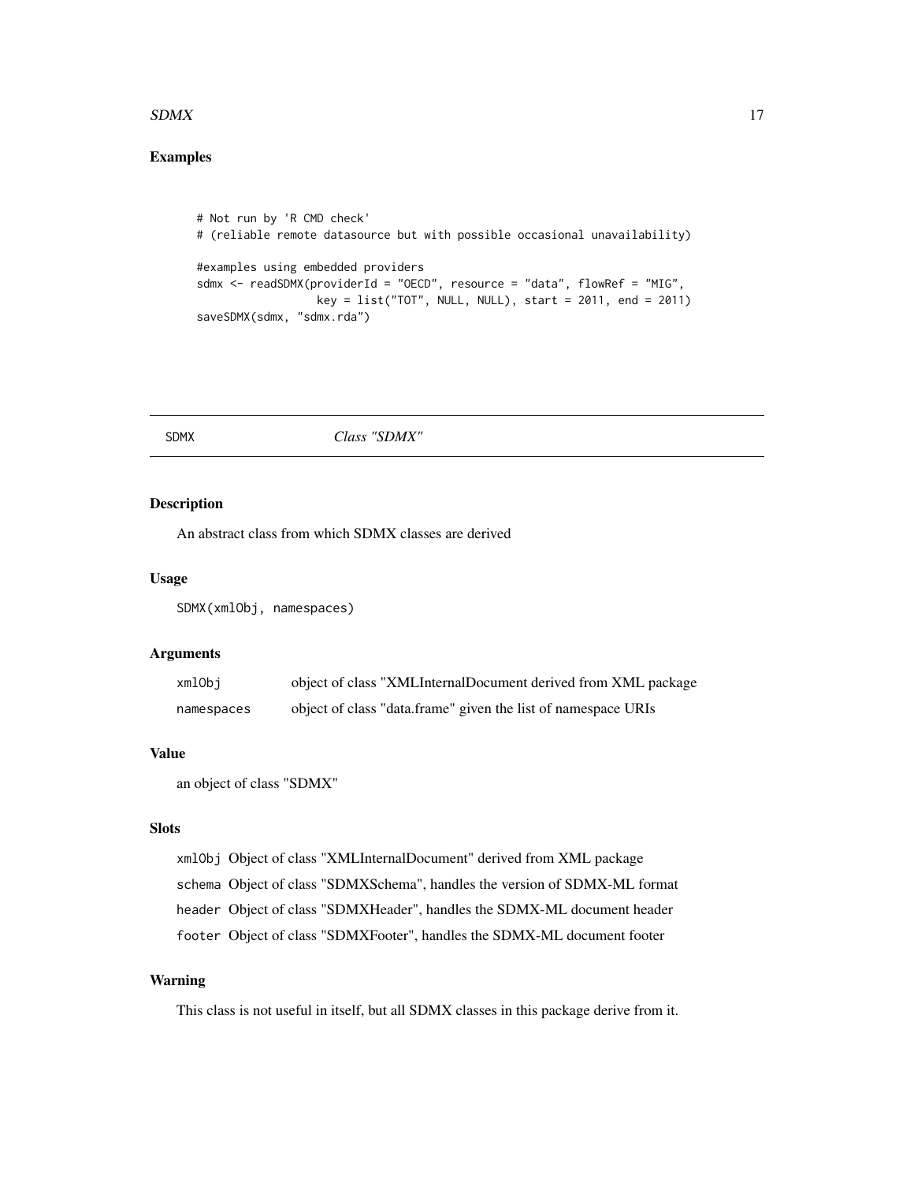## Examples

```
# Not run by 'R CMD check'
# (reliable remote datasource but with possible occasional unavailability)

#examples using embedded providers
sdmx <- readSDMX(providerId = "OECD", resource = "data", flowRef = "MIG",
                 key = list("TOT", NULL, NULL), start = 2011, end = 2011)
saveSDMX(sdmx, "sdmx.rda")
```

---

# SDMX *Class "SDMX"*

---

## Description

An abstract class from which SDMX classes are derived

## Usage

```
SDMX(xmlObj, namespaces)
```

## Arguments

| | |
|---|---|
| `xmlObj` | object of class "XMLInternalDocument derived from XML package |
| `namespaces` | object of class "data.frame" given the list of namespace URIs |

## Value

an object of class "SDMX"

## Slots

`xmlObj` Object of class "XMLInternalDocument" derived from XML package

`schema` Object of class "SDMXSchema", handles the version of SDMX-ML format

`header` Object of class "SDMXHeader", handles the SDMX-ML document header

`footer` Object of class "SDMXFooter", handles the SDMX-ML document footer

## Warning

This class is not useful in itself, but all SDMX classes in this package derive from it.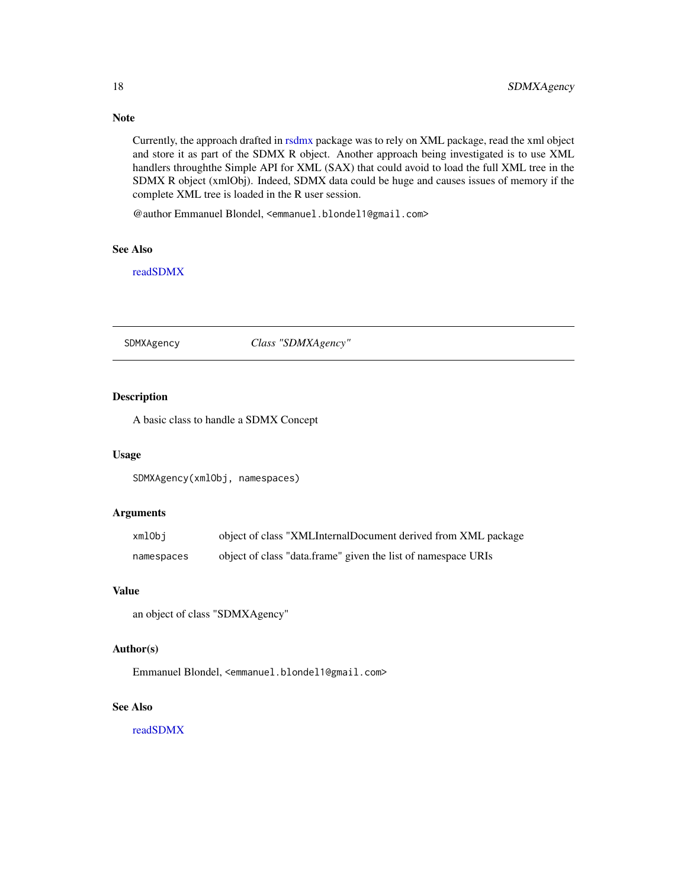### Note

Currently, the approach drafted in rsdmx package was to rely on XML package, read the xml object and store it as part of the SDMX R object. Another approach being investigated is to use XML handlers throughthe Simple API for XML (SAX) that could avoid to load the full XML tree in the SDMX R object (xmlObj). Indeed, SDMX data could be huge and causes issues of memory if the complete XML tree is loaded in the R user session.

@author Emmanuel Blondel, <emmanuel.blondel1@gmail.com>

### See Also

readSDMX

---

## SDMXAgency *Class "SDMXAgency"*

---

### Description

A basic class to handle a SDMX Concept

### Usage

```
SDMXAgency(xmlObj, namespaces)
```

### Arguments

| | |
|---|---|
| `xmlObj` | object of class "XMLInternalDocument derived from XML package |
| `namespaces` | object of class "data.frame" given the list of namespace URIs |

### Value

an object of class "SDMXAgency"

### Author(s)

Emmanuel Blondel, <emmanuel.blondel1@gmail.com>

### See Also

readSDMX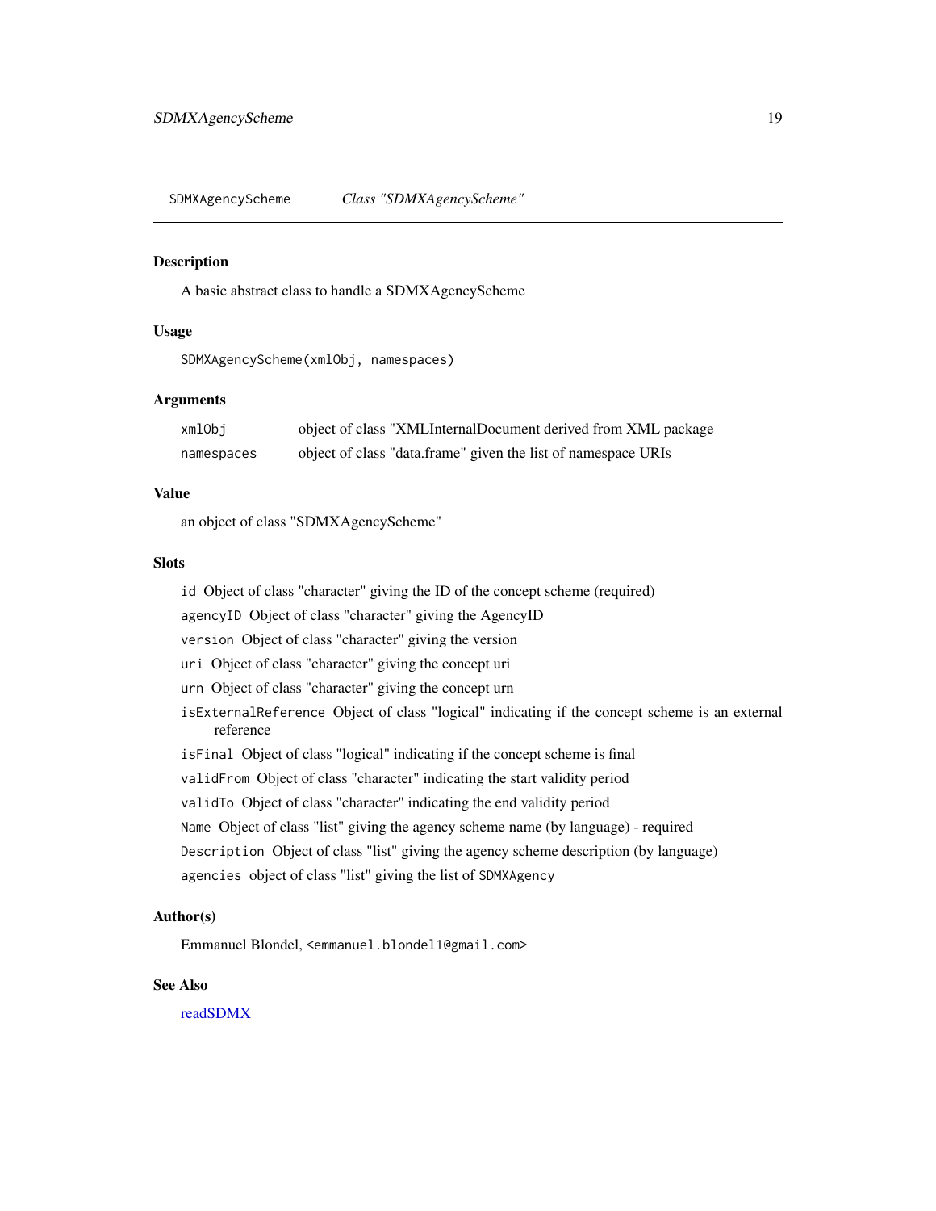SDMXAgencyScheme *Class "SDMXAgencyScheme"*

## Description

A basic abstract class to handle a SDMXAgencyScheme

## Usage

```
SDMXAgencyScheme(xmlObj, namespaces)
```

## Arguments

| | |
|---|---|
| `xmlObj` | object of class "XMLInternalDocument derived from XML package |
| `namespaces` | object of class "data.frame" given the list of namespace URIs |

## Value

an object of class "SDMXAgencyScheme"

## Slots

- `id` Object of class "character" giving the ID of the concept scheme (required)
- `agencyID` Object of class "character" giving the AgencyID
- `version` Object of class "character" giving the version
- `uri` Object of class "character" giving the concept uri
- `urn` Object of class "character" giving the concept urn
- `isExternalReference` Object of class "logical" indicating if the concept scheme is an external reference
- `isFinal` Object of class "logical" indicating if the concept scheme is final
- `validFrom` Object of class "character" indicating the start validity period
- `validTo` Object of class "character" indicating the end validity period
- `Name` Object of class "list" giving the agency scheme name (by language) - required
- `Description` Object of class "list" giving the agency scheme description (by language)
- `agencies` object of class "list" giving the list of `SDMXAgency`

## Author(s)

Emmanuel Blondel, <emmanuel.blondel1@gmail.com>

## See Also

readSDMX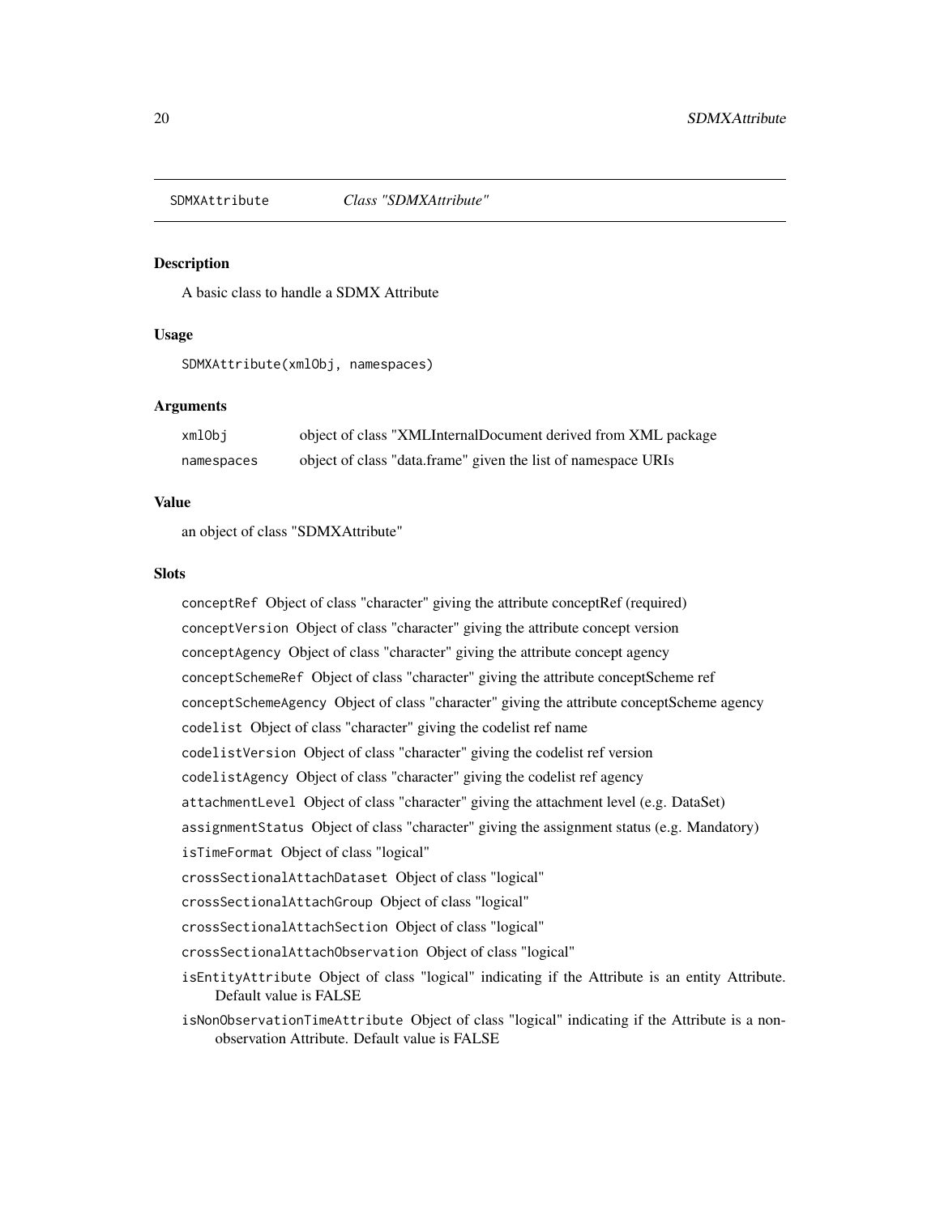# SDMXAttribute *Class "SDMXAttribute"*

## Description

A basic class to handle a SDMX Attribute

## Usage

```
SDMXAttribute(xmlObj, namespaces)
```

## Arguments

| | |
|---|---|
| xmlObj | object of class "XMLInternalDocument derived from XML package |
| namespaces | object of class "data.frame" given the list of namespace URIs |

## Value

an object of class "SDMXAttribute"

## Slots

- `conceptRef` Object of class "character" giving the attribute conceptRef (required)
- `conceptVersion` Object of class "character" giving the attribute concept version
- `conceptAgency` Object of class "character" giving the attribute concept agency
- `conceptSchemeRef` Object of class "character" giving the attribute conceptScheme ref
- `conceptSchemeAgency` Object of class "character" giving the attribute conceptScheme agency
- `codelist` Object of class "character" giving the codelist ref name
- `codelistVersion` Object of class "character" giving the codelist ref version
- `codelistAgency` Object of class "character" giving the codelist ref agency
- `attachmentLevel` Object of class "character" giving the attachment level (e.g. DataSet)
- `assignmentStatus` Object of class "character" giving the assignment status (e.g. Mandatory)
- `isTimeFormat` Object of class "logical"
- `crossSectionalAttachDataset` Object of class "logical"
- `crossSectionalAttachGroup` Object of class "logical"
- `crossSectionalAttachSection` Object of class "logical"
- `crossSectionalAttachObservation` Object of class "logical"
- `isEntityAttribute` Object of class "logical" indicating if the Attribute is an entity Attribute. Default value is FALSE
- `isNonObservationTimeAttribute` Object of class "logical" indicating if the Attribute is a non-observation Attribute. Default value is FALSE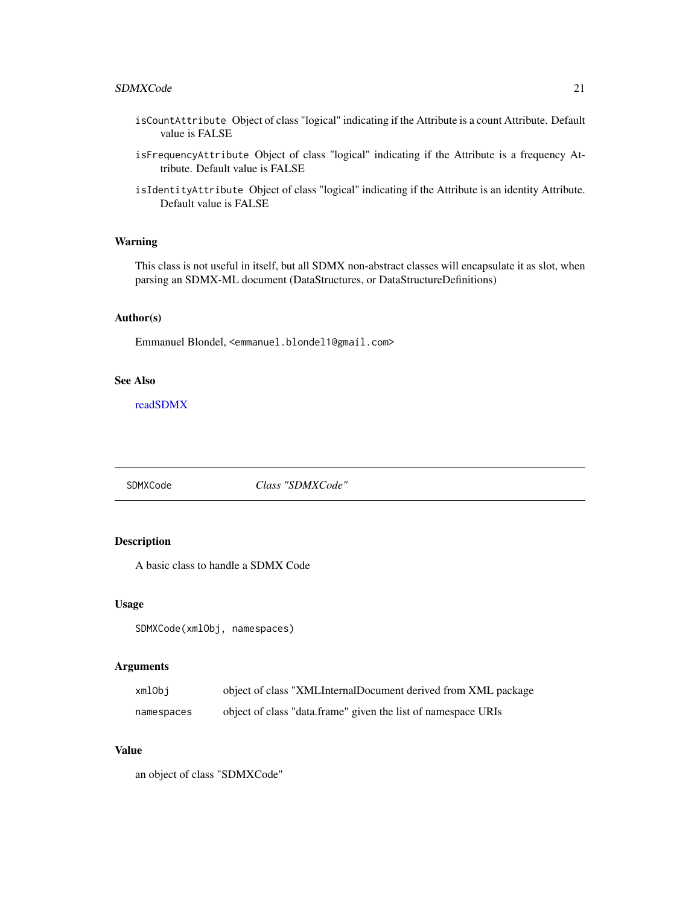`isCountAttribute` Object of class "logical" indicating if the Attribute is a count Attribute. Default value is FALSE

`isFrequencyAttribute` Object of class "logical" indicating if the Attribute is a frequency Attribute. Default value is FALSE

`isIdentityAttribute` Object of class "logical" indicating if the Attribute is an identity Attribute. Default value is FALSE

### Warning

This class is not useful in itself, but all SDMX non-abstract classes will encapsulate it as slot, when parsing an SDMX-ML document (DataStructures, or DataStructureDefinitions)

### Author(s)

Emmanuel Blondel, `<emmanuel.blondel1@gmail.com>`

### See Also

readSDMX

---

## SDMXCode *Class "SDMXCode"*

---

### Description

A basic class to handle a SDMX Code

### Usage

```
SDMXCode(xmlObj, namespaces)
```

### Arguments

| | |
|---|---|
| `xmlObj` | object of class "XMLInternalDocument derived from XML package |
| `namespaces` | object of class "data.frame" given the list of namespace URIs |

### Value

an object of class "SDMXCode"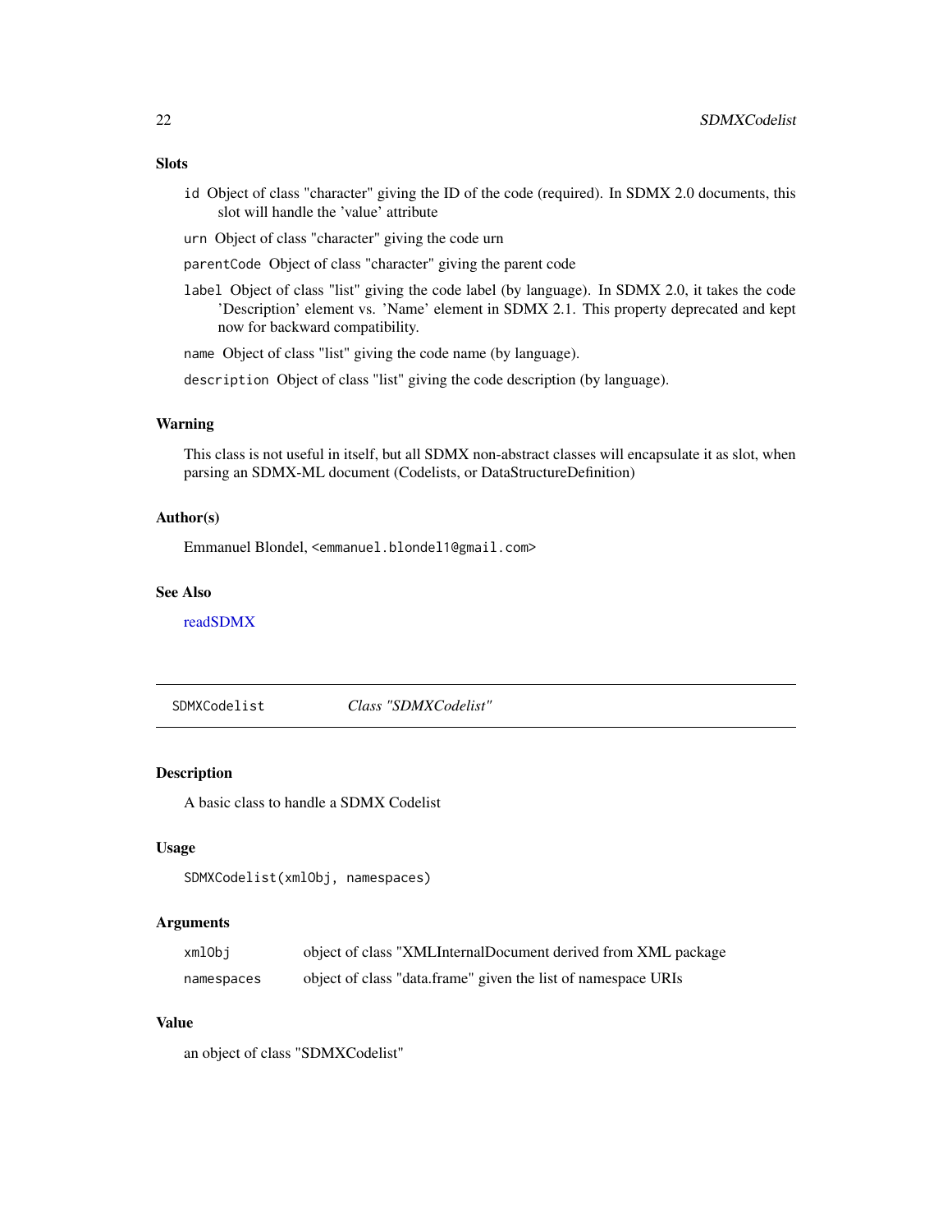### Slots

- `id` Object of class "character" giving the ID of the code (required). In SDMX 2.0 documents, this slot will handle the 'value' attribute
- `urn` Object of class "character" giving the code urn
- `parentCode` Object of class "character" giving the parent code
- `label` Object of class "list" giving the code label (by language). In SDMX 2.0, it takes the code 'Description' element vs. 'Name' element in SDMX 2.1. This property deprecated and kept now for backward compatibility.
- `name` Object of class "list" giving the code name (by language).
- `description` Object of class "list" giving the code description (by language).

### Warning

This class is not useful in itself, but all SDMX non-abstract classes will encapsulate it as slot, when parsing an SDMX-ML document (Codelists, or DataStructureDefinition)

### Author(s)

Emmanuel Blondel, `<emmanuel.blondel1@gmail.com>`

### See Also

readSDMX

---

## SDMXCodelist *Class "SDMXCodelist"*

### Description

A basic class to handle a SDMX Codelist

### Usage

```
SDMXCodelist(xmlObj, namespaces)
```

### Arguments

| | |
|---|---|
| `xmlObj` | object of class "XMLInternalDocument derived from XML package |
| `namespaces` | object of class "data.frame" given the list of namespace URIs |

### Value

an object of class "SDMXCodelist"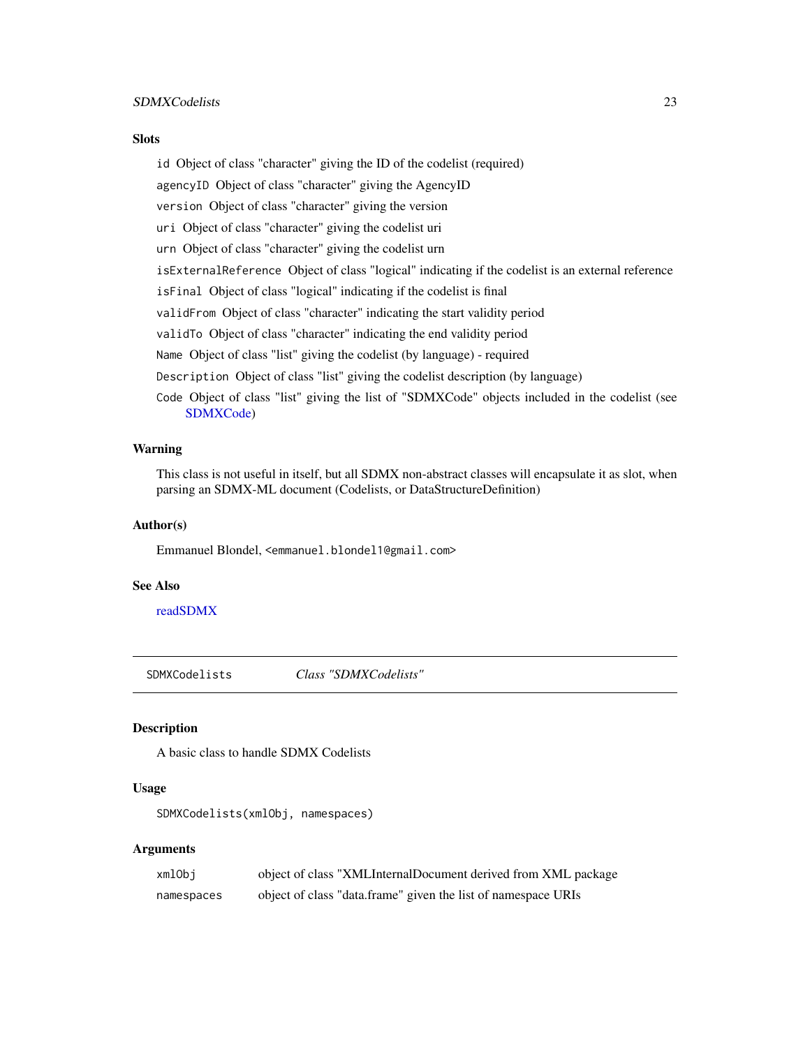### Slots

- `id` Object of class "character" giving the ID of the codelist (required)
- `agencyID` Object of class "character" giving the AgencyID
- `version` Object of class "character" giving the version
- `uri` Object of class "character" giving the codelist uri
- `urn` Object of class "character" giving the codelist urn
- `isExternalReference` Object of class "logical" indicating if the codelist is an external reference
- `isFinal` Object of class "logical" indicating if the codelist is final
- `validFrom` Object of class "character" indicating the start validity period
- `validTo` Object of class "character" indicating the end validity period
- `Name` Object of class "list" giving the codelist (by language) - required
- `Description` Object of class "list" giving the codelist description (by language)
- `Code` Object of class "list" giving the list of "SDMXCode" objects included in the codelist (see SDMXCode)

### Warning

This class is not useful in itself, but all SDMX non-abstract classes will encapsulate it as slot, when parsing an SDMX-ML document (Codelists, or DataStructureDefinition)

### Author(s)

Emmanuel Blondel, `<emmanuel.blondel1@gmail.com>`

### See Also

readSDMX

---

## SDMXCodelists    *Class "SDMXCodelists"*

### Description

A basic class to handle SDMX Codelists

### Usage

```
SDMXCodelists(xmlObj, namespaces)
```

### Arguments

| | |
|---|---|
| `xmlObj` | object of class "XMLInternalDocument derived from XML package |
| `namespaces` | object of class "data.frame" given the list of namespace URIs |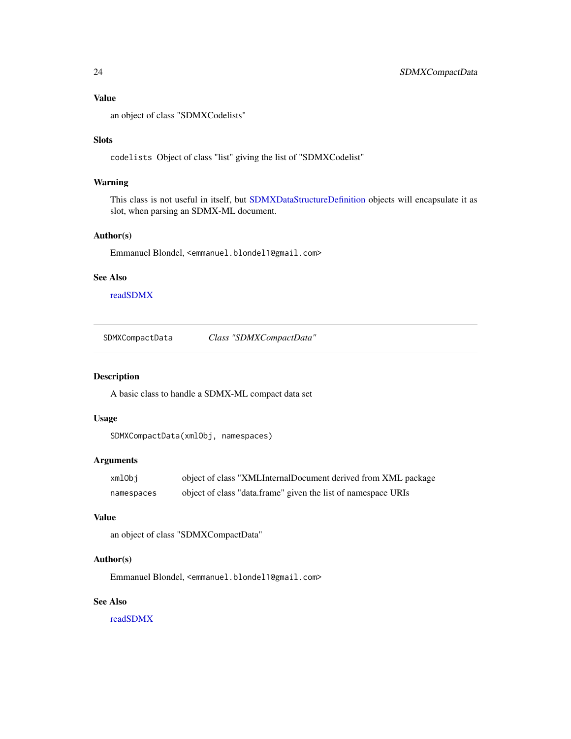### Value

an object of class "SDMXCodelists"

### Slots

`codelists` Object of class "list" giving the list of "SDMXCodelist"

### Warning

This class is not useful in itself, but SDMXDataStructureDefinition objects will encapsulate it as slot, when parsing an SDMX-ML document.

### Author(s)

Emmanuel Blondel, `<emmanuel.blondel1@gmail.com>`

### See Also

readSDMX

---

## SDMXCompactData *Class "SDMXCompactData"*

---

### Description

A basic class to handle a SDMX-ML compact data set

### Usage

```
SDMXCompactData(xmlObj, namespaces)
```

### Arguments

| | |
|---|---|
| `xmlObj` | object of class "XMLInternalDocument derived from XML package |
| `namespaces` | object of class "data.frame" given the list of namespace URIs |

### Value

an object of class "SDMXCompactData"

### Author(s)

Emmanuel Blondel, `<emmanuel.blondel1@gmail.com>`

### See Also

readSDMX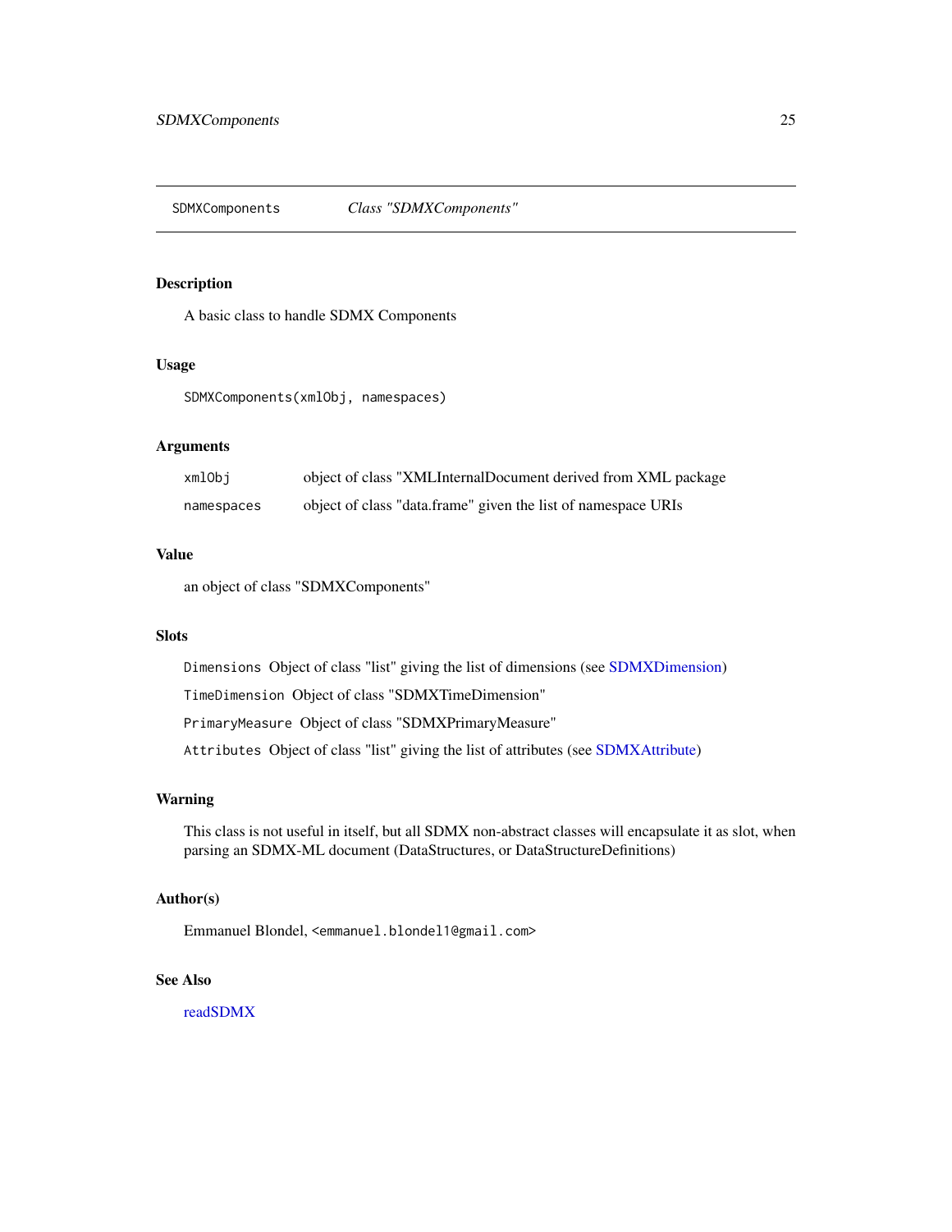## SDMXComponents *Class "SDMXComponents"*

### Description

A basic class to handle SDMX Components

### Usage

```
SDMXComponents(xmlObj, namespaces)
```

### Arguments

| | |
|---|---|
| `xmlObj` | object of class "XMLInternalDocument derived from XML package |
| `namespaces` | object of class "data.frame" given the list of namespace URIs |

### Value

an object of class "SDMXComponents"

### Slots

`Dimensions` Object of class "list" giving the list of dimensions (see SDMXDimension)

`TimeDimension` Object of class "SDMXTimeDimension"

`PrimaryMeasure` Object of class "SDMXPrimaryMeasure"

`Attributes` Object of class "list" giving the list of attributes (see SDMXAttribute)

### Warning

This class is not useful in itself, but all SDMX non-abstract classes will encapsulate it as slot, when parsing an SDMX-ML document (DataStructures, or DataStructureDefinitions)

### Author(s)

Emmanuel Blondel, `<emmanuel.blondel1@gmail.com>`

### See Also

readSDMX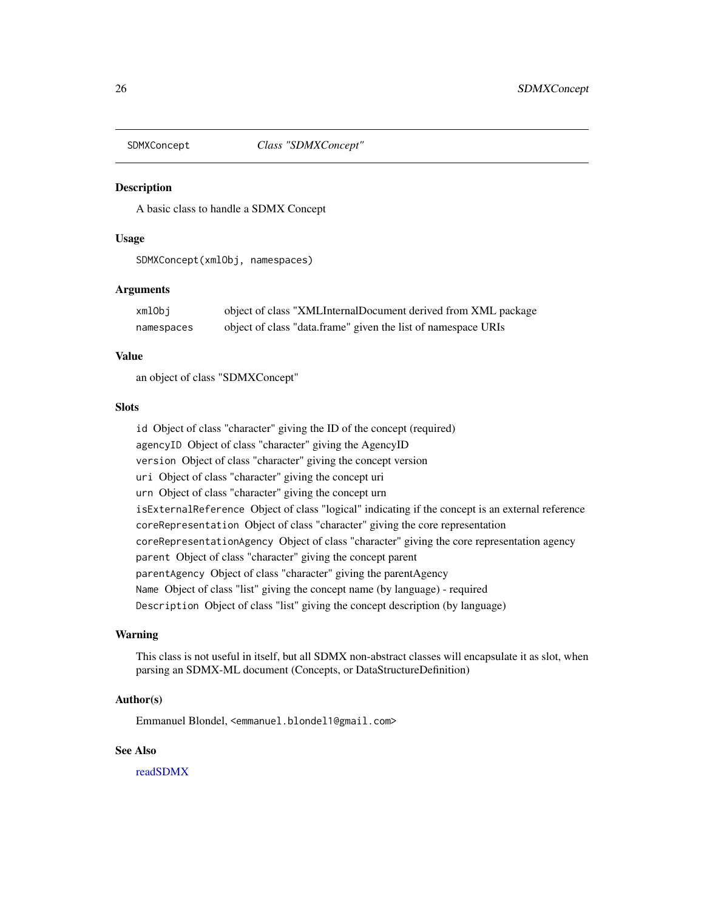# SDMXConcept — *Class "SDMXConcept"*

## Description

A basic class to handle a SDMX Concept

## Usage

```
SDMXConcept(xmlObj, namespaces)
```

## Arguments

| | |
|---|---|
| `xmlObj` | object of class "XMLInternalDocument derived from XML package |
| `namespaces` | object of class "data.frame" given the list of namespace URIs |

## Value

an object of class "SDMXConcept"

## Slots

- `id` Object of class "character" giving the ID of the concept (required)
- `agencyID` Object of class "character" giving the AgencyID
- `version` Object of class "character" giving the concept version
- `uri` Object of class "character" giving the concept uri
- `urn` Object of class "character" giving the concept urn
- `isExternalReference` Object of class "logical" indicating if the concept is an external reference
- `coreRepresentation` Object of class "character" giving the core representation
- `coreRepresentationAgency` Object of class "character" giving the core representation agency
- `parent` Object of class "character" giving the concept parent
- `parentAgency` Object of class "character" giving the parentAgency
- `Name` Object of class "list" giving the concept name (by language) - required
- `Description` Object of class "list" giving the concept description (by language)

## Warning

This class is not useful in itself, but all SDMX non-abstract classes will encapsulate it as slot, when parsing an SDMX-ML document (Concepts, or DataStructureDefinition)

## Author(s)

Emmanuel Blondel, `<emmanuel.blondel1@gmail.com>`

## See Also

readSDMX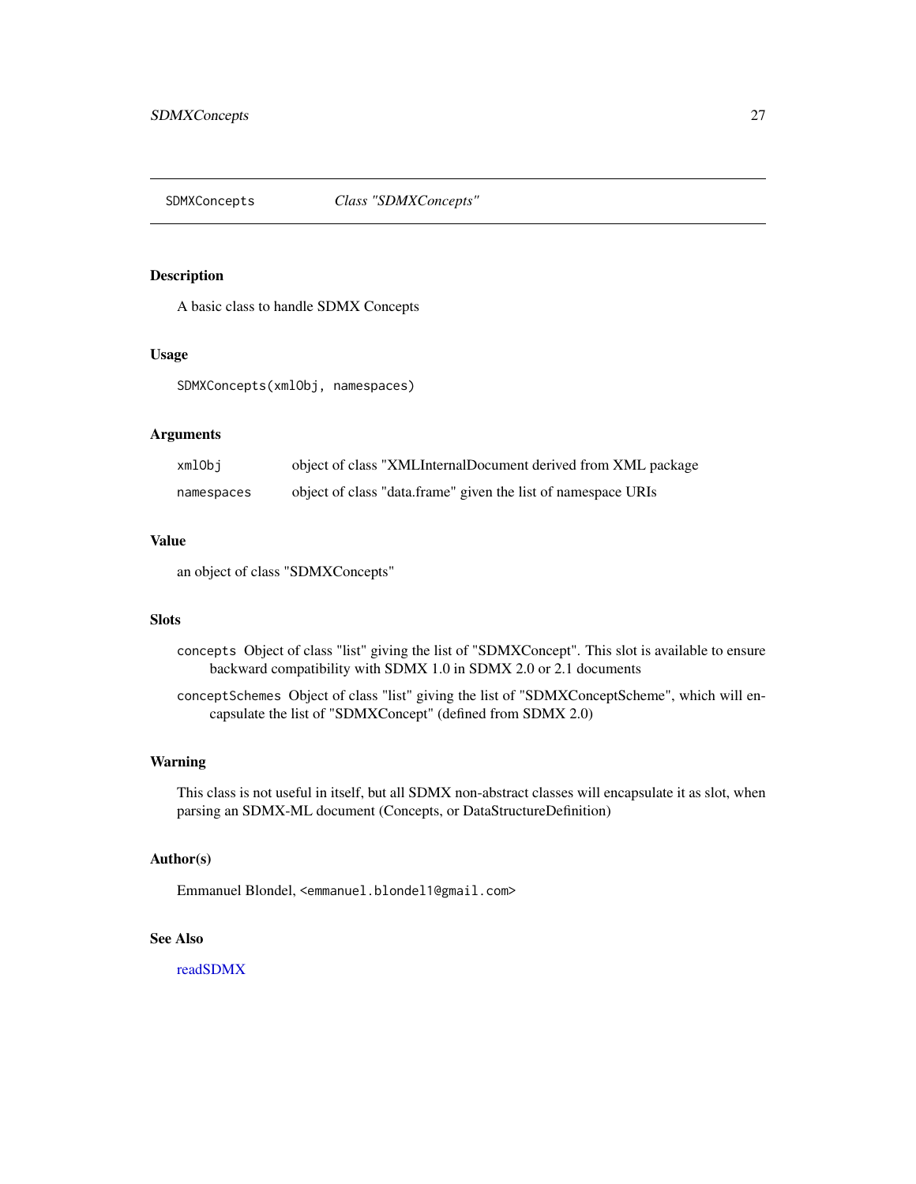SDMXConcepts *Class "SDMXConcepts"*

## Description

A basic class to handle SDMX Concepts

## Usage

```
SDMXConcepts(xmlObj, namespaces)
```

## Arguments

| | |
|---|---|
| `xmlObj` | object of class "XMLInternalDocument derived from XML package |
| `namespaces` | object of class "data.frame" given the list of namespace URIs |

## Value

an object of class "SDMXConcepts"

## Slots

`concepts` Object of class "list" giving the list of "SDMXConcept". This slot is available to ensure backward compatibility with SDMX 1.0 in SDMX 2.0 or 2.1 documents

`conceptSchemes` Object of class "list" giving the list of "SDMXConceptScheme", which will encapsulate the list of "SDMXConcept" (defined from SDMX 2.0)

## Warning

This class is not useful in itself, but all SDMX non-abstract classes will encapsulate it as slot, when parsing an SDMX-ML document (Concepts, or DataStructureDefinition)

## Author(s)

Emmanuel Blondel, `<emmanuel.blondel1@gmail.com>`

## See Also

readSDMX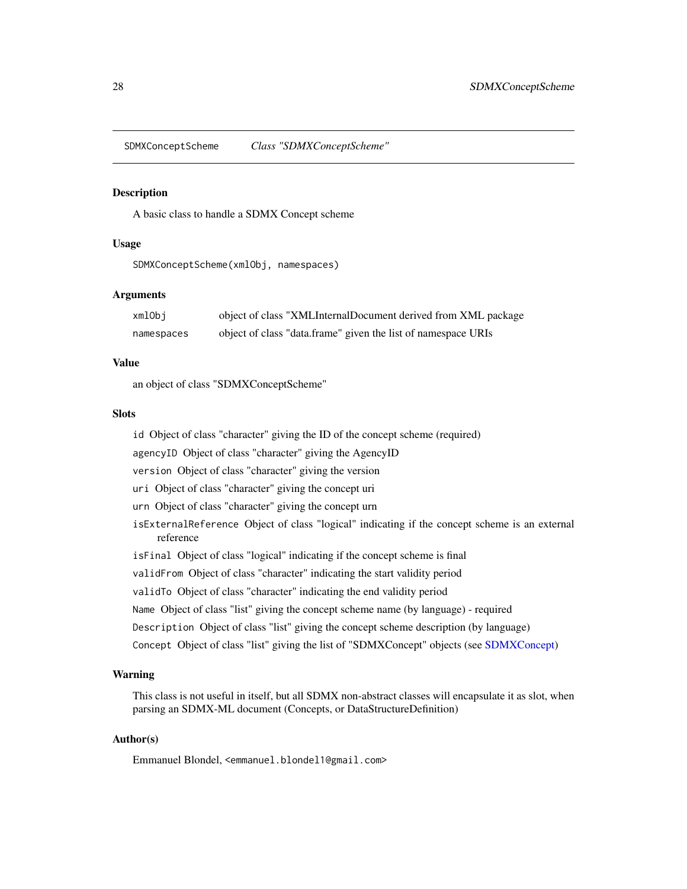SDMXConceptScheme *Class "SDMXConceptScheme"*

## Description

A basic class to handle a SDMX Concept scheme

## Usage

```
SDMXConceptScheme(xmlObj, namespaces)
```

## Arguments

| | |
|---|---|
| `xmlObj` | object of class "XMLInternalDocument derived from XML package |
| `namespaces` | object of class "data.frame" given the list of namespace URIs |

## Value

an object of class "SDMXConceptScheme"

## Slots

- `id` Object of class "character" giving the ID of the concept scheme (required)
- `agencyID` Object of class "character" giving the AgencyID
- `version` Object of class "character" giving the version
- `uri` Object of class "character" giving the concept uri
- `urn` Object of class "character" giving the concept urn
- `isExternalReference` Object of class "logical" indicating if the concept scheme is an external reference
- `isFinal` Object of class "logical" indicating if the concept scheme is final
- `validFrom` Object of class "character" indicating the start validity period
- `validTo` Object of class "character" indicating the end validity period
- `Name` Object of class "list" giving the concept scheme name (by language) - required
- `Description` Object of class "list" giving the concept scheme description (by language)
- `Concept` Object of class "list" giving the list of "SDMXConcept" objects (see SDMXConcept)

## Warning

This class is not useful in itself, but all SDMX non-abstract classes will encapsulate it as slot, when parsing an SDMX-ML document (Concepts, or DataStructureDefinition)

## Author(s)

Emmanuel Blondel, `<emmanuel.blondel1@gmail.com>`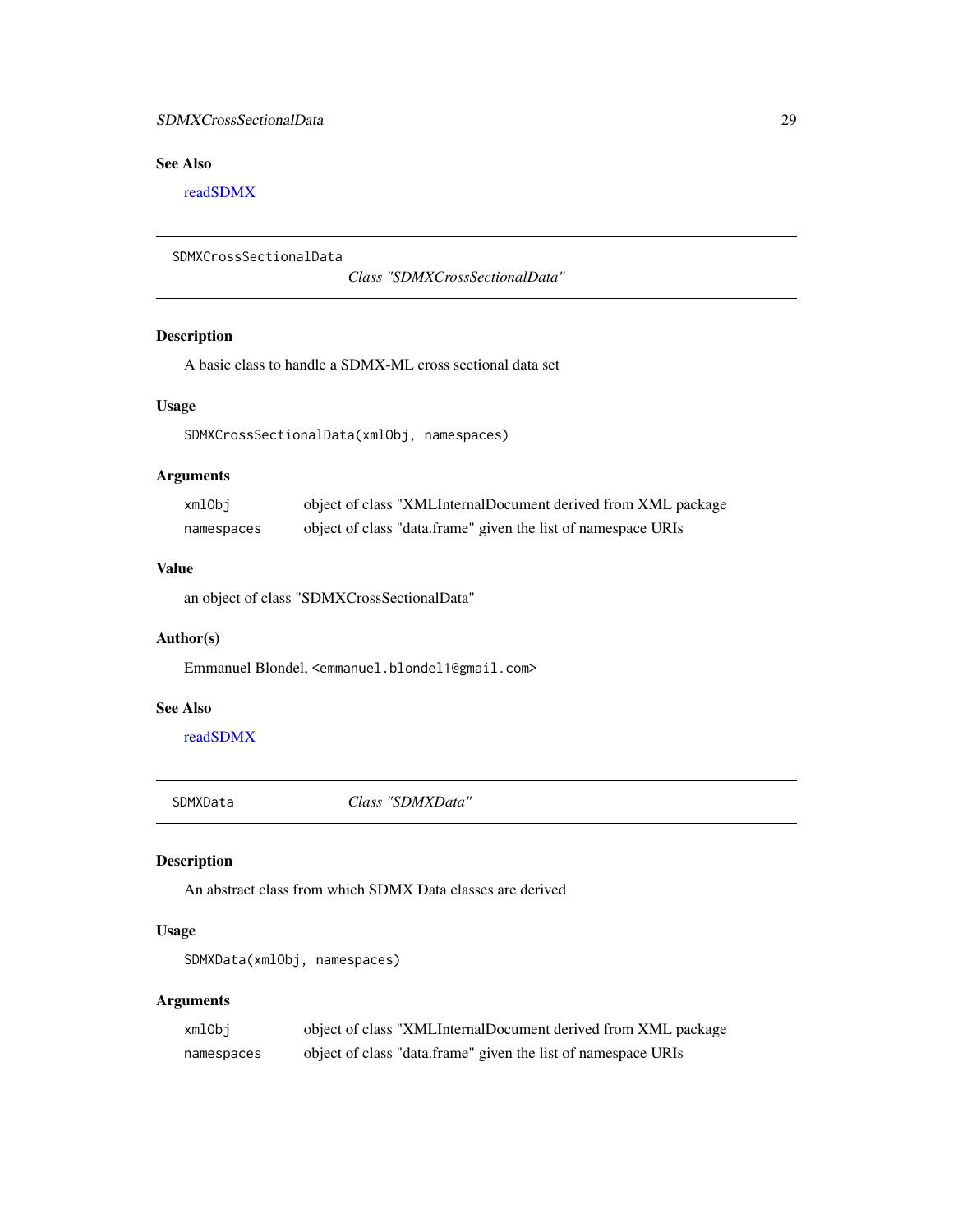### See Also

readSDMX

---

`SDMXCrossSectionalData` *Class "SDMXCrossSectionalData"*

---

### Description

A basic class to handle a SDMX-ML cross sectional data set

### Usage

```
SDMXCrossSectionalData(xmlObj, namespaces)
```

### Arguments

| | |
|---|---|
| `xmlObj` | object of class "XMLInternalDocument derived from XML package |
| `namespaces` | object of class "data.frame" given the list of namespace URIs |

### Value

an object of class "SDMXCrossSectionalData"

### Author(s)

Emmanuel Blondel, `<emmanuel.blondel1@gmail.com>`

### See Also

readSDMX

---

`SDMXData` *Class "SDMXData"*

---

### Description

An abstract class from which SDMX Data classes are derived

### Usage

```
SDMXData(xmlObj, namespaces)
```

### Arguments

| | |
|---|---|
| `xmlObj` | object of class "XMLInternalDocument derived from XML package |
| `namespaces` | object of class "data.frame" given the list of namespace URIs |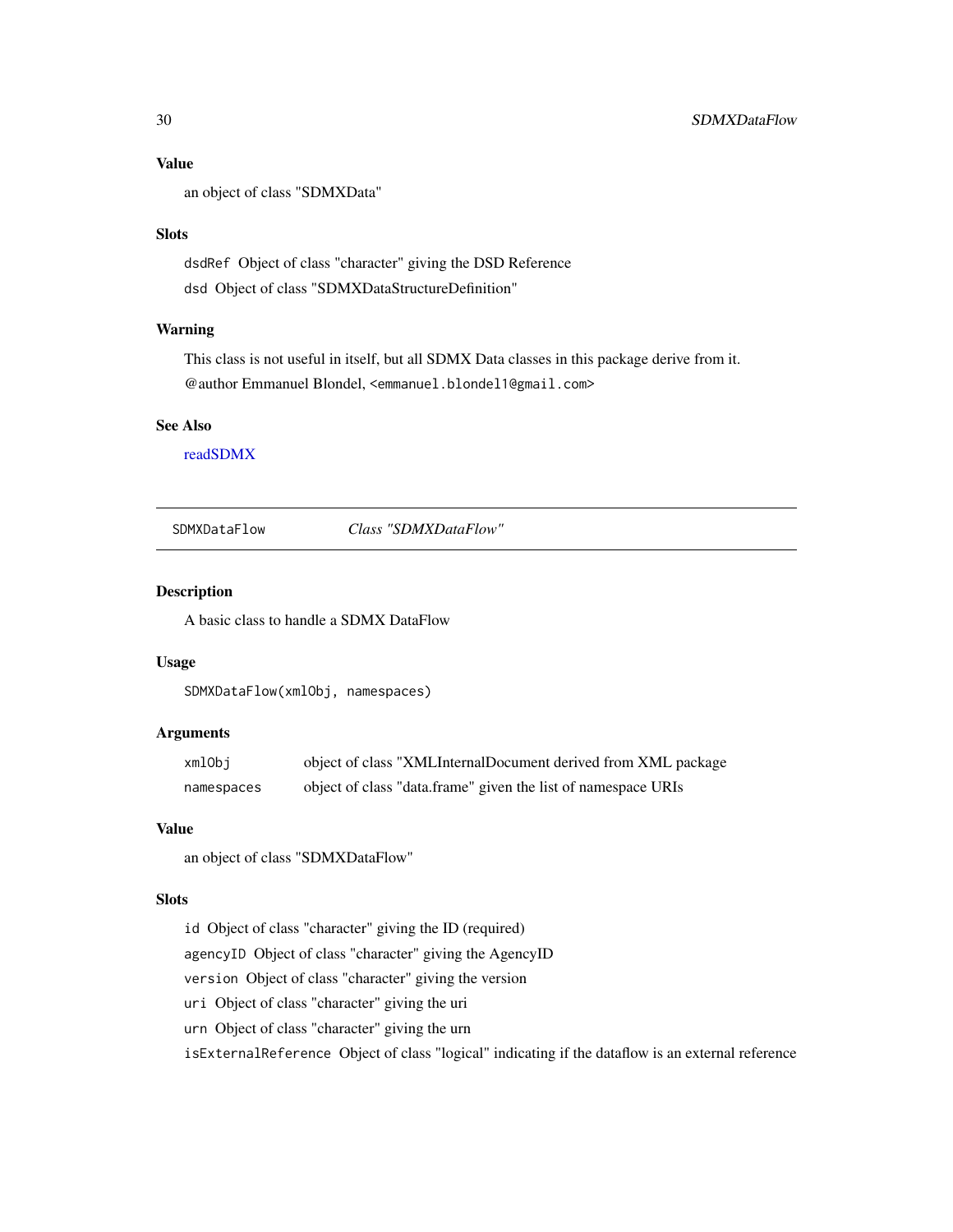### Value

an object of class "SDMXData"

### Slots

`dsdRef` Object of class "character" giving the DSD Reference

`dsd` Object of class "SDMXDataStructureDefinition"

### Warning

This class is not useful in itself, but all SDMX Data classes in this package derive from it.

@author Emmanuel Blondel, `<emmanuel.blondel1@gmail.com>`

### See Also

readSDMX

---

## SDMXDataFlow    *Class "SDMXDataFlow"*

---

### Description

A basic class to handle a SDMX DataFlow

### Usage

```
SDMXDataFlow(xmlObj, namespaces)
```

### Arguments

| | |
|---|---|
| `xmlObj` | object of class "XMLInternalDocument derived from XML package |
| `namespaces` | object of class "data.frame" given the list of namespace URIs |

### Value

an object of class "SDMXDataFlow"

### Slots

`id` Object of class "character" giving the ID (required)

`agencyID` Object of class "character" giving the AgencyID

`version` Object of class "character" giving the version

`uri` Object of class "character" giving the uri

`urn` Object of class "character" giving the urn

`isExternalReference` Object of class "logical" indicating if the dataflow is an external reference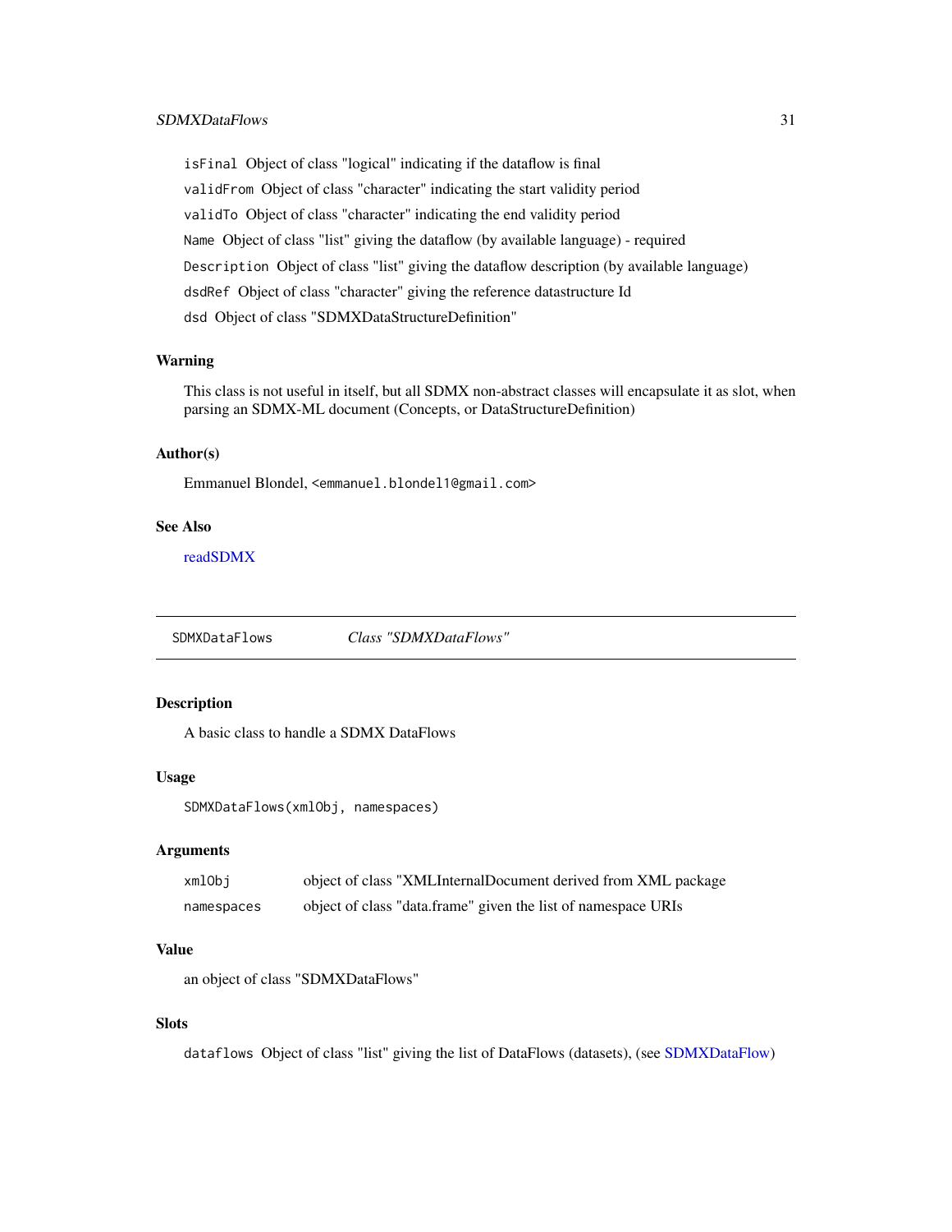`isFinal` Object of class "logical" indicating if the dataflow is final

`validFrom` Object of class "character" indicating the start validity period

`validTo` Object of class "character" indicating the end validity period

`Name` Object of class "list" giving the dataflow (by available language) - required

`Description` Object of class "list" giving the dataflow description (by available language)

`dsdRef` Object of class "character" giving the reference datastructure Id

`dsd` Object of class "SDMXDataStructureDefinition"

### Warning

This class is not useful in itself, but all SDMX non-abstract classes will encapsulate it as slot, when parsing an SDMX-ML document (Concepts, or DataStructureDefinition)

### Author(s)

Emmanuel Blondel, <emmanuel.blondel1@gmail.com>

### See Also

readSDMX

---

## SDMXDataFlows    *Class "SDMXDataFlows"*

---

### Description

A basic class to handle a SDMX DataFlows

### Usage

```
SDMXDataFlows(xmlObj, namespaces)
```

### Arguments

| | |
|---|---|
| `xmlObj` | object of class "XMLInternalDocument derived from XML package |
| `namespaces` | object of class "data.frame" given the list of namespace URIs |

### Value

an object of class "SDMXDataFlows"

### Slots

`dataflows` Object of class "list" giving the list of DataFlows (datasets), (see SDMXDataFlow)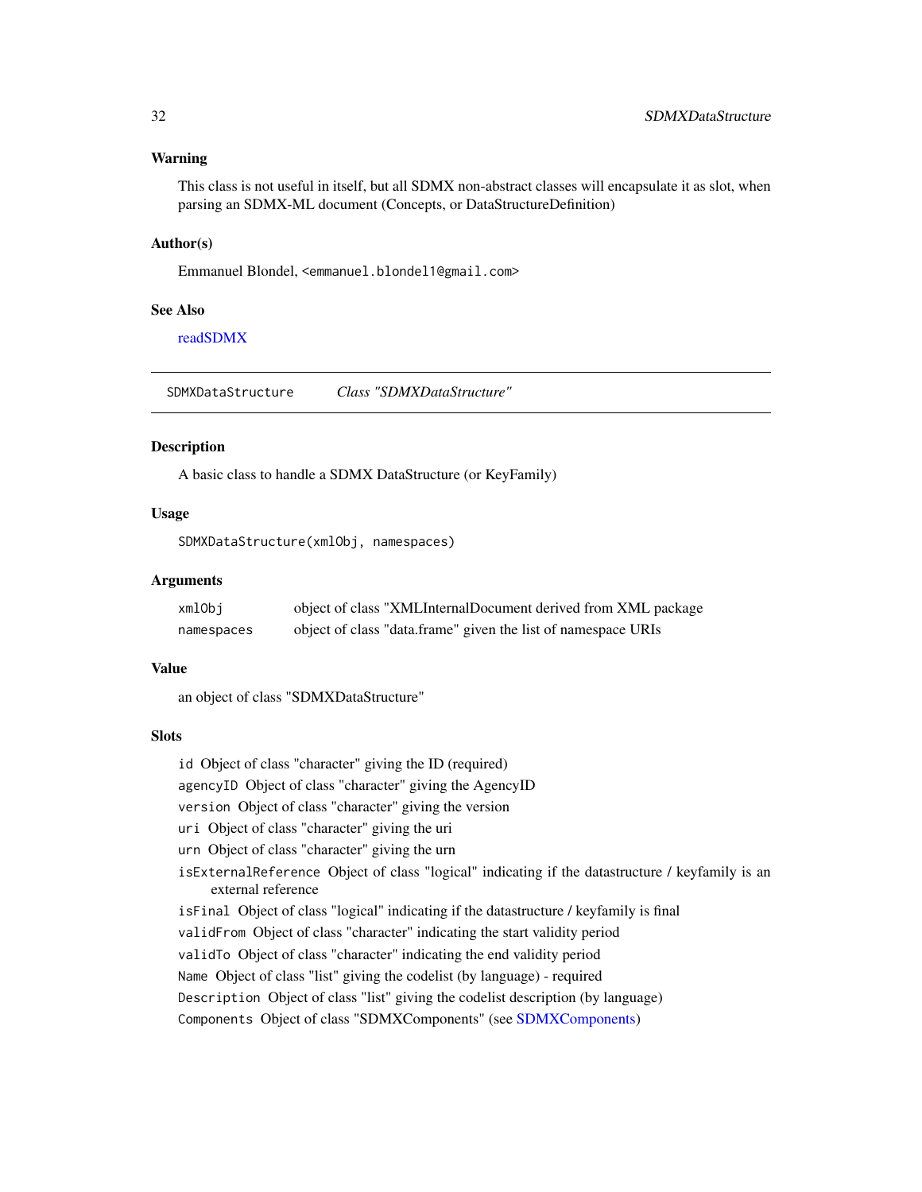### Warning

This class is not useful in itself, but all SDMX non-abstract classes will encapsulate it as slot, when parsing an SDMX-ML document (Concepts, or DataStructureDefinition)

### Author(s)

Emmanuel Blondel, <emmanuel.blondel1@gmail.com>

### See Also

readSDMX

---

## SDMXDataStructure    *Class "SDMXDataStructure"*

---

### Description

A basic class to handle a SDMX DataStructure (or KeyFamily)

### Usage

```
SDMXDataStructure(xmlObj, namespaces)
```

### Arguments

| | |
|---|---|
| `xmlObj` | object of class "XMLInternalDocument derived from XML package |
| `namespaces` | object of class "data.frame" given the list of namespace URIs |

### Value

an object of class "SDMXDataStructure"

### Slots

- `id` Object of class "character" giving the ID (required)
- `agencyID` Object of class "character" giving the AgencyID
- `version` Object of class "character" giving the version
- `uri` Object of class "character" giving the uri
- `urn` Object of class "character" giving the urn
- `isExternalReference` Object of class "logical" indicating if the datastructure / keyfamily is an external reference
- `isFinal` Object of class "logical" indicating if the datastructure / keyfamily is final
- `validFrom` Object of class "character" indicating the start validity period
- `validTo` Object of class "character" indicating the end validity period
- `Name` Object of class "list" giving the codelist (by language) - required
- `Description` Object of class "list" giving the codelist description (by language)
- `Components` Object of class "SDMXComponents" (see SDMXComponents)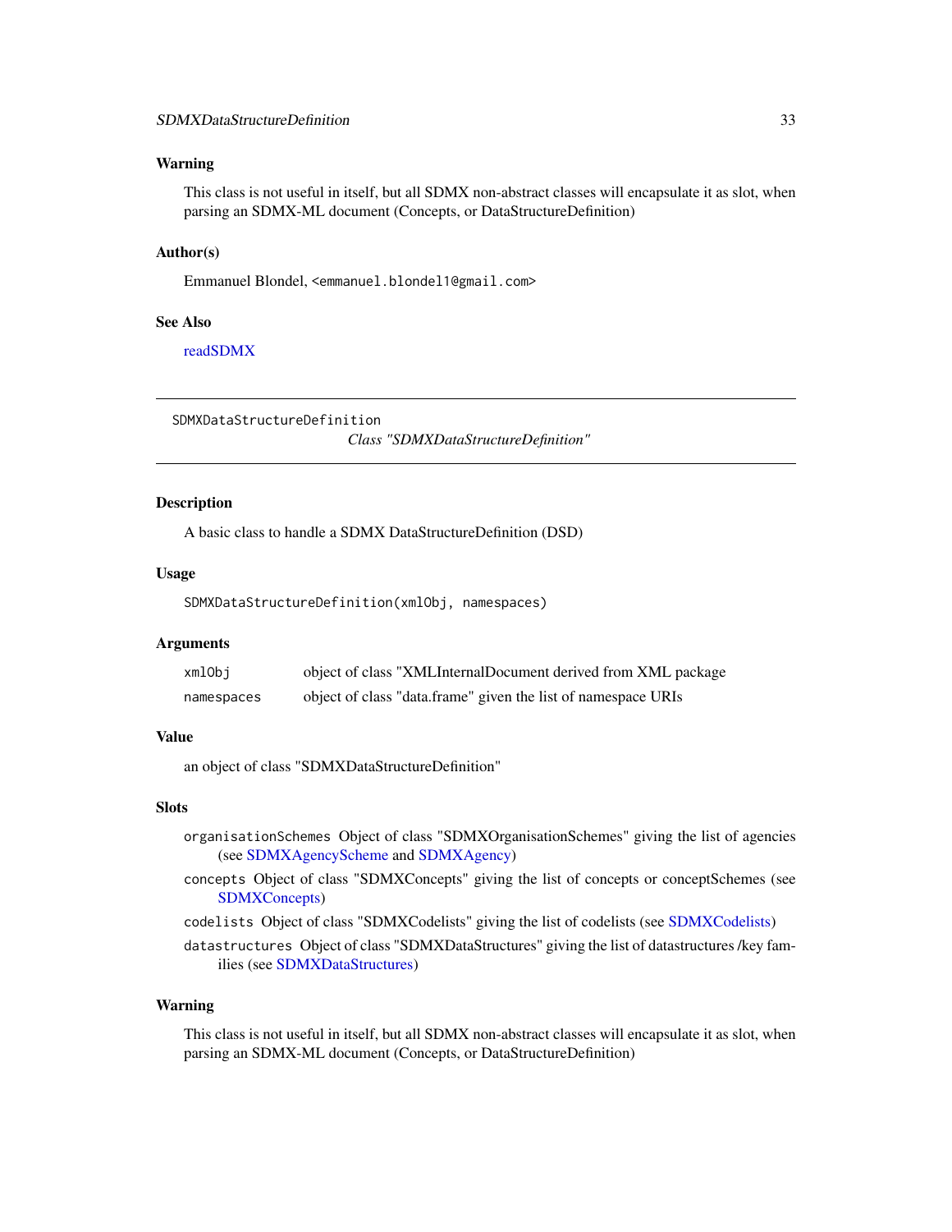## Warning

This class is not useful in itself, but all SDMX non-abstract classes will encapsulate it as slot, when parsing an SDMX-ML document (Concepts, or DataStructureDefinition)

## Author(s)

Emmanuel Blondel, <emmanuel.blondel1@gmail.com>

## See Also

readSDMX

---

# SDMXDataStructureDefinition

*Class "SDMXDataStructureDefinition"*

---

## Description

A basic class to handle a SDMX DataStructureDefinition (DSD)

## Usage

```
SDMXDataStructureDefinition(xmlObj, namespaces)
```

## Arguments

| | |
|---|---|
| `xmlObj` | object of class "XMLInternalDocument derived from XML package |
| `namespaces` | object of class "data.frame" given the list of namespace URIs |

## Value

an object of class "SDMXDataStructureDefinition"

## Slots

- `organisationSchemes` Object of class "SDMXOrganisationSchemes" giving the list of agencies (see SDMXAgencyScheme and SDMXAgency)
- `concepts` Object of class "SDMXConcepts" giving the list of concepts or conceptSchemes (see SDMXConcepts)
- `codelists` Object of class "SDMXCodelists" giving the list of codelists (see SDMXCodelists)
- `datastructures` Object of class "SDMXDataStructures" giving the list of datastructures /key families (see SDMXDataStructures)

## Warning

This class is not useful in itself, but all SDMX non-abstract classes will encapsulate it as slot, when parsing an SDMX-ML document (Concepts, or DataStructureDefinition)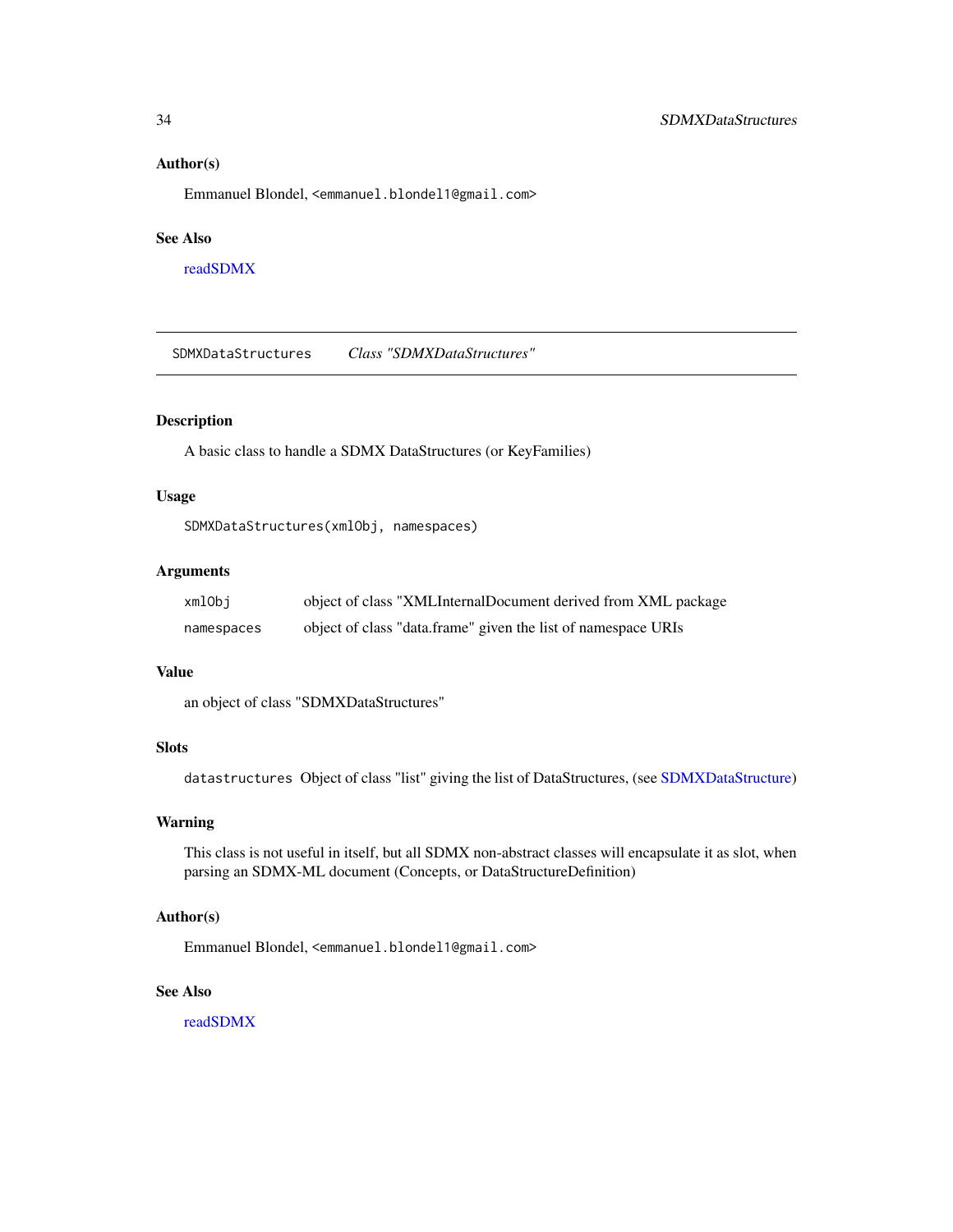### Author(s)

Emmanuel Blondel, <emmanuel.blondel1@gmail.com>

### See Also

readSDMX

---

## SDMXDataStructures    *Class "SDMXDataStructures"*

---

### Description

A basic class to handle a SDMX DataStructures (or KeyFamilies)

### Usage

```
SDMXDataStructures(xmlObj, namespaces)
```

### Arguments

| | |
|---|---|
| `xmlObj` | object of class "XMLInternalDocument derived from XML package |
| `namespaces` | object of class "data.frame" given the list of namespace URIs |

### Value

an object of class "SDMXDataStructures"

### Slots

`datastructures` Object of class "list" giving the list of DataStructures, (see SDMXDataStructure)

### Warning

This class is not useful in itself, but all SDMX non-abstract classes will encapsulate it as slot, when parsing an SDMX-ML document (Concepts, or DataStructureDefinition)

### Author(s)

Emmanuel Blondel, <emmanuel.blondel1@gmail.com>

### See Also

readSDMX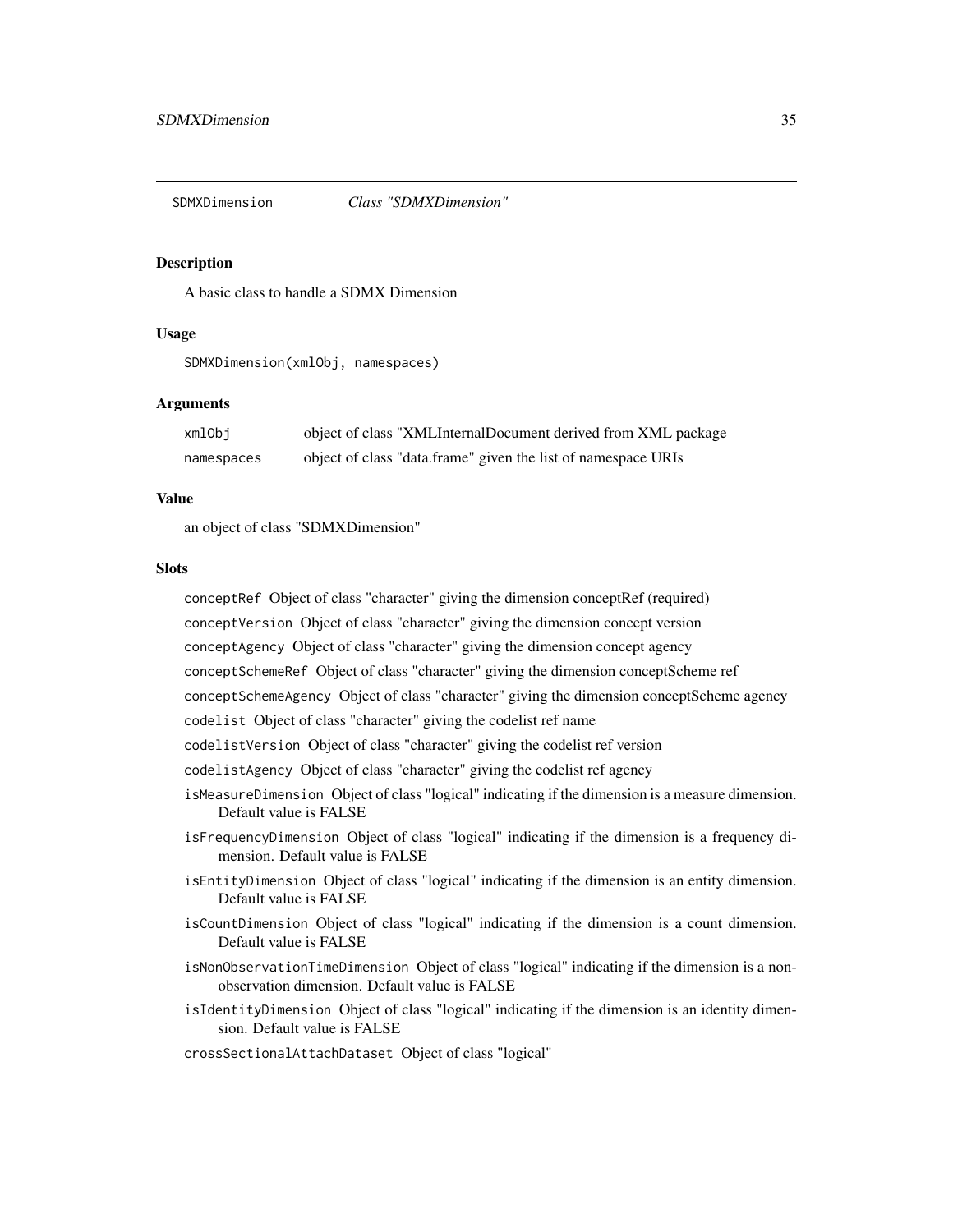SDMXDimension *Class "SDMXDimension"*

## Description

A basic class to handle a SDMX Dimension

## Usage

```
SDMXDimension(xmlObj, namespaces)
```

## Arguments

| | |
|---|---|
| xmlObj | object of class "XMLInternalDocument derived from XML package |
| namespaces | object of class "data.frame" given the list of namespace URIs |

## Value

an object of class "SDMXDimension"

## Slots

`conceptRef` Object of class "character" giving the dimension conceptRef (required)

`conceptVersion` Object of class "character" giving the dimension concept version

`conceptAgency` Object of class "character" giving the dimension concept agency

`conceptSchemeRef` Object of class "character" giving the dimension conceptScheme ref

`conceptSchemeAgency` Object of class "character" giving the dimension conceptScheme agency

`codelist` Object of class "character" giving the codelist ref name

`codelistVersion` Object of class "character" giving the codelist ref version

`codelistAgency` Object of class "character" giving the codelist ref agency

`isMeasureDimension` Object of class "logical" indicating if the dimension is a measure dimension. Default value is FALSE

`isFrequencyDimension` Object of class "logical" indicating if the dimension is a frequency dimension. Default value is FALSE

`isEntityDimension` Object of class "logical" indicating if the dimension is an entity dimension. Default value is FALSE

`isCountDimension` Object of class "logical" indicating if the dimension is a count dimension. Default value is FALSE

`isNonObservationTimeDimension` Object of class "logical" indicating if the dimension is a non-observation dimension. Default value is FALSE

`isIdentityDimension` Object of class "logical" indicating if the dimension is an identity dimension. Default value is FALSE

`crossSectionalAttachDataset` Object of class "logical"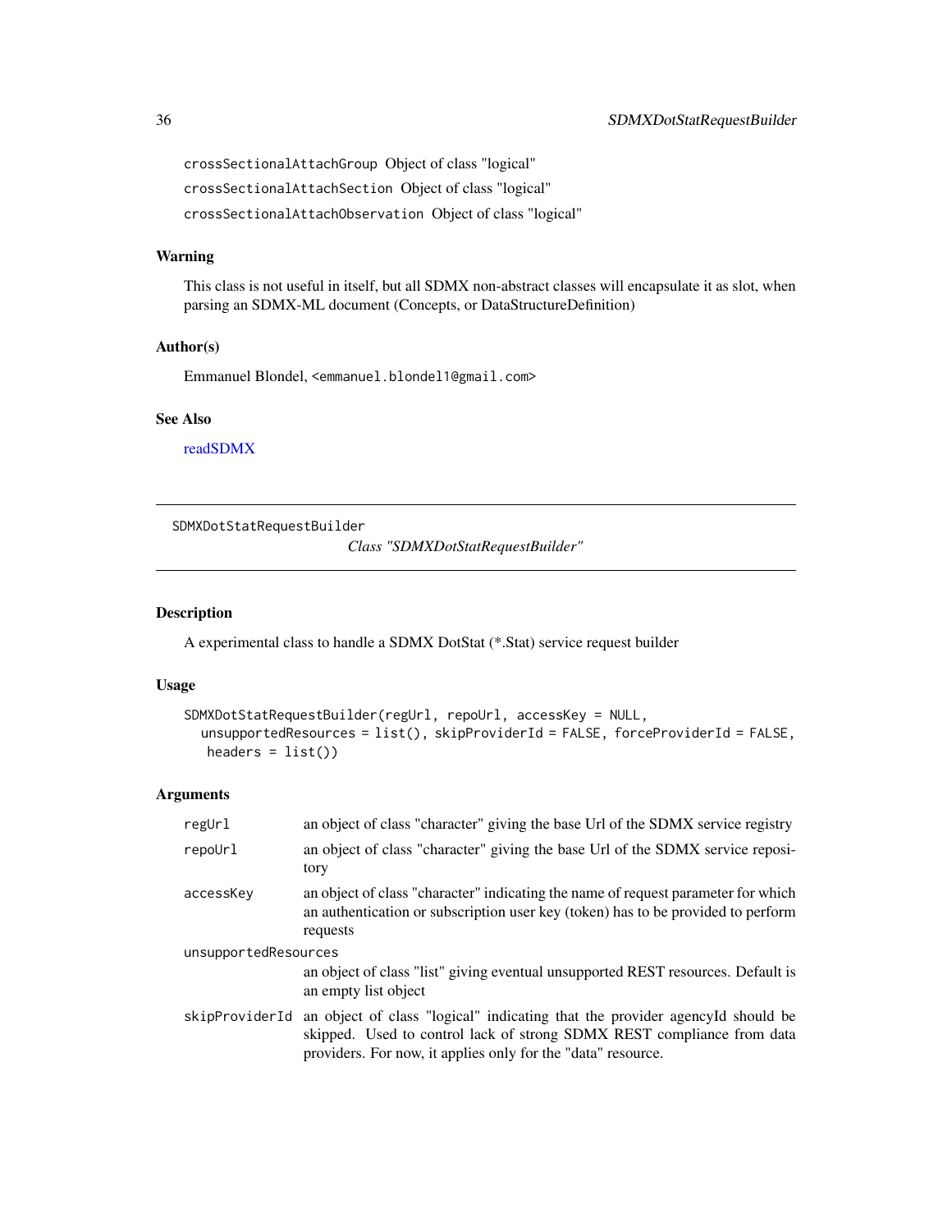`crossSectionalAttachGroup` Object of class "logical"

`crossSectionalAttachSection` Object of class "logical"

`crossSectionalAttachObservation` Object of class "logical"

### Warning

This class is not useful in itself, but all SDMX non-abstract classes will encapsulate it as slot, when parsing an SDMX-ML document (Concepts, or DataStructureDefinition)

### Author(s)

Emmanuel Blondel, <emmanuel.blondel1@gmail.com>

### See Also

readSDMX

---

## SDMXDotStatRequestBuilder — *Class "SDMXDotStatRequestBuilder"*

---

### Description

A experimental class to handle a SDMX DotStat (*.Stat) service request builder

### Usage

```
SDMXDotStatRequestBuilder(regUrl, repoUrl, accessKey = NULL,
  unsupportedResources = list(), skipProviderId = FALSE, forceProviderId = FALSE,
   headers = list())
```

### Arguments

| | |
|---|---|
| `regUrl` | an object of class "character" giving the base Url of the SDMX service registry |
| `repoUrl` | an object of class "character" giving the base Url of the SDMX service repository |
| `accessKey` | an object of class "character" indicating the name of request parameter for which an authentication or subscription user key (token) has to be provided to perform requests |
| `unsupportedResources` | an object of class "list" giving eventual unsupported REST resources. Default is an empty list object |
| `skipProviderId` | an object of class "logical" indicating that the provider agencyId should be skipped. Used to control lack of strong SDMX REST compliance from data providers. For now, it applies only for the "data" resource. |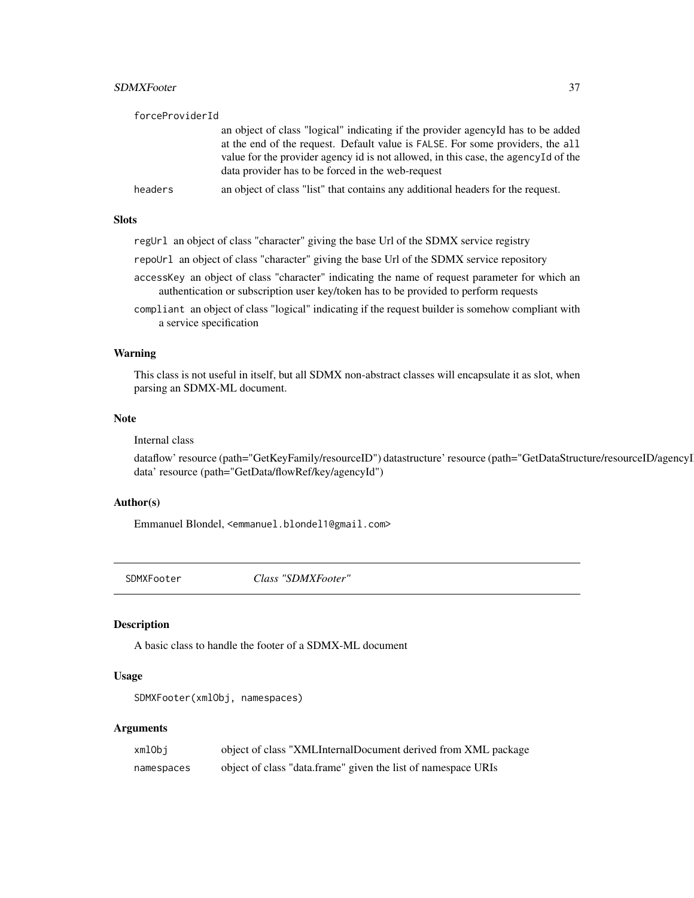| | |
|---|---|
| forceProviderId | an object of class "logical" indicating if the provider agencyId has to be added at the end of the request. Default value is FALSE. For some providers, the all value for the provider agency id is not allowed, in this case, the agencyId of the data provider has to be forced in the web-request |
| headers | an object of class "list" that contains any additional headers for the request. |

### Slots

regUrl an object of class "character" giving the base Url of the SDMX service registry

repoUrl an object of class "character" giving the base Url of the SDMX service repository

accessKey an object of class "character" indicating the name of request parameter for which an authentication or subscription user key/token has to be provided to perform requests

compliant an object of class "logical" indicating if the request builder is somehow compliant with a service specification

### Warning

This class is not useful in itself, but all SDMX non-abstract classes will encapsulate it as slot, when parsing an SDMX-ML document.

### Note

Internal class

dataflow' resource (path="GetKeyFamily/resourceID") datastructure' resource (path="GetDataStructure/resourceID/agencyI data' resource (path="GetData/flowRef/key/agencyId")

### Author(s)

Emmanuel Blondel, <emmanuel.blondel1@gmail.com>

---

## SDMXFooter *Class "SDMXFooter"*

### Description

A basic class to handle the footer of a SDMX-ML document

### Usage

```
SDMXFooter(xmlObj, namespaces)
```

### Arguments

| | |
|---|---|
| xmlObj | object of class "XMLInternalDocument derived from XML package |
| namespaces | object of class "data.frame" given the list of namespace URIs |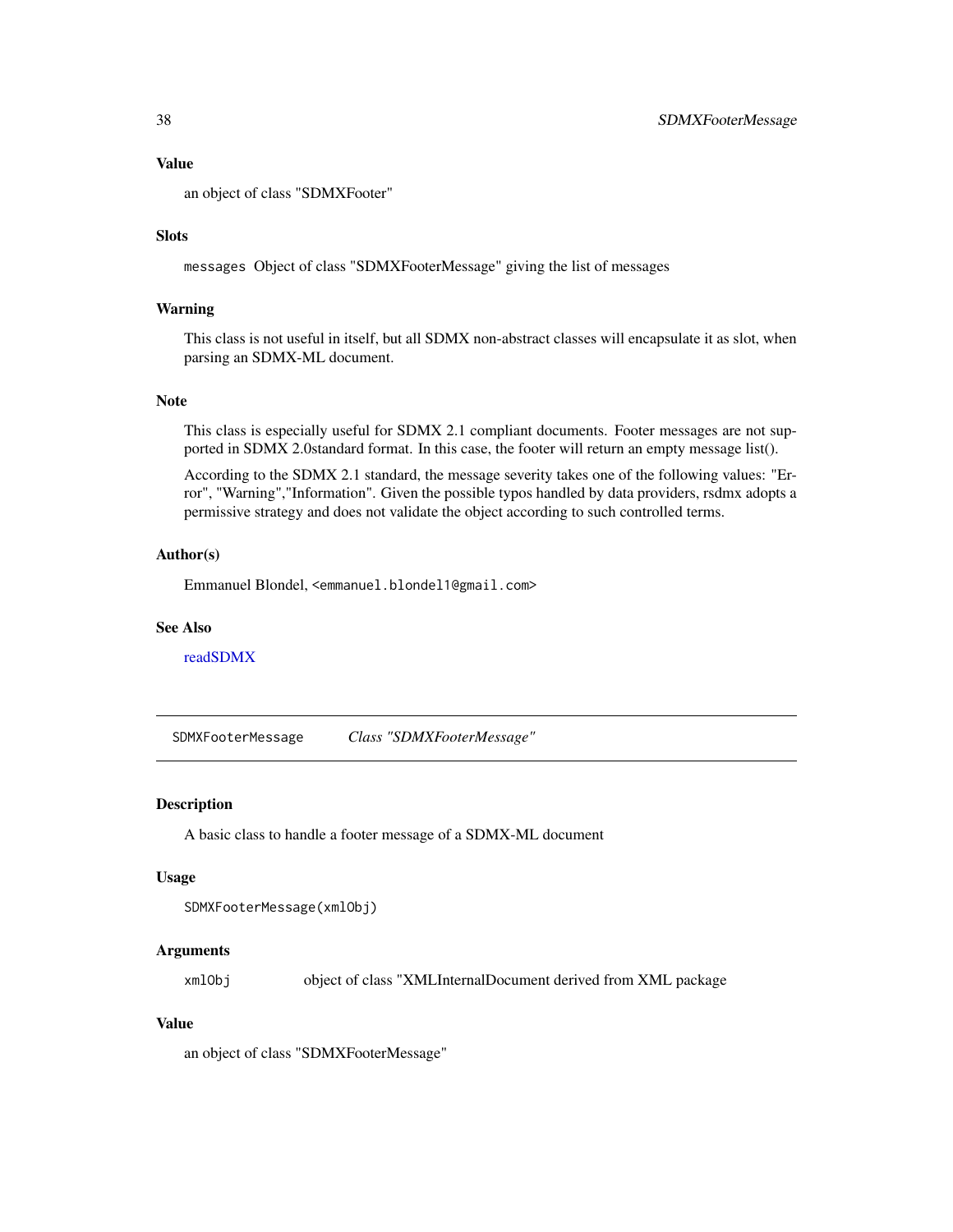### Value

an object of class "SDMXFooter"

### Slots

`messages` Object of class "SDMXFooterMessage" giving the list of messages

### Warning

This class is not useful in itself, but all SDMX non-abstract classes will encapsulate it as slot, when parsing an SDMX-ML document.

### Note

This class is especially useful for SDMX 2.1 compliant documents. Footer messages are not supported in SDMX 2.0standard format. In this case, the footer will return an empty message list().

According to the SDMX 2.1 standard, the message severity takes one of the following values: "Error", "Warning","Information". Given the possible typos handled by data providers, rsdmx adopts a permissive strategy and does not validate the object according to such controlled terms.

### Author(s)

Emmanuel Blondel, `<emmanuel.blondel1@gmail.com>`

### See Also

readSDMX

---

## SDMXFooterMessage    *Class "SDMXFooterMessage"*

---

### Description

A basic class to handle a footer message of a SDMX-ML document

### Usage

```
SDMXFooterMessage(xmlObj)
```

### Arguments

| | |
|---|---|
| `xmlObj` | object of class "XMLInternalDocument derived from XML package |

### Value

an object of class "SDMXFooterMessage"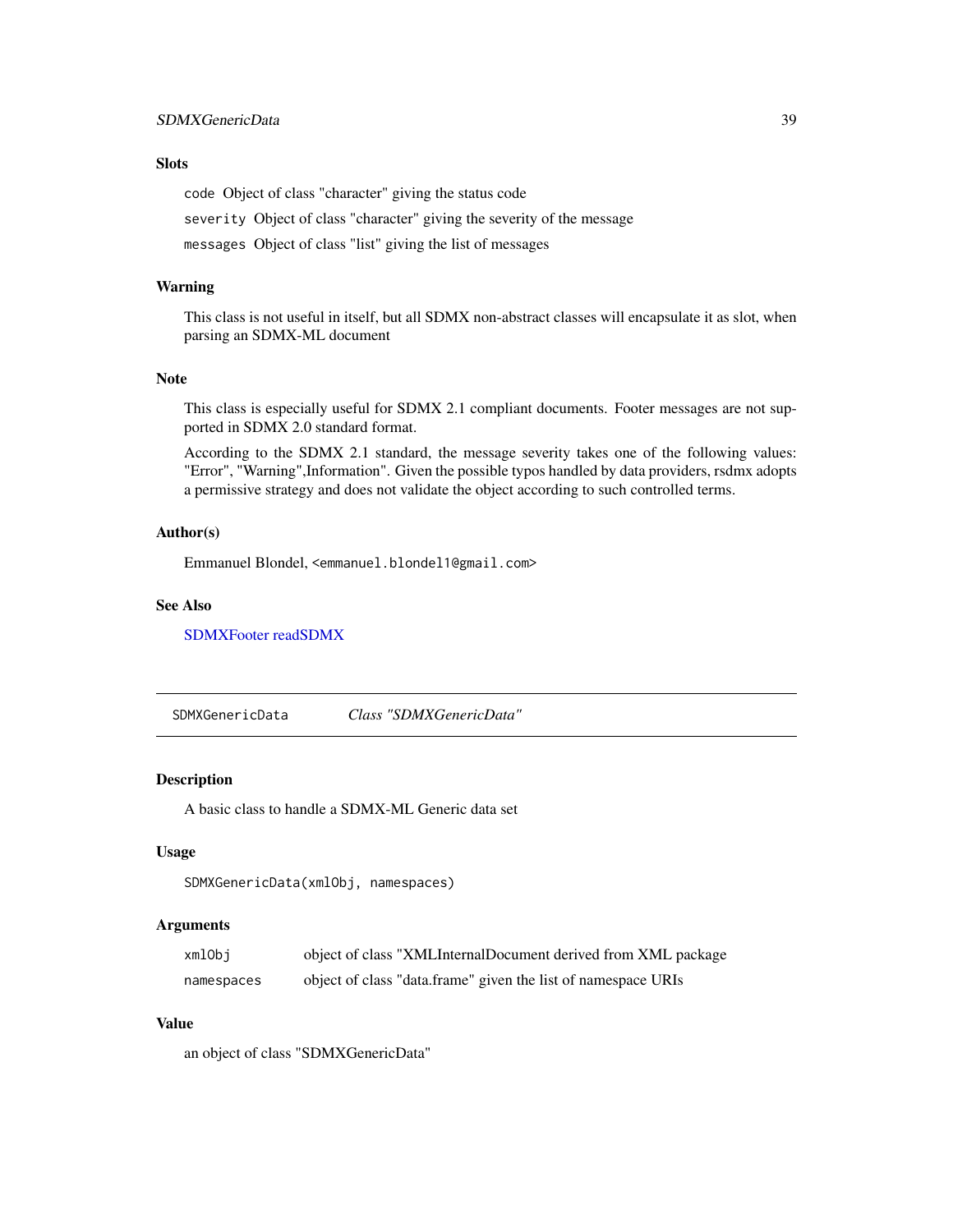### Slots

`code` Object of class "character" giving the status code

`severity` Object of class "character" giving the severity of the message

`messages` Object of class "list" giving the list of messages

### Warning

This class is not useful in itself, but all SDMX non-abstract classes will encapsulate it as slot, when parsing an SDMX-ML document

### Note

This class is especially useful for SDMX 2.1 compliant documents. Footer messages are not supported in SDMX 2.0 standard format.

According to the SDMX 2.1 standard, the message severity takes one of the following values: "Error", "Warning",Information". Given the possible typos handled by data providers, rsdmx adopts a permissive strategy and does not validate the object according to such controlled terms.

### Author(s)

Emmanuel Blondel, `<emmanuel.blondel1@gmail.com>`

### See Also

SDMXFooter readSDMX

---

## SDMXGenericData *Class "SDMXGenericData"*

### Description

A basic class to handle a SDMX-ML Generic data set

### Usage

```
SDMXGenericData(xmlObj, namespaces)
```

### Arguments

| | |
|---|---|
| `xmlObj` | object of class "XMLInternalDocument derived from XML package |
| `namespaces` | object of class "data.frame" given the list of namespace URIs |

### Value

an object of class "SDMXGenericData"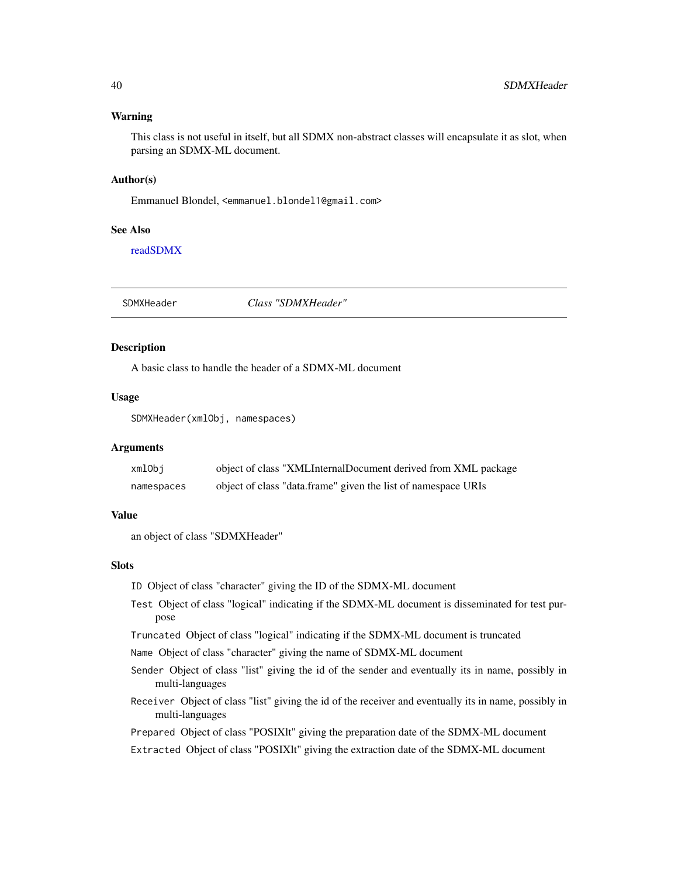### Warning

This class is not useful in itself, but all SDMX non-abstract classes will encapsulate it as slot, when parsing an SDMX-ML document.

### Author(s)

Emmanuel Blondel, <emmanuel.blondel1@gmail.com>

### See Also

readSDMX

---

## SDMXHeader *Class "SDMXHeader"*

---

### Description

A basic class to handle the header of a SDMX-ML document

### Usage

```
SDMXHeader(xmlObj, namespaces)
```

### Arguments

| | |
|---|---|
| xmlObj | object of class "XMLInternalDocument derived from XML package |
| namespaces | object of class "data.frame" given the list of namespace URIs |

### Value

an object of class "SDMXHeader"

### Slots

- `ID` Object of class "character" giving the ID of the SDMX-ML document
- `Test` Object of class "logical" indicating if the SDMX-ML document is disseminated for test purpose
- `Truncated` Object of class "logical" indicating if the SDMX-ML document is truncated
- `Name` Object of class "character" giving the name of SDMX-ML document
- `Sender` Object of class "list" giving the id of the sender and eventually its in name, possibly in multi-languages
- `Receiver` Object of class "list" giving the id of the receiver and eventually its in name, possibly in multi-languages
- `Prepared` Object of class "POSIXlt" giving the preparation date of the SDMX-ML document
- `Extracted` Object of class "POSIXlt" giving the extraction date of the SDMX-ML document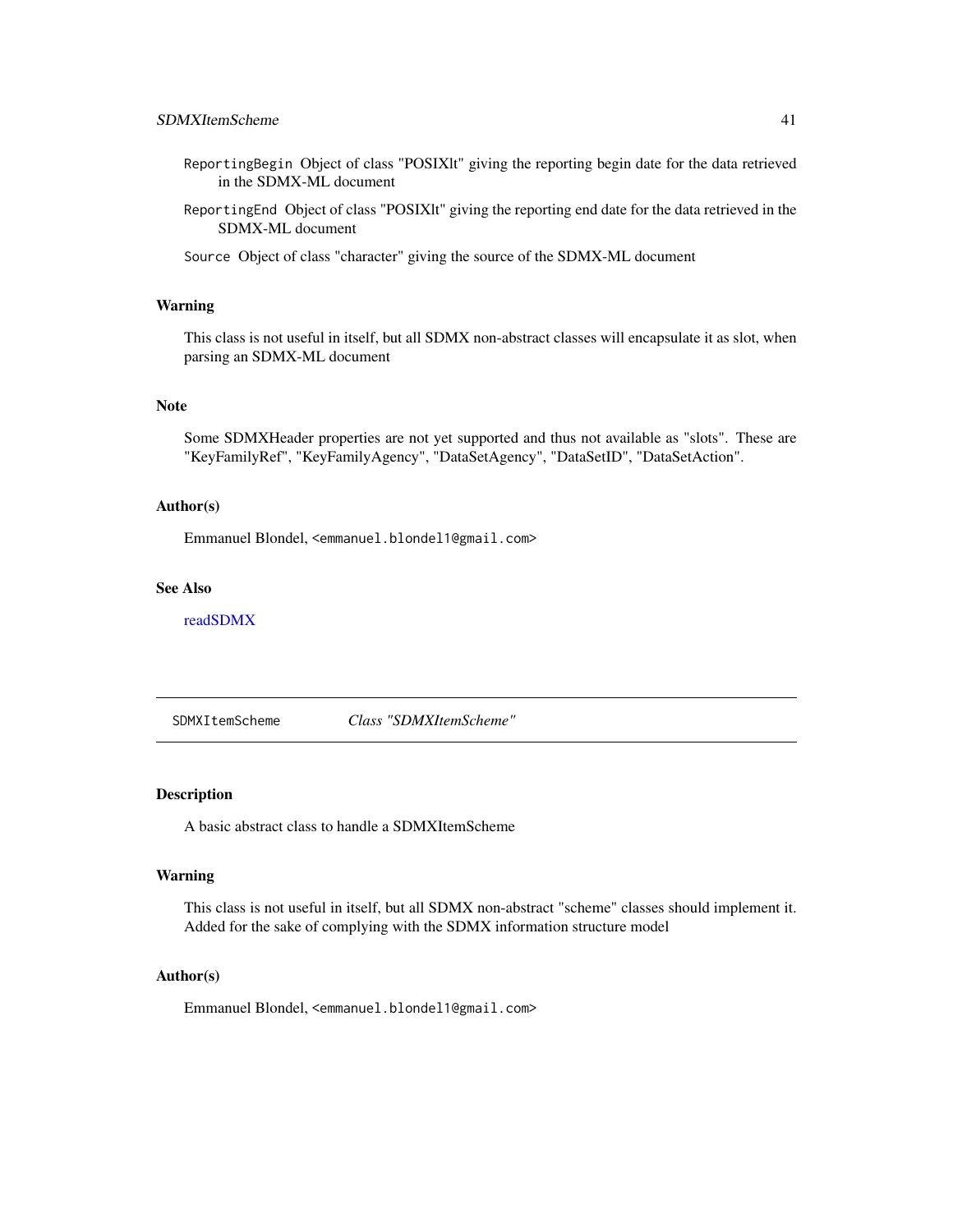`ReportingBegin` Object of class "POSIXlt" giving the reporting begin date for the data retrieved in the SDMX-ML document

`ReportingEnd` Object of class "POSIXlt" giving the reporting end date for the data retrieved in the SDMX-ML document

`Source` Object of class "character" giving the source of the SDMX-ML document

### Warning

This class is not useful in itself, but all SDMX non-abstract classes will encapsulate it as slot, when parsing an SDMX-ML document

### Note

Some SDMXHeader properties are not yet supported and thus not available as "slots". These are "KeyFamilyRef", "KeyFamilyAgency", "DataSetAgency", "DataSetID", "DataSetAction".

### Author(s)

Emmanuel Blondel, <emmanuel.blondel1@gmail.com>

### See Also

readSDMX

---

## SDMXItemScheme *Class "SDMXItemScheme"*

---

### Description

A basic abstract class to handle a SDMXItemScheme

### Warning

This class is not useful in itself, but all SDMX non-abstract "scheme" classes should implement it. Added for the sake of complying with the SDMX information structure model

### Author(s)

Emmanuel Blondel, <emmanuel.blondel1@gmail.com>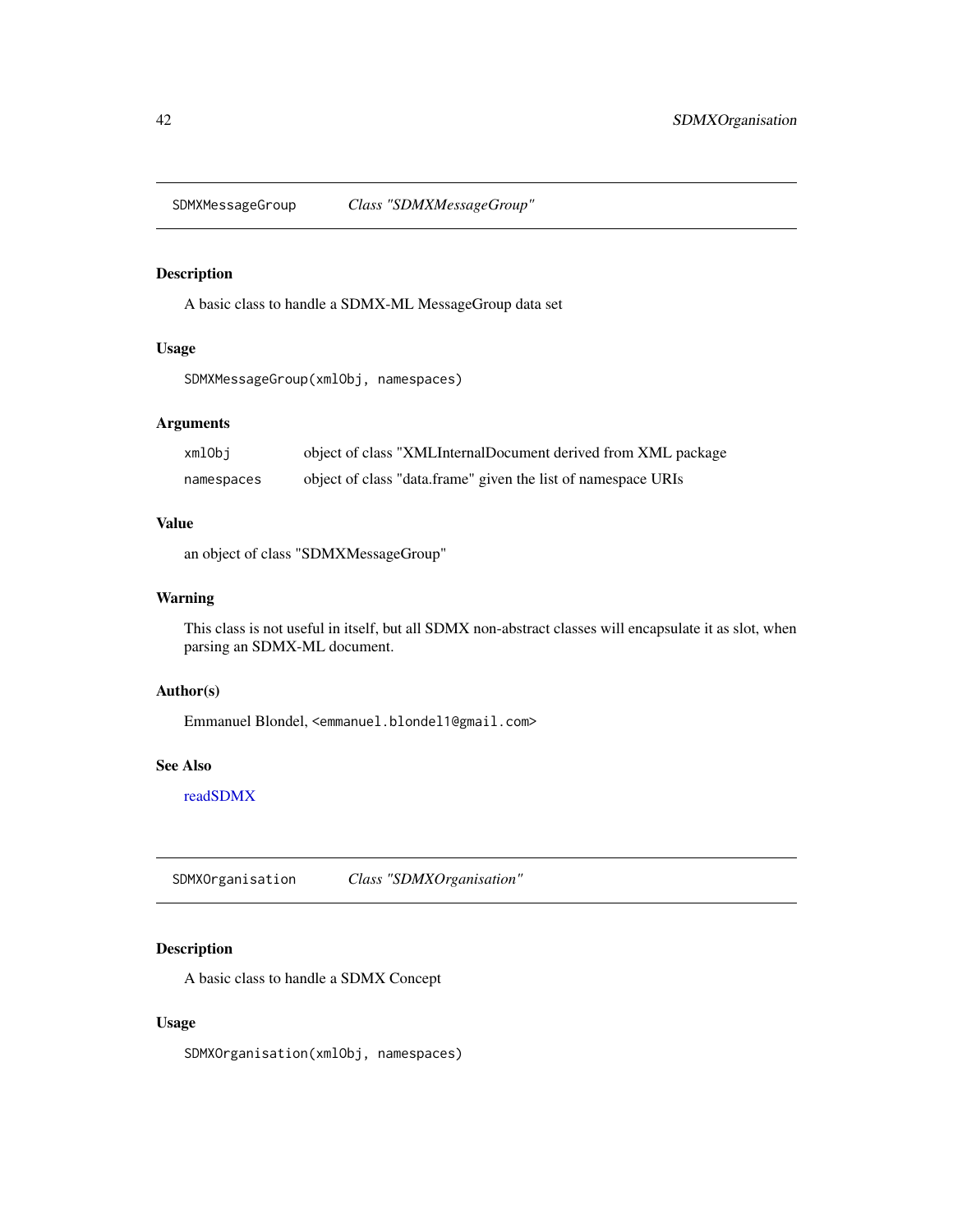## SDMXMessageGroup — *Class "SDMXMessageGroup"*

### Description

A basic class to handle a SDMX-ML MessageGroup data set

### Usage

```
SDMXMessageGroup(xmlObj, namespaces)
```

### Arguments

| | |
|---|---|
| `xmlObj` | object of class "XMLInternalDocument derived from XML package |
| `namespaces` | object of class "data.frame" given the list of namespace URIs |

### Value

an object of class "SDMXMessageGroup"

### Warning

This class is not useful in itself, but all SDMX non-abstract classes will encapsulate it as slot, when parsing an SDMX-ML document.

### Author(s)

Emmanuel Blondel, `<emmanuel.blondel1@gmail.com>`

### See Also

readSDMX

## SDMXOrganisation — *Class "SDMXOrganisation"*

### Description

A basic class to handle a SDMX Concept

### Usage

```
SDMXOrganisation(xmlObj, namespaces)
```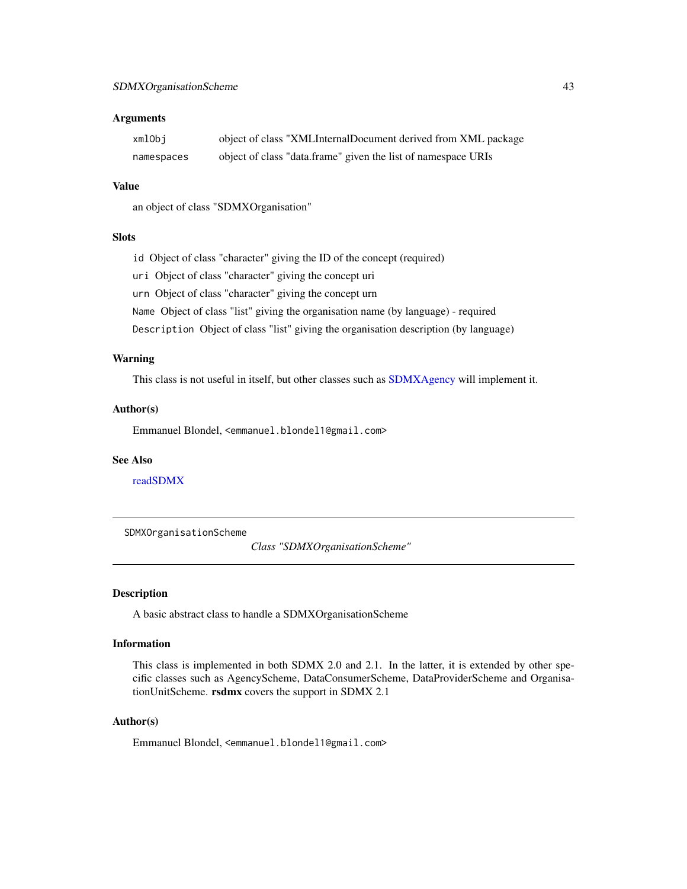### Arguments

| | |
|---|---|
| `xmlObj` | object of class "XMLInternalDocument derived from XML package |
| `namespaces` | object of class "data.frame" given the list of namespace URIs |

### Value

an object of class "SDMXOrganisation"

### Slots

- `id` Object of class "character" giving the ID of the concept (required)
- `uri` Object of class "character" giving the concept uri
- `urn` Object of class "character" giving the concept urn
- `Name` Object of class "list" giving the organisation name (by language) - required
- `Description` Object of class "list" giving the organisation description (by language)

### Warning

This class is not useful in itself, but other classes such as SDMXAgency will implement it.

### Author(s)

Emmanuel Blondel, <emmanuel.blondel1@gmail.com>

### See Also

readSDMX

---

`SDMXOrganisationScheme` *Class "SDMXOrganisationScheme"*

---

### Description

A basic abstract class to handle a SDMXOrganisationScheme

### Information

This class is implemented in both SDMX 2.0 and 2.1. In the latter, it is extended by other specific classes such as AgencyScheme, DataConsumerScheme, DataProviderScheme and OrganisationUnitScheme. **rsdmx** covers the support in SDMX 2.1

### Author(s)

Emmanuel Blondel, <emmanuel.blondel1@gmail.com>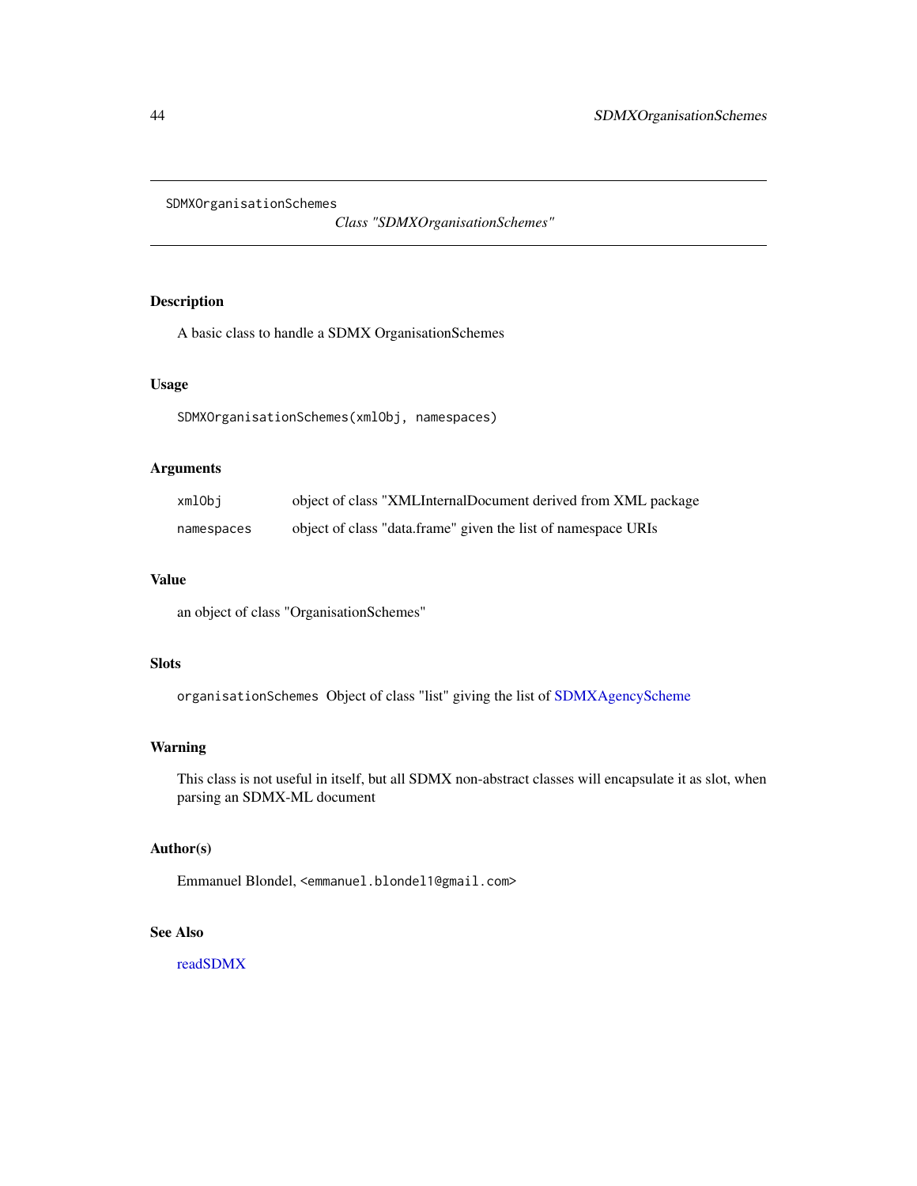SDMXOrganisationSchemes

*Class "SDMXOrganisationSchemes"*

## Description

A basic class to handle a SDMX OrganisationSchemes

## Usage

```
SDMXOrganisationSchemes(xmlObj, namespaces)
```

## Arguments

| | |
|---|---|
| `xmlObj` | object of class "XMLInternalDocument derived from XML package |
| `namespaces` | object of class "data.frame" given the list of namespace URIs |

## Value

an object of class "OrganisationSchemes"

## Slots

`organisationSchemes` Object of class "list" giving the list of SDMXAgencyScheme

## Warning

This class is not useful in itself, but all SDMX non-abstract classes will encapsulate it as slot, when parsing an SDMX-ML document

## Author(s)

Emmanuel Blondel, `<emmanuel.blondel1@gmail.com>`

## See Also

readSDMX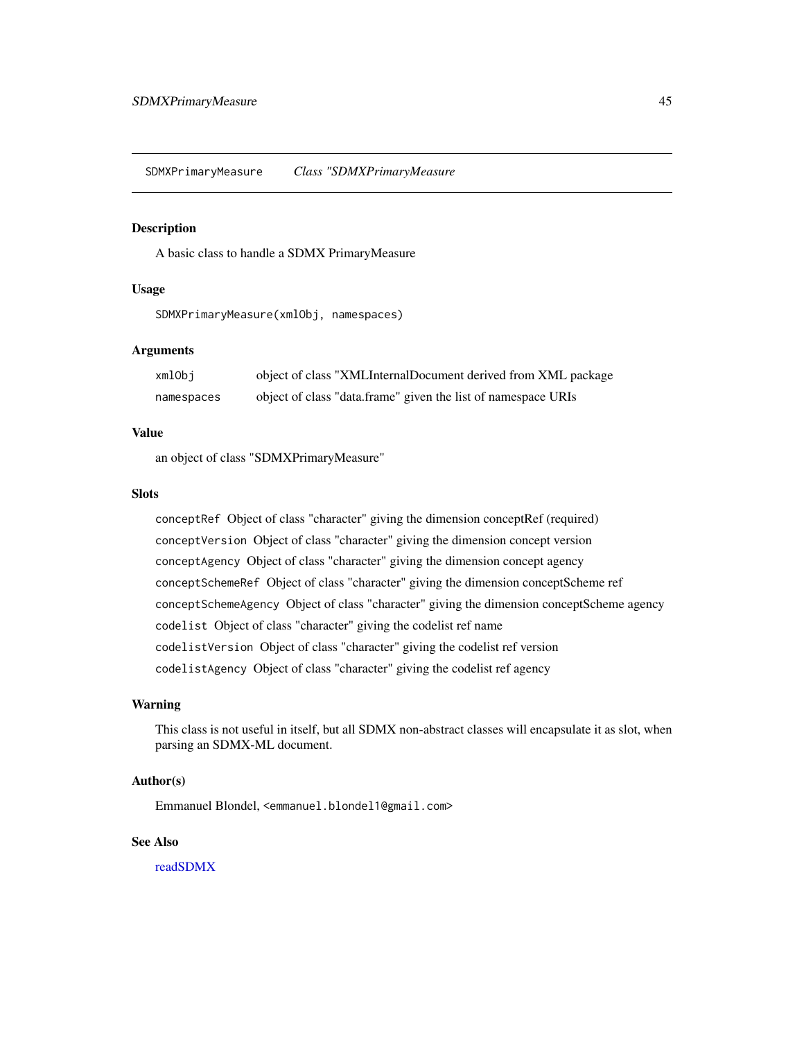SDMXPrimaryMeasure *Class "SDMXPrimaryMeasure*

### Description

A basic class to handle a SDMX PrimaryMeasure

### Usage

```
SDMXPrimaryMeasure(xmlObj, namespaces)
```

### Arguments

| | |
|---|---|
| `xmlObj` | object of class "XMLInternalDocument derived from XML package |
| `namespaces` | object of class "data.frame" given the list of namespace URIs |

### Value

an object of class "SDMXPrimaryMeasure"

### Slots

`conceptRef` Object of class "character" giving the dimension conceptRef (required)

`conceptVersion` Object of class "character" giving the dimension concept version

`conceptAgency` Object of class "character" giving the dimension concept agency

`conceptSchemeRef` Object of class "character" giving the dimension conceptScheme ref

`conceptSchemeAgency` Object of class "character" giving the dimension conceptScheme agency

`codelist` Object of class "character" giving the codelist ref name

`codelistVersion` Object of class "character" giving the codelist ref version

`codelistAgency` Object of class "character" giving the codelist ref agency

### Warning

This class is not useful in itself, but all SDMX non-abstract classes will encapsulate it as slot, when parsing an SDMX-ML document.

### Author(s)

Emmanuel Blondel, `<emmanuel.blondel1@gmail.com>`

### See Also

readSDMX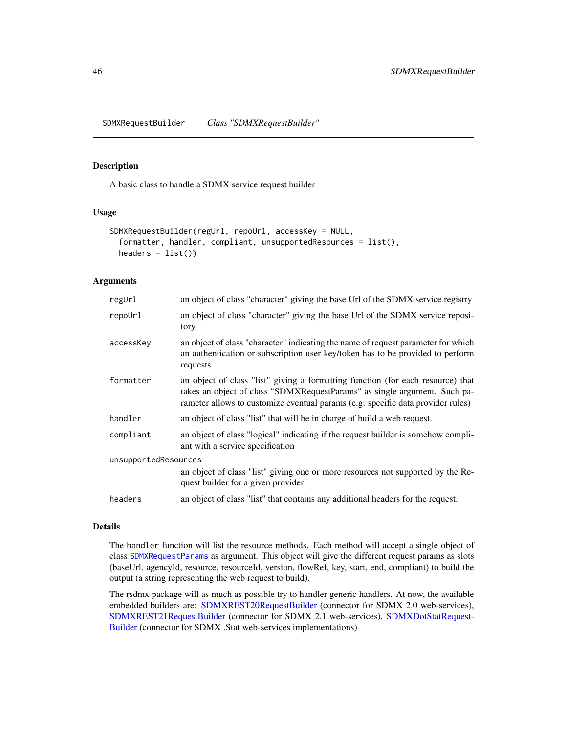SDMXRequestBuilder *Class "SDMXRequestBuilder"*

## Description

A basic class to handle a SDMX service request builder

## Usage

```
SDMXRequestBuilder(regUrl, repoUrl, accessKey = NULL,
  formatter, handler, compliant, unsupportedResources = list(),
  headers = list())
```

## Arguments

| | |
|---|---|
| regUrl | an object of class "character" giving the base Url of the SDMX service registry |
| repoUrl | an object of class "character" giving the base Url of the SDMX service repository |
| accessKey | an object of class "character" indicating the name of request parameter for which an authentication or subscription user key/token has to be provided to perform requests |
| formatter | an object of class "list" giving a formatting function (for each resource) that takes an object of class "SDMXRequestParams" as single argument. Such parameter allows to customize eventual params (e.g. specific data provider rules) |
| handler | an object of class "list" that will be in charge of build a web request. |
| compliant | an object of class "logical" indicating if the request builder is somehow compliant with a service specification |
| unsupportedResources | an object of class "list" giving one or more resources not supported by the Request Builder for a given provider |
| headers | an object of class "list" that contains any additional headers for the request. |

## Details

The `handler` function will list the resource methods. Each method will accept a single object of class `SDMXRequestParams` as argument. This object will give the different request params as slots (baseUrl, agencyId, resource, resourceId, version, flowRef, key, start, end, compliant) to build the output (a string representing the web request to build).

The rsdmx package will as much as possible try to handler generic handlers. At now, the available embedded builders are: SDMXREST20RequestBuilder (connector for SDMX 2.0 web-services), SDMXREST21RequestBuilder (connector for SDMX 2.1 web-services), SDMXDotStatRequestBuilder (connector for SDMX .Stat web-services implementations)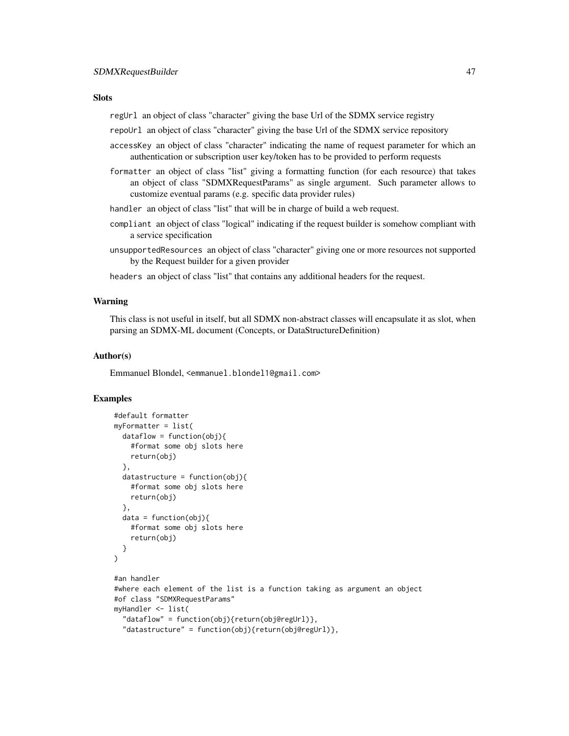### Slots

- `regUrl` an object of class "character" giving the base Url of the SDMX service registry
- `repoUrl` an object of class "character" giving the base Url of the SDMX service repository
- `accessKey` an object of class "character" indicating the name of request parameter for which an authentication or subscription user key/token has to be provided to perform requests
- `formatter` an object of class "list" giving a formatting function (for each resource) that takes an object of class "SDMXRequestParams" as single argument. Such parameter allows to customize eventual params (e.g. specific data provider rules)
- `handler` an object of class "list" that will be in charge of build a web request.
- `compliant` an object of class "logical" indicating if the request builder is somehow compliant with a service specification
- `unsupportedResources` an object of class "character" giving one or more resources not supported by the Request builder for a given provider
- `headers` an object of class "list" that contains any additional headers for the request.

### Warning

This class is not useful in itself, but all SDMX non-abstract classes will encapsulate it as slot, when parsing an SDMX-ML document (Concepts, or DataStructureDefinition)

### Author(s)

Emmanuel Blondel, <emmanuel.blondel1@gmail.com>

### Examples

```
#default formatter
myFormatter = list(
  dataflow = function(obj){
    #format some obj slots here
    return(obj)
  },
  datastructure = function(obj){
    #format some obj slots here
    return(obj)
  },
  data = function(obj){
    #format some obj slots here
    return(obj)
  }
)

#an handler
#where each element of the list is a function taking as argument an object
#of class "SDMXRequestParams"
myHandler <- list(
  "dataflow" = function(obj){return(obj@regUrl)},
  "datastructure" = function(obj){return(obj@regUrl)},
```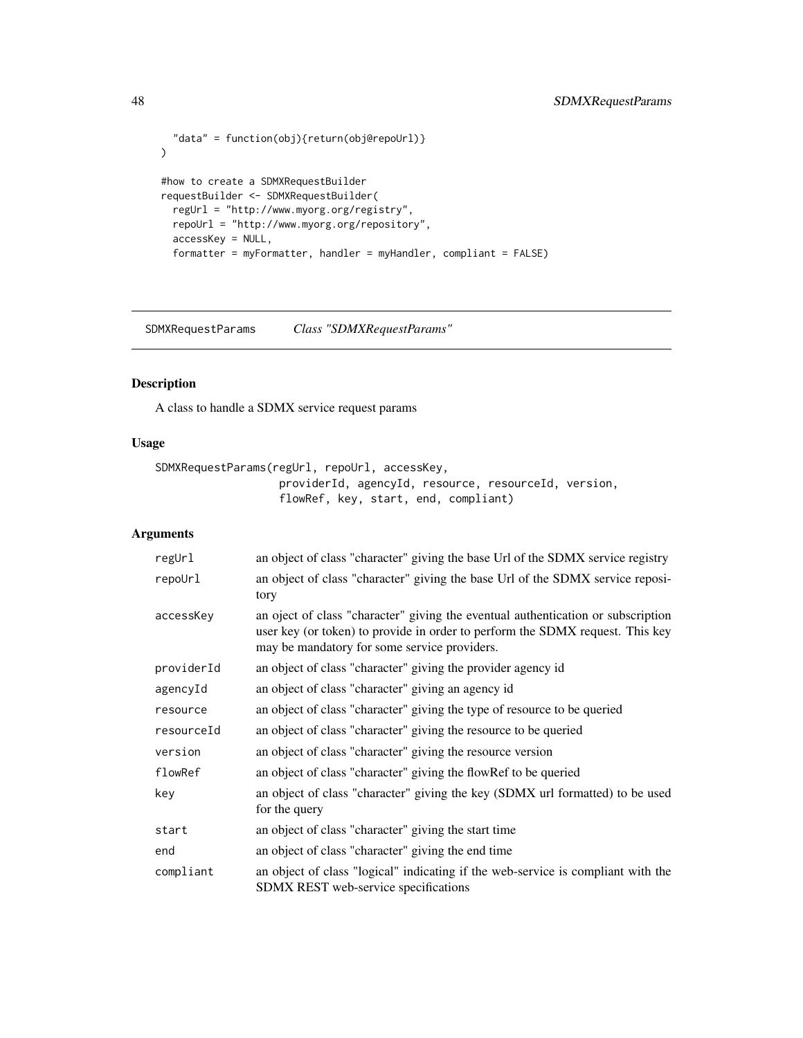```
    "data" = function(obj){return(obj@repoUrl)}
  )

 #how to create a SDMXRequestBuilder
 requestBuilder <- SDMXRequestBuilder(
   regUrl = "http://www.myorg.org/registry",
   repoUrl = "http://www.myorg.org/repository",
   accessKey = NULL,
   formatter = myFormatter, handler = myHandler, compliant = FALSE)
```

---

SDMXRequestParams *Class "SDMXRequestParams"*

---

## Description

A class to handle a SDMX service request params

## Usage

```
SDMXRequestParams(regUrl, repoUrl, accessKey,
                  providerId, agencyId, resource, resourceId, version,
                  flowRef, key, start, end, compliant)
```

## Arguments

| | |
|---|---|
| regUrl | an object of class "character" giving the base Url of the SDMX service registry |
| repoUrl | an object of class "character" giving the base Url of the SDMX service repository |
| accessKey | an oject of class "character" giving the eventual authentication or subscription user key (or token) to provide in order to perform the SDMX request. This key may be mandatory for some service providers. |
| providerId | an object of class "character" giving the provider agency id |
| agencyId | an object of class "character" giving an agency id |
| resource | an object of class "character" giving the type of resource to be queried |
| resourceId | an object of class "character" giving the resource to be queried |
| version | an object of class "character" giving the resource version |
| flowRef | an object of class "character" giving the flowRef to be queried |
| key | an object of class "character" giving the key (SDMX url formatted) to be used for the query |
| start | an object of class "character" giving the start time |
| end | an object of class "character" giving the end time |
| compliant | an object of class "logical" indicating if the web-service is compliant with the SDMX REST web-service specifications |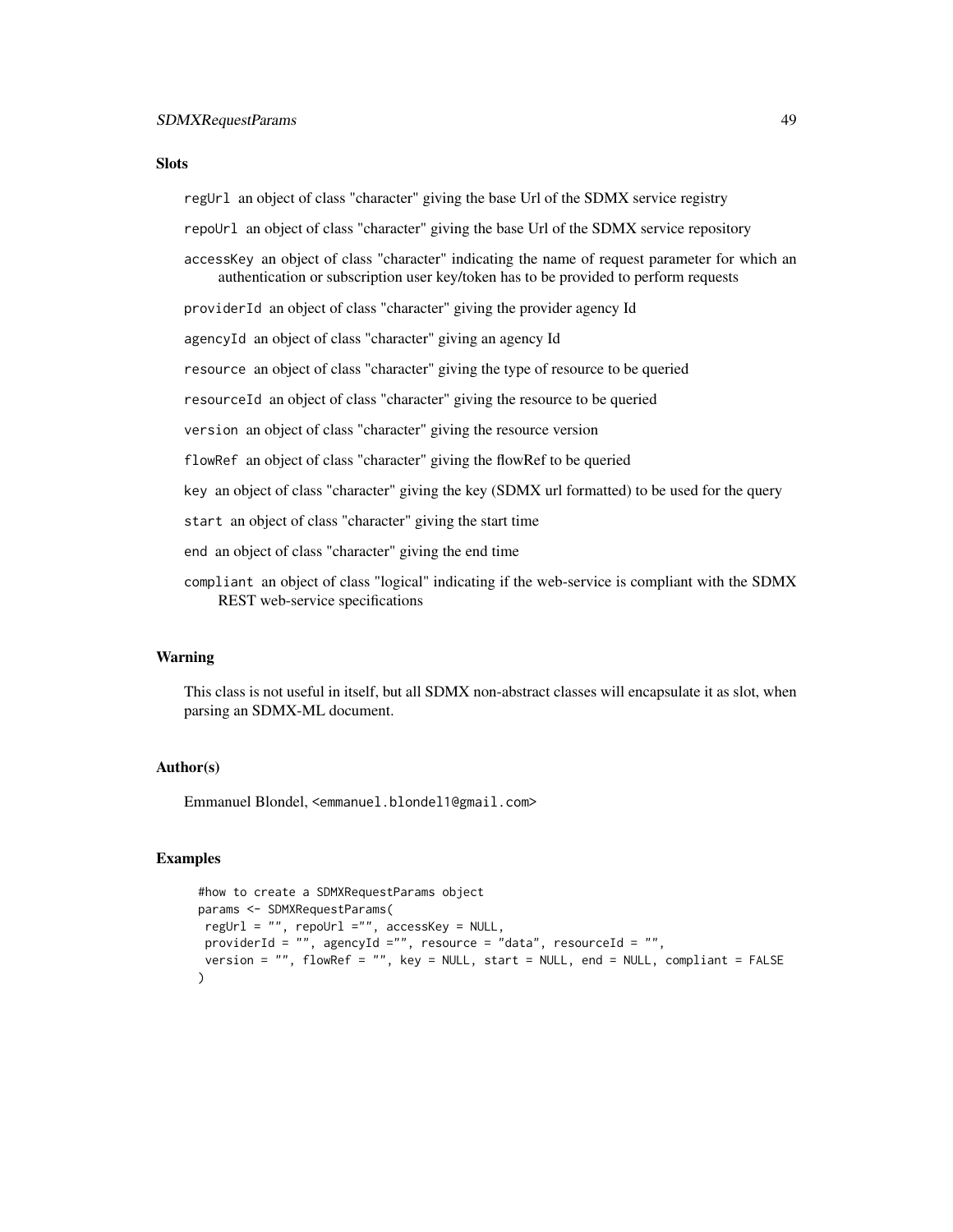## Slots

regUrl an object of class "character" giving the base Url of the SDMX service registry

repoUrl an object of class "character" giving the base Url of the SDMX service repository

accessKey an object of class "character" indicating the name of request parameter for which an authentication or subscription user key/token has to be provided to perform requests

providerId an object of class "character" giving the provider agency Id

agencyId an object of class "character" giving an agency Id

resource an object of class "character" giving the type of resource to be queried

resourceId an object of class "character" giving the resource to be queried

version an object of class "character" giving the resource version

flowRef an object of class "character" giving the flowRef to be queried

key an object of class "character" giving the key (SDMX url formatted) to be used for the query

start an object of class "character" giving the start time

end an object of class "character" giving the end time

compliant an object of class "logical" indicating if the web-service is compliant with the SDMX REST web-service specifications

## Warning

This class is not useful in itself, but all SDMX non-abstract classes will encapsulate it as slot, when parsing an SDMX-ML document.

## Author(s)

Emmanuel Blondel, <emmanuel.blondel1@gmail.com>

## Examples

```
#how to create a SDMXRequestParams object
params <- SDMXRequestParams(
 regUrl = "", repoUrl ="", accessKey = NULL,
 providerId = "", agencyId ="", resource = "data", resourceId = "",
 version = "", flowRef = "", key = NULL, start = NULL, end = NULL, compliant = FALSE
)
```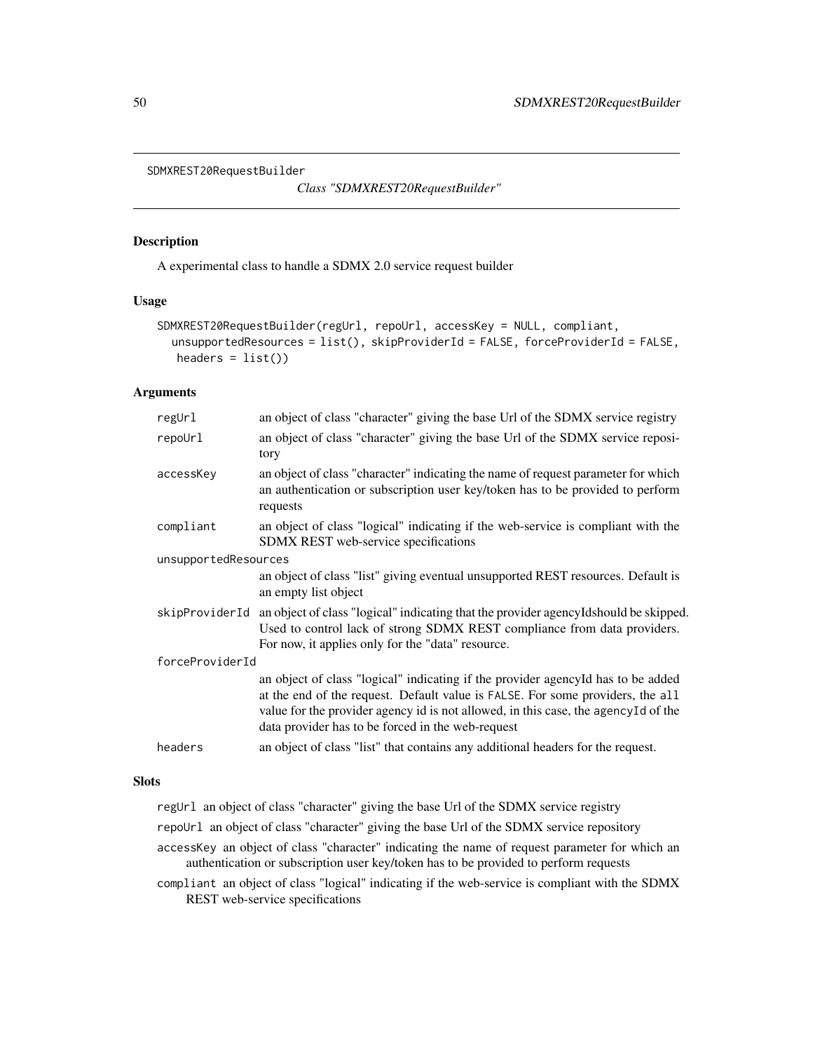SDMXREST20RequestBuilder *Class "SDMXREST20RequestBuilder"*

## Description

A experimental class to handle a SDMX 2.0 service request builder

## Usage

```
SDMXREST20RequestBuilder(regUrl, repoUrl, accessKey = NULL, compliant,
  unsupportedResources = list(), skipProviderId = FALSE, forceProviderId = FALSE,
   headers = list())
```

## Arguments

| | |
|---|---|
| regUrl | an object of class "character" giving the base Url of the SDMX service registry |
| repoUrl | an object of class "character" giving the base Url of the SDMX service repository |
| accessKey | an object of class "character" indicating the name of request parameter for which an authentication or subscription user key/token has to be provided to perform requests |
| compliant | an object of class "logical" indicating if the web-service is compliant with the SDMX REST web-service specifications |
| unsupportedResources | an object of class "list" giving eventual unsupported REST resources. Default is an empty list object |
| skipProviderId | an object of class "logical" indicating that the provider agencyIdshould be skipped. Used to control lack of strong SDMX REST compliance from data providers. For now, it applies only for the "data" resource. |
| forceProviderId | an object of class "logical" indicating if the provider agencyId has to be added at the end of the request. Default value is `FALSE`. For some providers, the `all` value for the provider agency id is not allowed, in this case, the `agencyId` of the data provider has to be forced in the web-request |
| headers | an object of class "list" that contains any additional headers for the request. |

## Slots

- `regUrl` an object of class "character" giving the base Url of the SDMX service registry
- `repoUrl` an object of class "character" giving the base Url of the SDMX service repository
- `accessKey` an object of class "character" indicating the name of request parameter for which an authentication or subscription user key/token has to be provided to perform requests
- `compliant` an object of class "logical" indicating if the web-service is compliant with the SDMX REST web-service specifications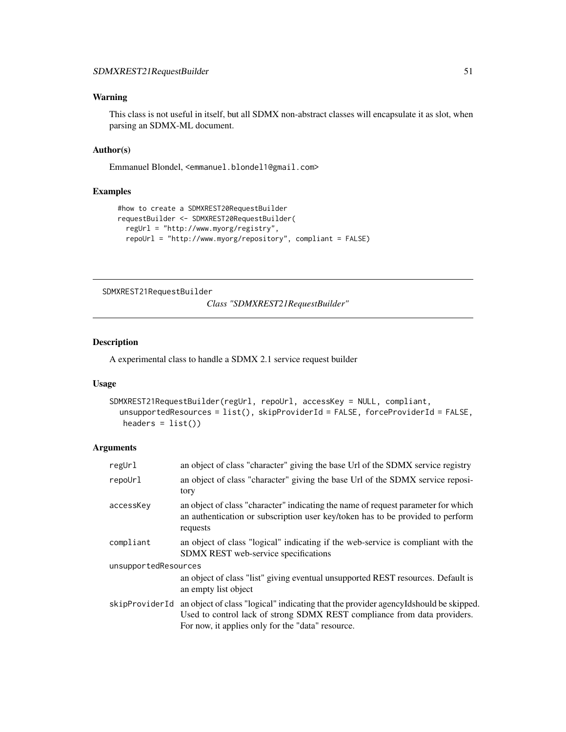### Warning

This class is not useful in itself, but all SDMX non-abstract classes will encapsulate it as slot, when parsing an SDMX-ML document.

### Author(s)

Emmanuel Blondel, <emmanuel.blondel1@gmail.com>

### Examples

```
#how to create a SDMXREST20RequestBuilder
requestBuilder <- SDMXREST20RequestBuilder(
  regUrl = "http://www.myorg/registry",
  repoUrl = "http://www.myorg/repository", compliant = FALSE)
```

---

SDMXREST21RequestBuilder

*Class "SDMXREST21RequestBuilder"*

---

### Description

A experimental class to handle a SDMX 2.1 service request builder

### Usage

```
SDMXREST21RequestBuilder(regUrl, repoUrl, accessKey = NULL, compliant,
  unsupportedResources = list(), skipProviderId = FALSE, forceProviderId = FALSE,
   headers = list())
```

### Arguments

| | |
|---|---|
| regUrl | an object of class "character" giving the base Url of the SDMX service registry |
| repoUrl | an object of class "character" giving the base Url of the SDMX service repository |
| accessKey | an object of class "character" indicating the name of request parameter for which an authentication or subscription user key/token has to be provided to perform requests |
| compliant | an object of class "logical" indicating if the web-service is compliant with the SDMX REST web-service specifications |
| unsupportedResources | an object of class "list" giving eventual unsupported REST resources. Default is an empty list object |
| skipProviderId | an object of class "logical" indicating that the provider agencyIdshould be skipped. Used to control lack of strong SDMX REST compliance from data providers. For now, it applies only for the "data" resource. |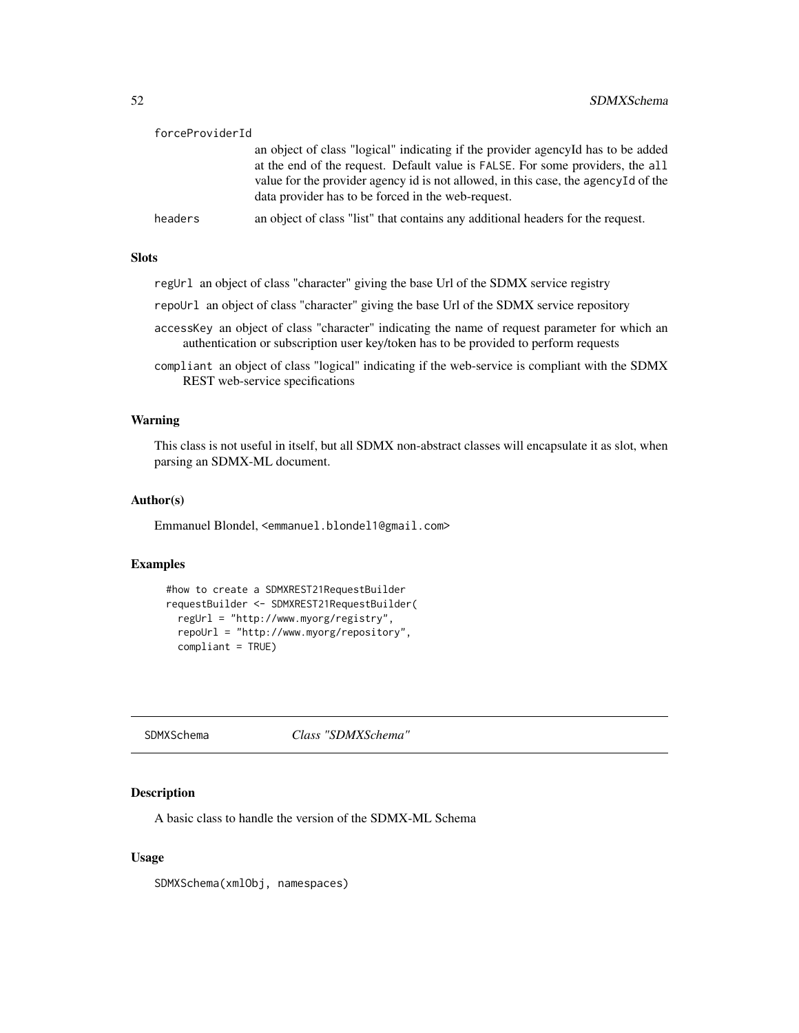forceProviderId
: an object of class "logical" indicating if the provider agencyId has to be added at the end of the request. Default value is `FALSE`. For some providers, the `all` value for the provider agency id is not allowed, in this case, the `agencyId` of the data provider has to be forced in the web-request.

headers
: an object of class "list" that contains any additional headers for the request.

### Slots

`regUrl` an object of class "character" giving the base Url of the SDMX service registry

`repoUrl` an object of class "character" giving the base Url of the SDMX service repository

`accessKey` an object of class "character" indicating the name of request parameter for which an authentication or subscription user key/token has to be provided to perform requests

`compliant` an object of class "logical" indicating if the web-service is compliant with the SDMX REST web-service specifications

### Warning

This class is not useful in itself, but all SDMX non-abstract classes will encapsulate it as slot, when parsing an SDMX-ML document.

### Author(s)

Emmanuel Blondel, `<emmanuel.blondel1@gmail.com>`

### Examples

```
#how to create a SDMXREST21RequestBuilder
requestBuilder <- SDMXREST21RequestBuilder(
  regUrl = "http://www.myorg/registry",
  repoUrl = "http://www.myorg/repository",
  compliant = TRUE)
```

---

## SDMXSchema — *Class "SDMXSchema"*

### Description

A basic class to handle the version of the SDMX-ML Schema

### Usage

```
SDMXSchema(xmlObj, namespaces)
```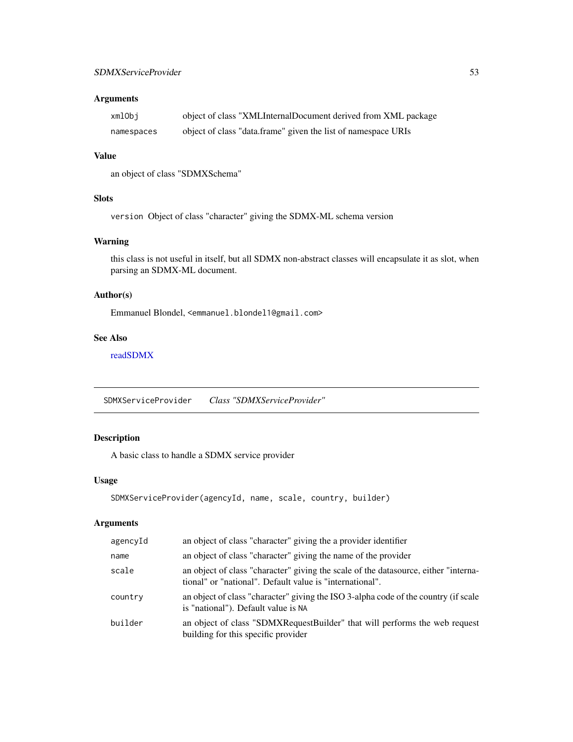### Arguments

| | |
|---|---|
| xmlObj | object of class "XMLInternalDocument derived from XML package |
| namespaces | object of class "data.frame" given the list of namespace URIs |

### Value

an object of class "SDMXSchema"

### Slots

`version` Object of class "character" giving the SDMX-ML schema version

### Warning

this class is not useful in itself, but all SDMX non-abstract classes will encapsulate it as slot, when parsing an SDMX-ML document.

### Author(s)

Emmanuel Blondel, <emmanuel.blondel1@gmail.com>

### See Also

readSDMX

---

## SDMXServiceProvider *Class "SDMXServiceProvider"*

---

### Description

A basic class to handle a SDMX service provider

### Usage

```
SDMXServiceProvider(agencyId, name, scale, country, builder)
```

### Arguments

| | |
|---|---|
| agencyId | an object of class "character" giving the a provider identifier |
| name | an object of class "character" giving the name of the provider |
| scale | an object of class "character" giving the scale of the datasource, either "international" or "national". Default value is "international". |
| country | an object of class "character" giving the ISO 3-alpha code of the country (if scale is "national"). Default value is NA |
| builder | an object of class "SDMXRequestBuilder" that will performs the web request building for this specific provider |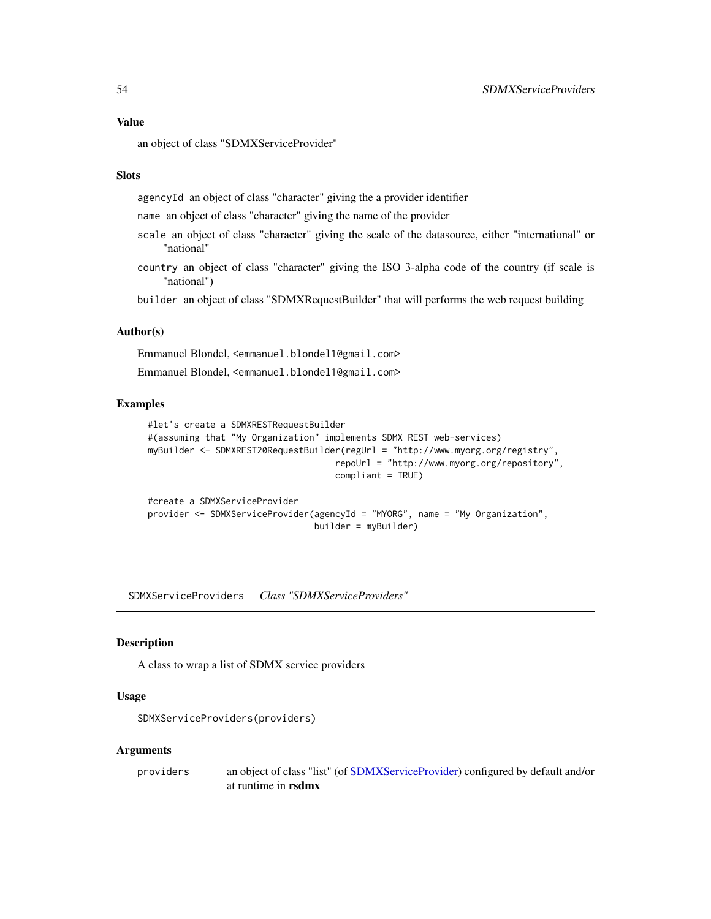### Value

an object of class "SDMXServiceProvider"

### Slots

`agencyId` an object of class "character" giving the a provider identifier

`name` an object of class "character" giving the name of the provider

`scale` an object of class "character" giving the scale of the datasource, either "international" or "national"

`country` an object of class "character" giving the ISO 3-alpha code of the country (if scale is "national")

`builder` an object of class "SDMXRequestBuilder" that will performs the web request building

### Author(s)

Emmanuel Blondel, <emmanuel.blondel1@gmail.com>

Emmanuel Blondel, <emmanuel.blondel1@gmail.com>

### Examples

```
#let's create a SDMXRESTRequestBuilder
#(assuming that "My Organization" implements SDMX REST web-services)
myBuilder <- SDMXREST20RequestBuilder(regUrl = "http://www.myorg.org/registry",
                                      repoUrl = "http://www.myorg.org/repository",
                                      compliant = TRUE)

#create a SDMXServiceProvider
provider <- SDMXServiceProvider(agencyId = "MYORG", name = "My Organization",
                                builder = myBuilder)
```

---

## SDMXServiceProviders *Class "SDMXServiceProviders"*

---

### Description

A class to wrap a list of SDMX service providers

### Usage

```
SDMXServiceProviders(providers)
```

### Arguments

| | |
|---|---|
| `providers` | an object of class "list" (of SDMXServiceProvider) configured by default and/or at runtime in **rsdmx** |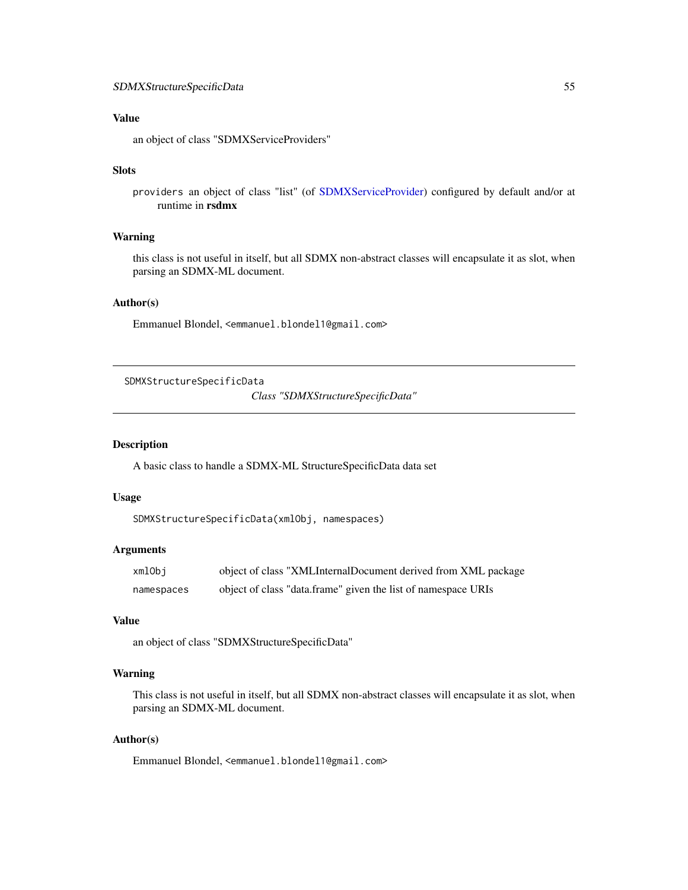### Value

an object of class "SDMXServiceProviders"

### Slots

`providers` an object of class "list" (of SDMXServiceProvider) configured by default and/or at runtime in **rsdmx**

### Warning

this class is not useful in itself, but all SDMX non-abstract classes will encapsulate it as slot, when parsing an SDMX-ML document.

### Author(s)

Emmanuel Blondel, `<emmanuel.blondel1@gmail.com>`

---

## SDMXStructureSpecificData — *Class "SDMXStructureSpecificData"*

---

### Description

A basic class to handle a SDMX-ML StructureSpecificData data set

### Usage

```
SDMXStructureSpecificData(xmlObj, namespaces)
```

### Arguments

| | |
|---|---|
| `xmlObj` | object of class "XMLInternalDocument derived from XML package |
| `namespaces` | object of class "data.frame" given the list of namespace URIs |

### Value

an object of class "SDMXStructureSpecificData"

### Warning

This class is not useful in itself, but all SDMX non-abstract classes will encapsulate it as slot, when parsing an SDMX-ML document.

### Author(s)

Emmanuel Blondel, `<emmanuel.blondel1@gmail.com>`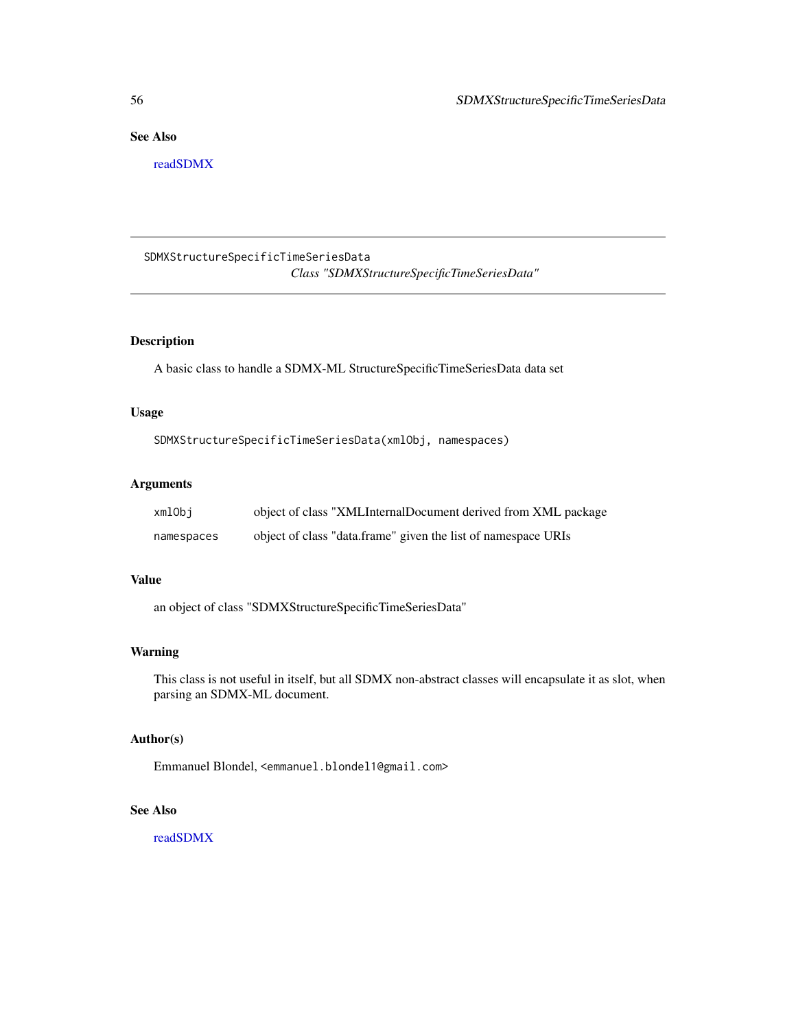## See Also

readSDMX

---

SDMXStructureSpecificTimeSeriesData *Class "SDMXStructureSpecificTimeSeriesData"*

---

## Description

A basic class to handle a SDMX-ML StructureSpecificTimeSeriesData data set

## Usage

```
SDMXStructureSpecificTimeSeriesData(xmlObj, namespaces)
```

## Arguments

| | |
|---|---|
| `xmlObj` | object of class "XMLInternalDocument derived from XML package |
| `namespaces` | object of class "data.frame" given the list of namespace URIs |

## Value

an object of class "SDMXStructureSpecificTimeSeriesData"

## Warning

This class is not useful in itself, but all SDMX non-abstract classes will encapsulate it as slot, when parsing an SDMX-ML document.

## Author(s)

Emmanuel Blondel, `<emmanuel.blondel1@gmail.com>`

## See Also

readSDMX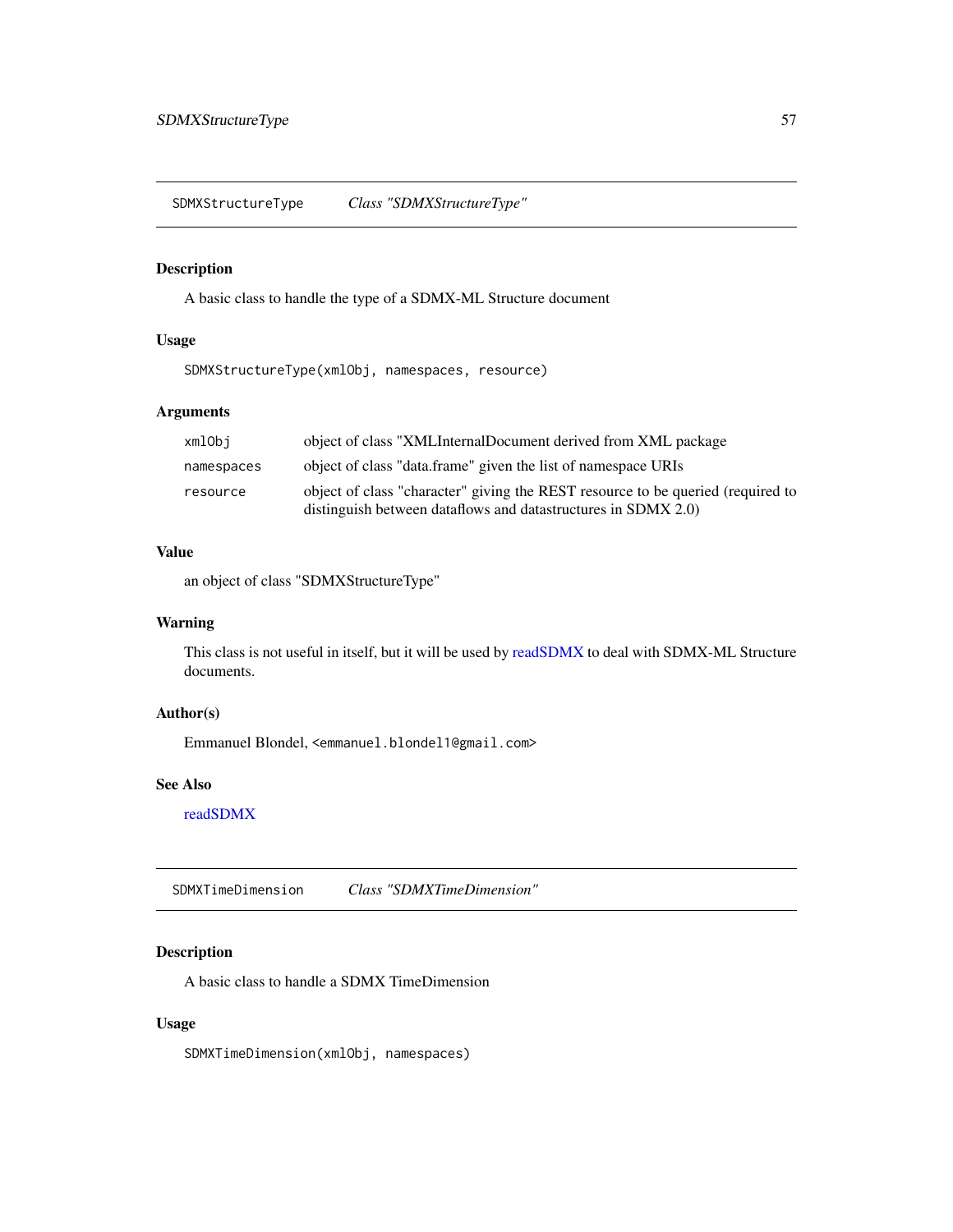## SDMXStructureType    *Class "SDMXStructureType"*

### Description

A basic class to handle the type of a SDMX-ML Structure document

### Usage

```
SDMXStructureType(xmlObj, namespaces, resource)
```

### Arguments

| | |
|---|---|
| `xmlObj` | object of class "XMLInternalDocument derived from XML package |
| `namespaces` | object of class "data.frame" given the list of namespace URIs |
| `resource` | object of class "character" giving the REST resource to be queried (required to distinguish between dataflows and datastructures in SDMX 2.0) |

### Value

an object of class "SDMXStructureType"

### Warning

This class is not useful in itself, but it will be used by readSDMX to deal with SDMX-ML Structure documents.

### Author(s)

Emmanuel Blondel, `<emmanuel.blondel1@gmail.com>`

### See Also

readSDMX

## SDMXTimeDimension    *Class "SDMXTimeDimension"*

### Description

A basic class to handle a SDMX TimeDimension

### Usage

```
SDMXTimeDimension(xmlObj, namespaces)
```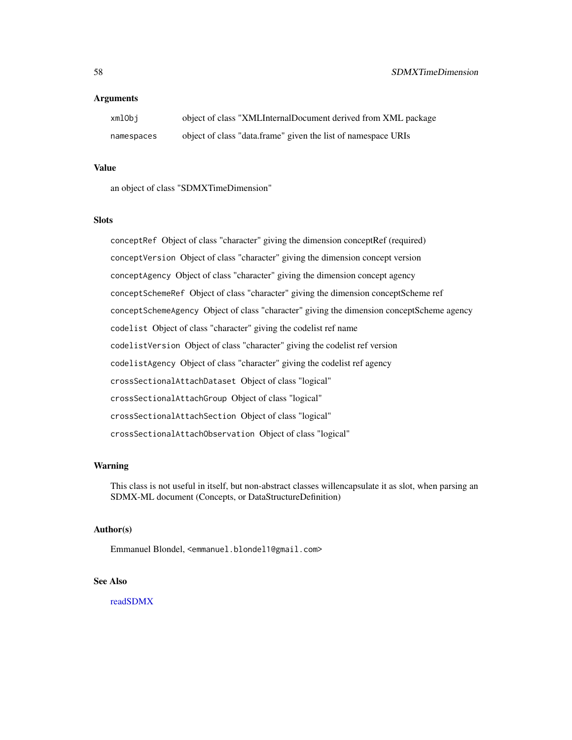## Arguments

| | |
|---|---|
| `xmlObj` | object of class "XMLInternalDocument derived from XML package |
| `namespaces` | object of class "data.frame" given the list of namespace URIs |

## Value

an object of class "SDMXTimeDimension"

## Slots

- `conceptRef` Object of class "character" giving the dimension conceptRef (required)
- `conceptVersion` Object of class "character" giving the dimension concept version
- `conceptAgency` Object of class "character" giving the dimension concept agency
- `conceptSchemeRef` Object of class "character" giving the dimension conceptScheme ref
- `conceptSchemeAgency` Object of class "character" giving the dimension conceptScheme agency
- `codelist` Object of class "character" giving the codelist ref name
- `codelistVersion` Object of class "character" giving the codelist ref version
- `codelistAgency` Object of class "character" giving the codelist ref agency
- `crossSectionalAttachDataset` Object of class "logical"
- `crossSectionalAttachGroup` Object of class "logical"
- `crossSectionalAttachSection` Object of class "logical"
- `crossSectionalAttachObservation` Object of class "logical"

## Warning

This class is not useful in itself, but non-abstract classes willencapsulate it as slot, when parsing an SDMX-ML document (Concepts, or DataStructureDefinition)

## Author(s)

Emmanuel Blondel, `<emmanuel.blondel1@gmail.com>`

## See Also

readSDMX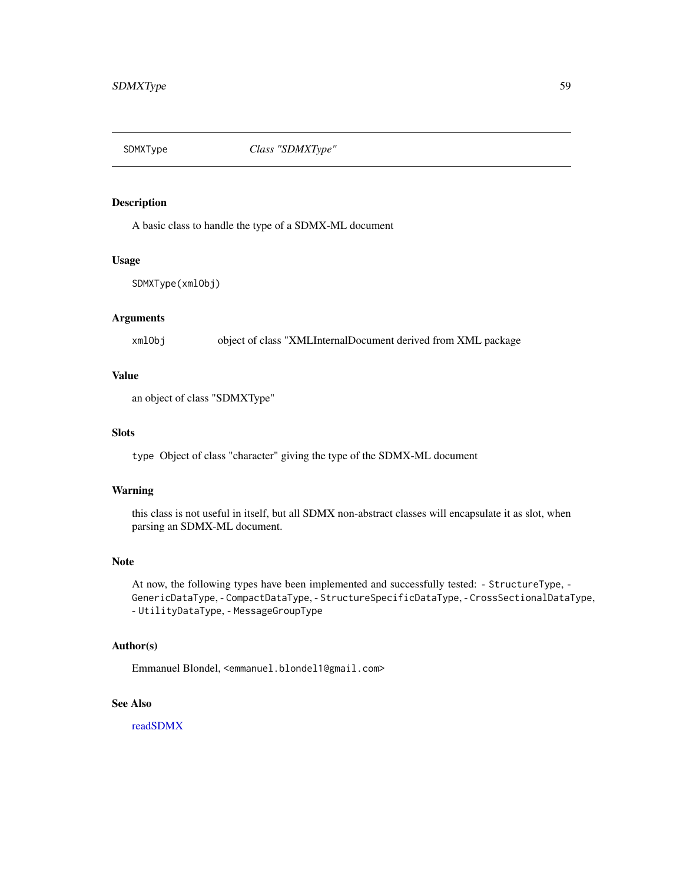SDMXType    *Class "SDMXType"*

## Description

A basic class to handle the type of a SDMX-ML document

## Usage

```
SDMXType(xmlObj)
```

## Arguments

| | |
|---|---|
| `xmlObj` | object of class "XMLInternalDocument derived from XML package |

## Value

an object of class "SDMXType"

## Slots

`type` Object of class "character" giving the type of the SDMX-ML document

## Warning

this class is not useful in itself, but all SDMX non-abstract classes will encapsulate it as slot, when parsing an SDMX-ML document.

## Note

At now, the following types have been implemented and successfully tested: - `StructureType`, - `GenericDataType`, - `CompactDataType`, - `StructureSpecificDataType`, - `CrossSectionalDataType`, - `UtilityDataType`, - `MessageGroupType`

## Author(s)

Emmanuel Blondel, `<emmanuel.blondel1@gmail.com>`

## See Also

readSDMX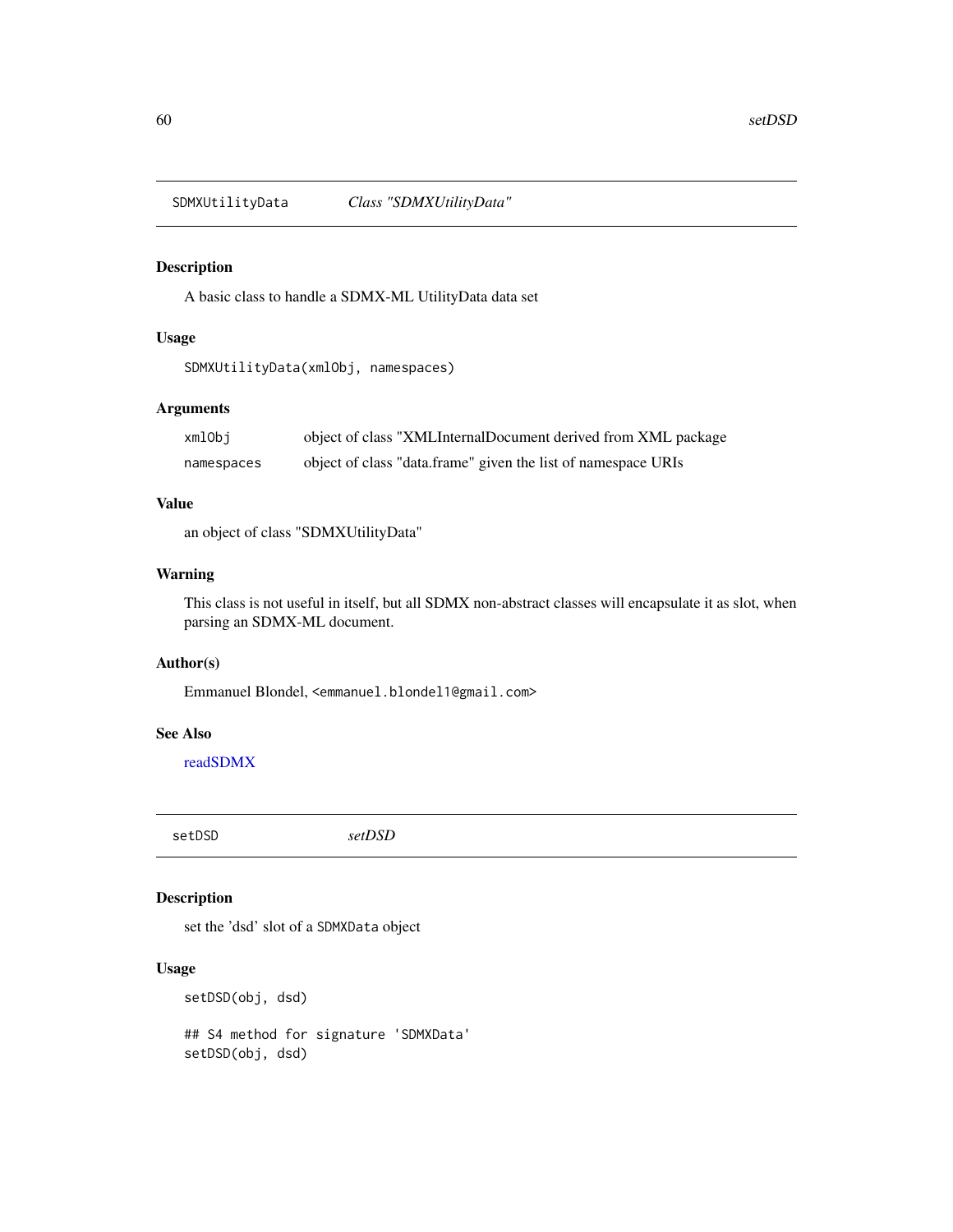## SDMXUtilityData — *Class "SDMXUtilityData"*

### Description

A basic class to handle a SDMX-ML UtilityData data set

### Usage

```
SDMXUtilityData(xmlObj, namespaces)
```

### Arguments

| | |
|---|---|
| xmlObj | object of class "XMLInternalDocument derived from XML package |
| namespaces | object of class "data.frame" given the list of namespace URIs |

### Value

an object of class "SDMXUtilityData"

### Warning

This class is not useful in itself, but all SDMX non-abstract classes will encapsulate it as slot, when parsing an SDMX-ML document.

### Author(s)

Emmanuel Blondel, <emmanuel.blondel1@gmail.com>

### See Also

readSDMX

## setDSD — *setDSD*

### Description

set the 'dsd' slot of a SDMXData object

### Usage

```
setDSD(obj, dsd)

## S4 method for signature 'SDMXData'
setDSD(obj, dsd)
```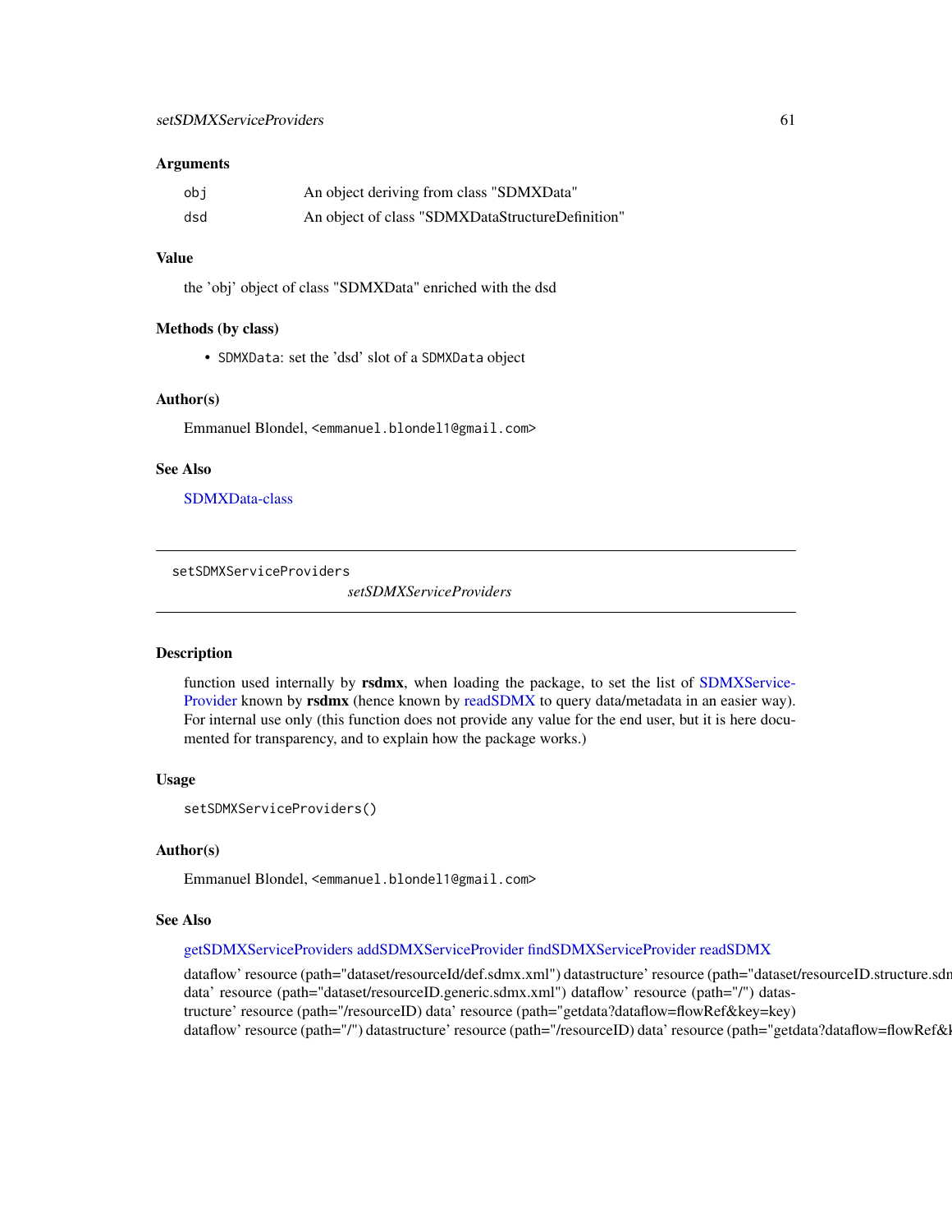### Arguments

| | |
|---|---|
| obj | An object deriving from class "SDMXData" |
| dsd | An object of class "SDMXDataStructureDefinition" |

### Value

the 'obj' object of class "SDMXData" enriched with the dsd

### Methods (by class)

- `SDMXData`: set the 'dsd' slot of a `SDMXData` object

### Author(s)

Emmanuel Blondel, `<emmanuel.blondel1@gmail.com>`

### See Also

SDMXData-class

---

## setSDMXServiceProviders &nbsp;&nbsp; *setSDMXServiceProviders*

### Description

function used internally by **rsdmx**, when loading the package, to set the list of SDMXService-Provider known by **rsdmx** (hence known by readSDMX to query data/metadata in an easier way). For internal use only (this function does not provide any value for the end user, but it is here documented for transparency, and to explain how the package works.)

### Usage

```
setSDMXServiceProviders()
```

### Author(s)

Emmanuel Blondel, `<emmanuel.blondel1@gmail.com>`

### See Also

getSDMXServiceProviders addSDMXServiceProvider findSDMXServiceProvider readSDMX

dataflow' resource (path="dataset/resourceId/def.sdmx.xml") datastructure' resource (path="dataset/resourceID.structure.sdm data' resource (path="dataset/resourceID.generic.sdmx.xml") dataflow' resource (path="/") datastructure' resource (path="/resourceID) data' resource (path="getdata?dataflow=flowRef&key=key) dataflow' resource (path="/") datastructure' resource (path="/resourceID) data' resource (path="getdata?dataflow=flowRef&k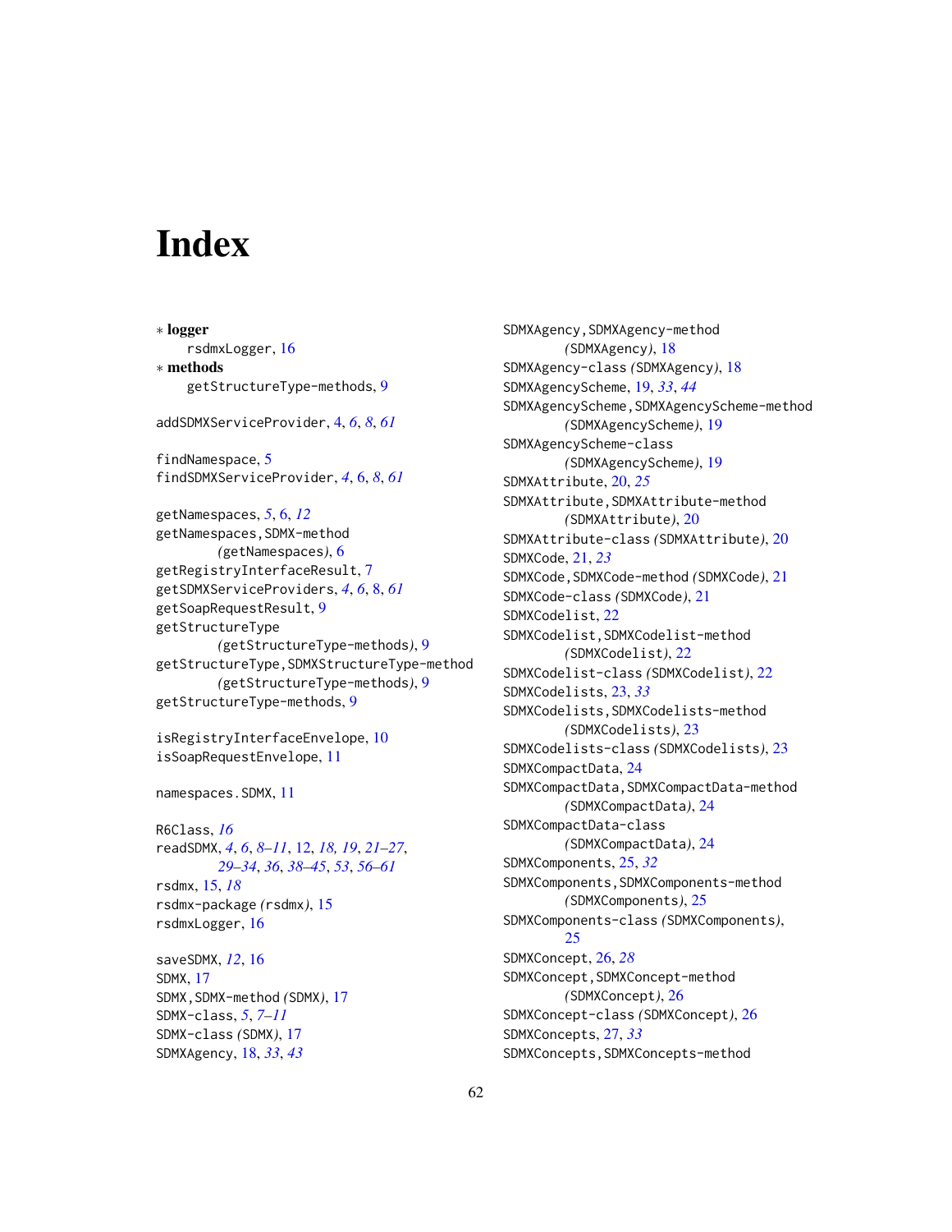# Index

∗ **logger**
rsdmxLogger, 16

∗ **methods**
getStructureType-methods, 9

addSDMXServiceProvider, 4, *6*, *8*, *61*

findNamespace, 5
findSDMXServiceProvider, *4*, 6, *8*, *61*

getNamespaces, *5*, 6, *12*
getNamespaces,SDMX-method *(getNamespaces)*, 6
getRegistryInterfaceResult, 7
getSDMXServiceProviders, *4*, *6*, 8, *61*
getSoapRequestResult, 9
getStructureType *(getStructureType-methods)*, 9
getStructureType,SDMXStructureType-method *(getStructureType-methods)*, 9
getStructureType-methods, 9

isRegistryInterfaceEnvelope, 10
isSoapRequestEnvelope, 11

namespaces.SDMX, 11

R6Class, *16*
readSDMX, *4*, *6*, *8–11*, 12, *18, 19*, *21–27*, *29–34*, *36*, *38–45*, *53*, *56–61*
rsdmx, 15, *18*
rsdmx-package *(rsdmx)*, 15
rsdmxLogger, 16

saveSDMX, *12*, 16
SDMX, 17
SDMX,SDMX-method *(SDMX)*, 17
SDMX-class, *5*, *7–11*
SDMX-class *(SDMX)*, 17
SDMXAgency, 18, *33*, *43*
SDMXAgency,SDMXAgency-method *(SDMXAgency)*, 18
SDMXAgency-class *(SDMXAgency)*, 18
SDMXAgencyScheme, 19, *33*, *44*
SDMXAgencyScheme,SDMXAgencyScheme-method *(SDMXAgencyScheme)*, 19
SDMXAgencyScheme-class *(SDMXAgencyScheme)*, 19
SDMXAttribute, 20, *25*
SDMXAttribute,SDMXAttribute-method *(SDMXAttribute)*, 20
SDMXAttribute-class *(SDMXAttribute)*, 20
SDMXCode, 21, *23*
SDMXCode,SDMXCode-method *(SDMXCode)*, 21
SDMXCode-class *(SDMXCode)*, 21
SDMXCodelist, 22
SDMXCodelist,SDMXCodelist-method *(SDMXCodelist)*, 22
SDMXCodelist-class *(SDMXCodelist)*, 22
SDMXCodelists, 23, *33*
SDMXCodelists,SDMXCodelists-method *(SDMXCodelists)*, 23
SDMXCodelists-class *(SDMXCodelists)*, 23
SDMXCompactData, 24
SDMXCompactData,SDMXCompactData-method *(SDMXCompactData)*, 24
SDMXCompactData-class *(SDMXCompactData)*, 24
SDMXComponents, 25, *32*
SDMXComponents,SDMXComponents-method *(SDMXComponents)*, 25
SDMXComponents-class *(SDMXComponents)*, 25
SDMXConcept, 26, *28*
SDMXConcept,SDMXConcept-method *(SDMXConcept)*, 26
SDMXConcept-class *(SDMXConcept)*, 26
SDMXConcepts, 27, *33*
SDMXConcepts,SDMXConcepts-method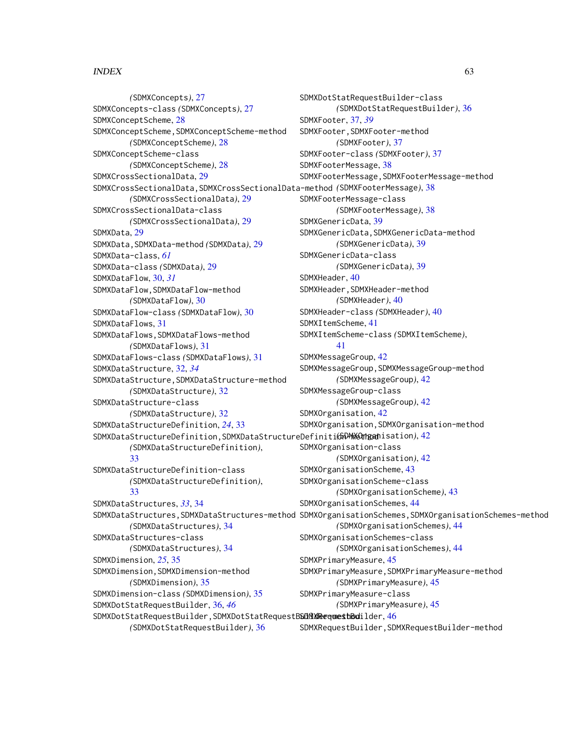(SDMXConcepts), 27
SDMXConcepts-class (SDMXConcepts), 27
SDMXConceptScheme, 28
SDMXConceptScheme,SDMXConceptScheme-method
(SDMXConceptScheme), 28
SDMXConceptScheme-class
(SDMXConceptScheme), 28
SDMXCrossSectionalData, 29
SDMXCrossSectionalData,SDMXCrossSectionalData-method
(SDMXCrossSectionalData), 29
SDMXCrossSectionalData-class
(SDMXCrossSectionalData), 29
SDMXData, 29
SDMXData,SDMXData-method (SDMXData), 29
SDMXData-class, *61*
SDMXData-class (SDMXData), 29
SDMXDataFlow, 30, *31*
SDMXDataFlow,SDMXDataFlow-method
(SDMXDataFlow), 30
SDMXDataFlow-class (SDMXDataFlow), 30
SDMXDataFlows, 31
SDMXDataFlows,SDMXDataFlows-method
(SDMXDataFlows), 31
SDMXDataFlows-class (SDMXDataFlows), 31
SDMXDataStructure, 32, *34*
SDMXDataStructure,SDMXDataStructure-method
(SDMXDataStructure), 32
SDMXDataStructure-class
(SDMXDataStructure), 32
SDMXDataStructureDefinition, *24*, 33
SDMXDataStructureDefinition,SDMXDataStructureDefinition-method
(SDMXDataStructureDefinition),
33
SDMXDataStructureDefinition-class
(SDMXDataStructureDefinition),
33
SDMXDataStructures, *33*, 34
SDMXDataStructures,SDMXDataStructures-method
(SDMXDataStructures), 34
SDMXDataStructures-class
(SDMXDataStructures), 34
SDMXDimension, *25*, 35
SDMXDimension,SDMXDimension-method
(SDMXDimension), 35
SDMXDimension-class (SDMXDimension), 35
SDMXDotStatRequestBuilder, 36, *46*
SDMXDotStatRequestBuilder,SDMXDotStatRequestBuilder-method
(SDMXDotStatRequestBuilder), 36
SDMXDotStatRequestBuilder-class
(SDMXDotStatRequestBuilder), 36
SDMXFooter, 37, *39*
SDMXFooter,SDMXFooter-method
(SDMXFooter), 37
SDMXFooter-class (SDMXFooter), 37
SDMXFooterMessage, 38
SDMXFooterMessage,SDMXFooterMessage-method
(SDMXFooterMessage), 38
SDMXFooterMessage-class
(SDMXFooterMessage), 38
SDMXGenericData, 39
SDMXGenericData,SDMXGenericData-method
(SDMXGenericData), 39
SDMXGenericData-class
(SDMXGenericData), 39
SDMXHeader, 40
SDMXHeader,SDMXHeader-method
(SDMXHeader), 40
SDMXHeader-class (SDMXHeader), 40
SDMXItemScheme, 41
SDMXItemScheme-class (SDMXItemScheme),
41
SDMXMessageGroup, 42
SDMXMessageGroup,SDMXMessageGroup-method
(SDMXMessageGroup), 42
SDMXMessageGroup-class
(SDMXMessageGroup), 42
SDMXOrganisation, 42
SDMXOrganisation,SDMXOrganisation-method
(SDMXOrganisation), 42
SDMXOrganisation-class
(SDMXOrganisation), 42
SDMXOrganisationScheme, 43
SDMXOrganisationScheme-class
(SDMXOrganisationScheme), 43
SDMXOrganisationSchemes, 44
SDMXOrganisationSchemes,SDMXOrganisationSchemes-method
(SDMXOrganisationSchemes), 44
SDMXOrganisationSchemes-class
(SDMXOrganisationSchemes), 44
SDMXPrimaryMeasure, 45
SDMXPrimaryMeasure,SDMXPrimaryMeasure-method
(SDMXPrimaryMeasure), 45
SDMXPrimaryMeasure-class
(SDMXPrimaryMeasure), 45
SDMXRequestBuilder, 46
SDMXRequestBuilder,SDMXRequestBuilder-method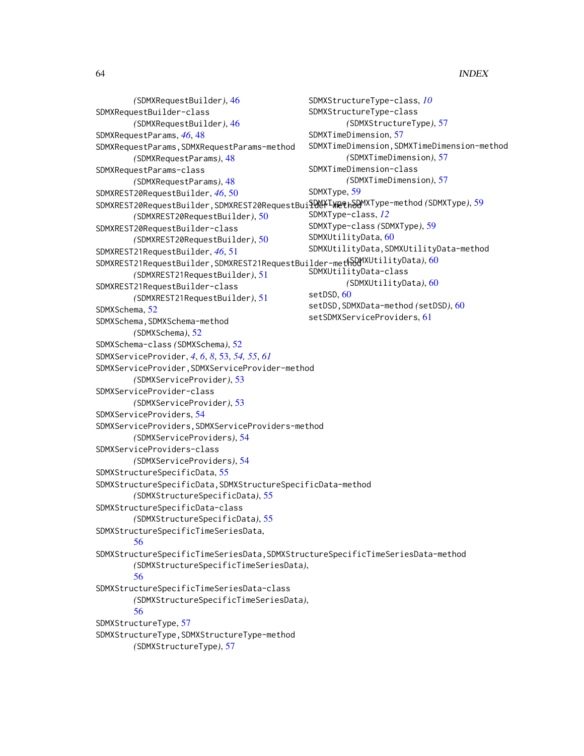(SDMXRequestBuilder), 46
SDMXRequestBuilder-class
  (SDMXRequestBuilder), 46
SDMXRequestParams, *46*, 48
SDMXRequestParams,SDMXRequestParams-method
  (SDMXRequestParams), 48
SDMXRequestParams-class
  (SDMXRequestParams), 48
SDMXREST20RequestBuilder, *46*, 50
SDMXREST20RequestBuilder,SDMXREST20RequestBuilder-method
  (SDMXREST20RequestBuilder), 50
SDMXREST20RequestBuilder-class
  (SDMXREST20RequestBuilder), 50
SDMXREST21RequestBuilder, *46*, 51
SDMXREST21RequestBuilder,SDMXREST21RequestBuilder-method
  (SDMXREST21RequestBuilder), 51
SDMXREST21RequestBuilder-class
  (SDMXREST21RequestBuilder), 51
SDMXSchema, 52
SDMXSchema,SDMXSchema-method
  (SDMXSchema), 52
SDMXSchema-class (SDMXSchema), 52
SDMXServiceProvider, *4*, *6*, *8*, 53, *54*, *55*, *61*
SDMXServiceProvider,SDMXServiceProvider-method
  (SDMXServiceProvider), 53
SDMXServiceProvider-class
  (SDMXServiceProvider), 53
SDMXServiceProviders, 54
SDMXServiceProviders,SDMXServiceProviders-method
  (SDMXServiceProviders), 54
SDMXServiceProviders-class
  (SDMXServiceProviders), 54
SDMXStructureSpecificData, 55
SDMXStructureSpecificData,SDMXStructureSpecificData-method
  (SDMXStructureSpecificData), 55
SDMXStructureSpecificData-class
  (SDMXStructureSpecificData), 55
SDMXStructureSpecificTimeSeriesData,
  56
SDMXStructureSpecificTimeSeriesData,SDMXStructureSpecificTimeSeriesData-method
  (SDMXStructureSpecificTimeSeriesData),
  56
SDMXStructureSpecificTimeSeriesData-class
  (SDMXStructureSpecificTimeSeriesData),
  56
SDMXStructureType, 57
SDMXStructureType,SDMXStructureType-method
  (SDMXStructureType), 57
SDMXStructureType-class, *10*
SDMXStructureType-class
  (SDMXStructureType), 57
SDMXTimeDimension, 57
SDMXTimeDimension,SDMXTimeDimension-method
  (SDMXTimeDimension), 57
SDMXTimeDimension-class
  (SDMXTimeDimension), 57
SDMXType, 59
SDMXType,SDMXType-method (SDMXType), 59
SDMXType-class, *12*
SDMXType-class (SDMXType), 59
SDMXUtilityData, 60
SDMXUtilityData,SDMXUtilityData-method
  (SDMXUtilityData), 60
SDMXUtilityData-class
  (SDMXUtilityData), 60
setDSD, 60
setDSD,SDMXData-method (setDSD), 60
setSDMXServiceProviders, 61